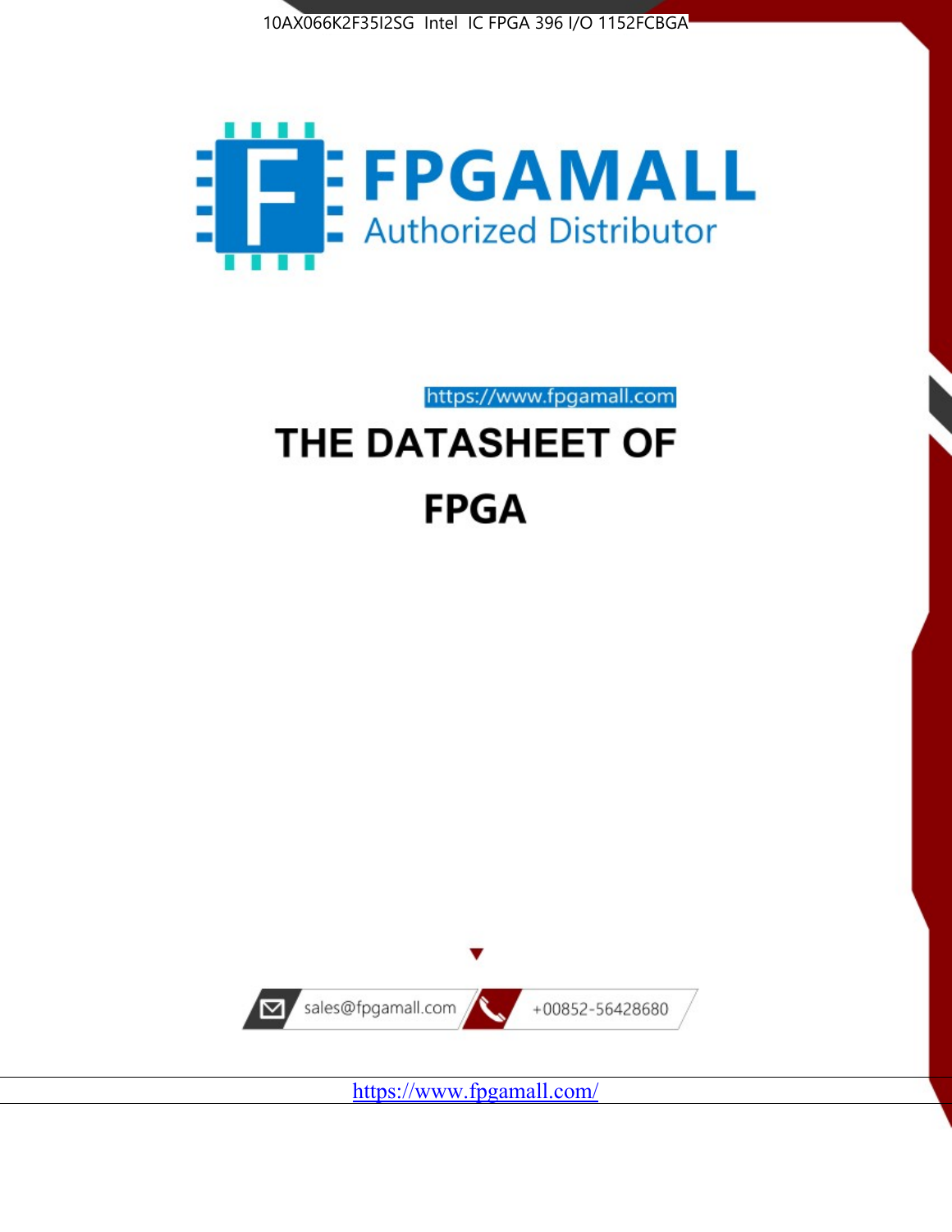10AX066K2F35I2SG Intel IC FPGA 396 I/O 1152FCBGA

FPGAMALL

Authorized Distributor

https://www.fpgamall.com

# THE DATASHEET OF

# FPGA

sales@fpgamall.com

+00852-56428680

https://www.fpgamall.com/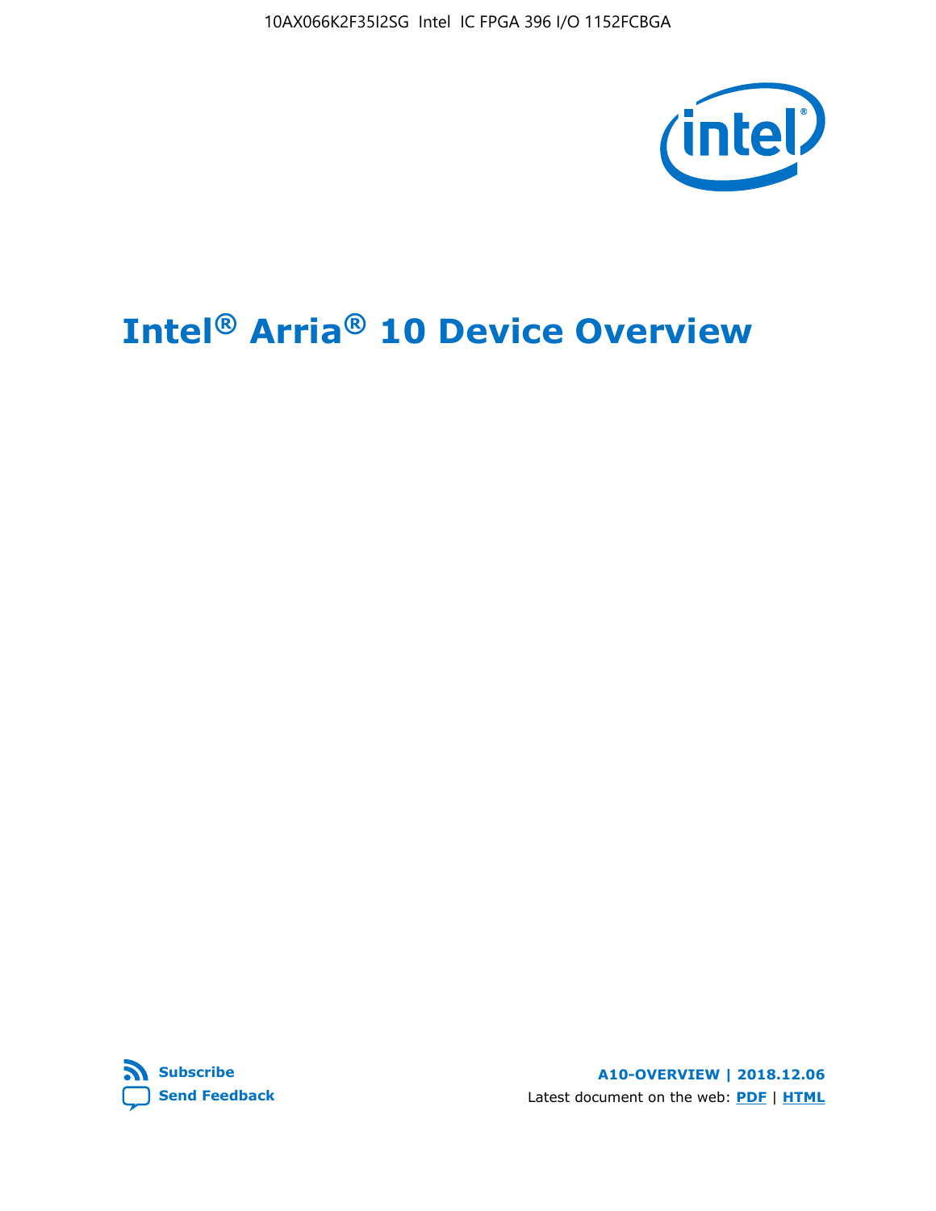# Intel® Arria® 10 Device Overview

A10-OVERVIEW | 2018.12.06

Latest document on the web: **PDF** | **HTML**

**Subscribe**

**Send Feedback**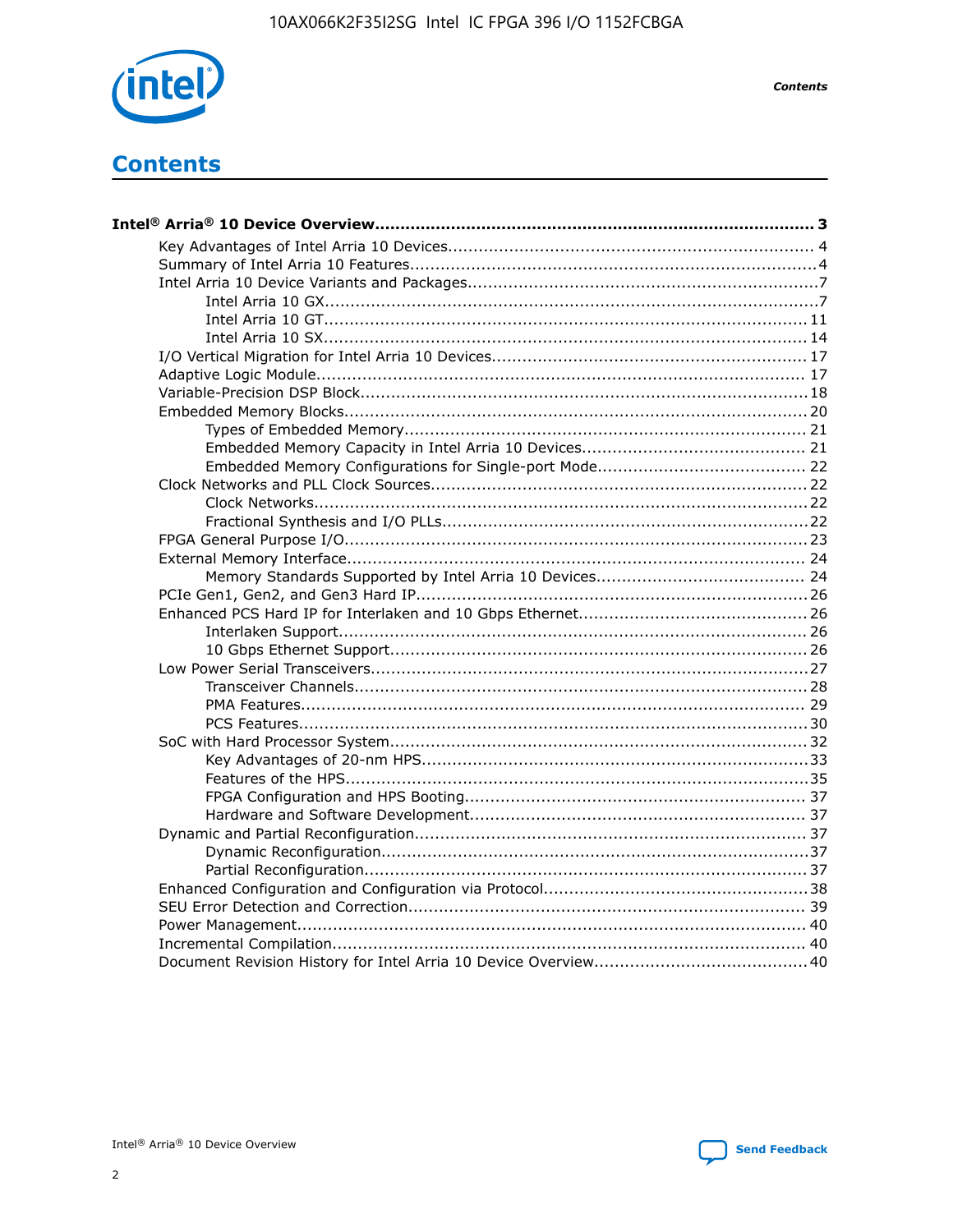# Contents

**Intel® Arria® 10 Device Overview....................................................................................... 3**

- Key Advantages of Intel Arria 10 Devices....................................................................... 4
- Summary of Intel Arria 10 Features................................................................................4
- Intel Arria 10 Device Variants and Packages....................................................................7
    - Intel Arria 10 GX................................................................................................7
    - Intel Arria 10 GT.............................................................................................. 11
    - Intel Arria 10 SX.............................................................................................. 14
- I/O Vertical Migration for Intel Arria 10 Devices............................................................ 17
- Adaptive Logic Module................................................................................................ 17
- Variable-Precision DSP Block.......................................................................................18
- Embedded Memory Blocks.......................................................................................... 20
    - Types of Embedded Memory.............................................................................. 21
    - Embedded Memory Capacity in Intel Arria 10 Devices........................................... 21
    - Embedded Memory Configurations for Single-port Mode......................................... 22
- Clock Networks and PLL Clock Sources........................................................................ 22
    - Clock Networks................................................................................................22
    - Fractional Synthesis and I/O PLLs.......................................................................22
- FPGA General Purpose I/O.......................................................................................... 23
- External Memory Interface......................................................................................... 24
    - Memory Standards Supported by Intel Arria 10 Devices......................................... 24
- PCIe Gen1, Gen2, and Gen3 Hard IP............................................................................26
- Enhanced PCS Hard IP for Interlaken and 10 Gbps Ethernet............................................26
    - Interlaken Support........................................................................................... 26
    - 10 Gbps Ethernet Support................................................................................. 26
- Low Power Serial Transceivers.....................................................................................27
    - Transceiver Channels........................................................................................28
    - PMA Features.................................................................................................. 29
    - PCS Features...................................................................................................30
- SoC with Hard Processor System................................................................................. 32
    - Key Advantages of 20-nm HPS...........................................................................33
    - Features of the HPS..........................................................................................35
    - FPGA Configuration and HPS Booting.................................................................. 37
    - Hardware and Software Development................................................................. 37
- Dynamic and Partial Reconfiguration............................................................................ 37
    - Dynamic Reconfiguration...................................................................................37
    - Partial Reconfiguration......................................................................................37
- Enhanced Configuration and Configuration via Protocol...................................................38
- SEU Error Detection and Correction............................................................................. 39
- Power Management................................................................................................... 40
- Incremental Compilation............................................................................................ 40
- Document Revision History for Intel Arria 10 Device Overview......................................... 40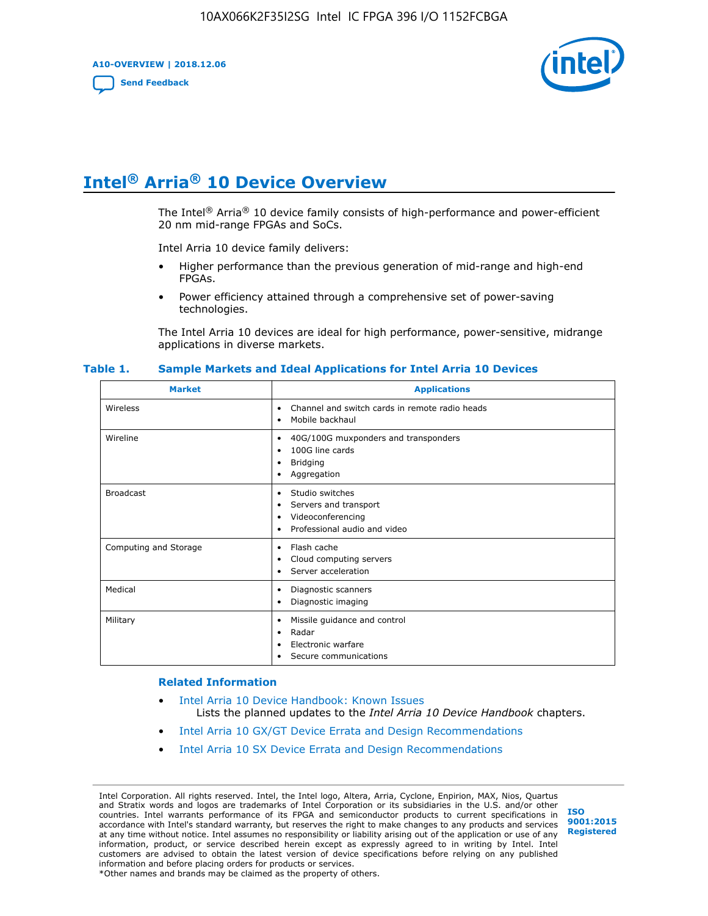# Intel® Arria® 10 Device Overview

The Intel® Arria® 10 device family consists of high-performance and power-efficient 20 nm mid-range FPGAs and SoCs.

Intel Arria 10 device family delivers:

- Higher performance than the previous generation of mid-range and high-end FPGAs.
- Power efficiency attained through a comprehensive set of power-saving technologies.

The Intel Arria 10 devices are ideal for high performance, power-sensitive, midrange applications in diverse markets.

**Table 1. Sample Markets and Ideal Applications for Intel Arria 10 Devices**

| Market | Applications |
| --- | --- |
| Wireless | • Channel and switch cards in remote radio heads<br>• Mobile backhaul |
| Wireline | • 40G/100G muxponders and transponders<br>• 100G line cards<br>• Bridging<br>• Aggregation |
| Broadcast | • Studio switches<br>• Servers and transport<br>• Videoconferencing<br>• Professional audio and video |
| Computing and Storage | • Flash cache<br>• Cloud computing servers<br>• Server acceleration |
| Medical | • Diagnostic scanners<br>• Diagnostic imaging |
| Military | • Missile guidance and control<br>• Radar<br>• Electronic warfare<br>• Secure communications |

## Related Information

- Intel Arria 10 Device Handbook: Known Issues
  Lists the planned updates to the *Intel Arria 10 Device Handbook* chapters.
- Intel Arria 10 GX/GT Device Errata and Design Recommendations
- Intel Arria 10 SX Device Errata and Design Recommendations

Intel Corporation. All rights reserved. Intel, the Intel logo, Altera, Arria, Cyclone, Enpirion, MAX, Nios, Quartus and Stratix words and logos are trademarks of Intel Corporation or its subsidiaries in the U.S. and/or other countries. Intel warrants performance of its FPGA and semiconductor products to current specifications in accordance with Intel's standard warranty, but reserves the right to make changes to any products and services at any time without notice. Intel assumes no responsibility or liability arising out of the application or use of any information, product, or service described herein except as expressly agreed to in writing by Intel. Intel customers are advised to obtain the latest version of device specifications before relying on any published information and before placing orders for products or services.
*Other names and brands may be claimed as the property of others.

ISO 9001:2015 Registered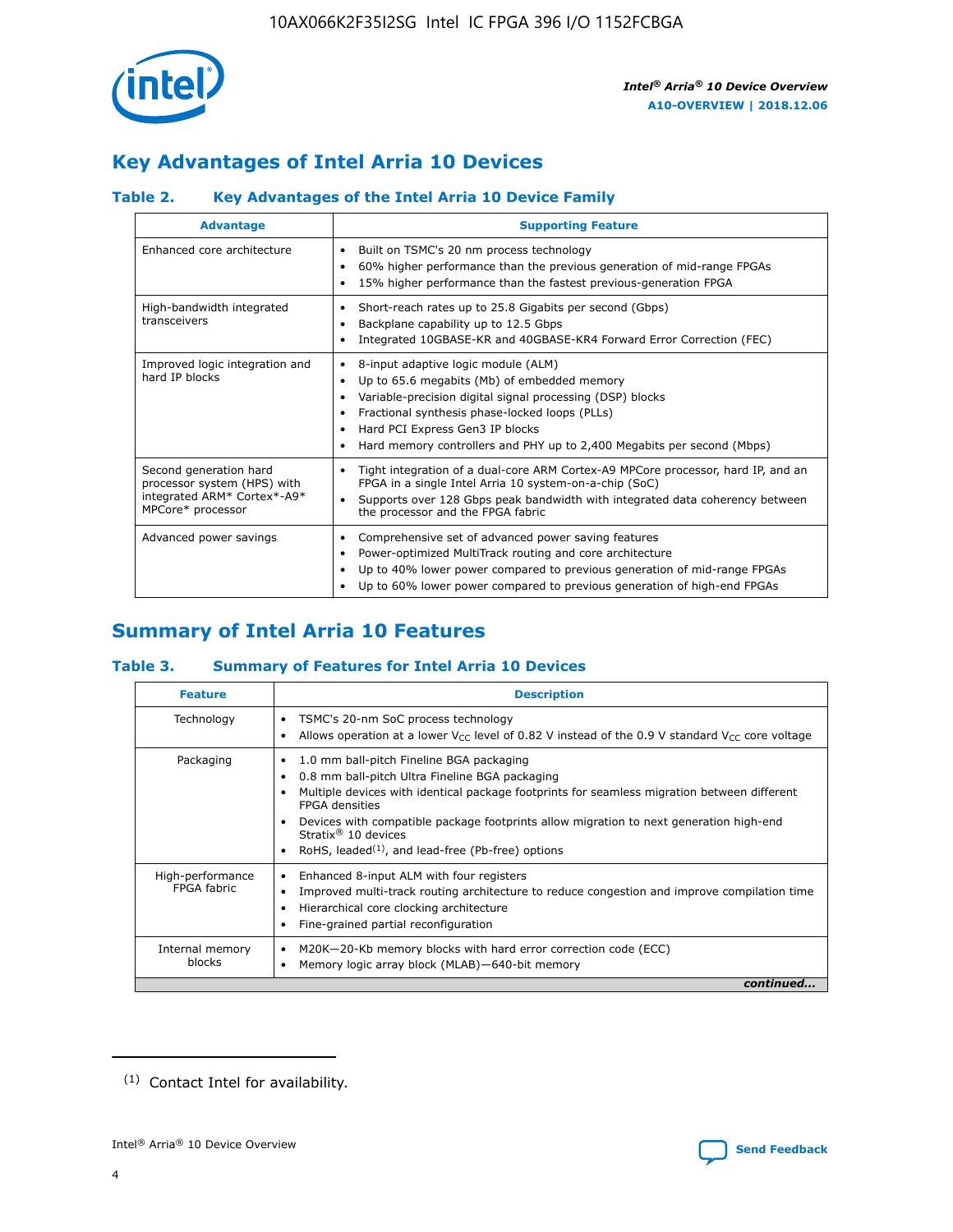## Key Advantages of Intel Arria 10 Devices

### Table 2. Key Advantages of the Intel Arria 10 Device Family

| Advantage | Supporting Feature |
|---|---|
| Enhanced core architecture | • Built on TSMC's 20 nm process technology<br>• 60% higher performance than the previous generation of mid-range FPGAs<br>• 15% higher performance than the fastest previous-generation FPGA |
| High-bandwidth integrated transceivers | • Short-reach rates up to 25.8 Gigabits per second (Gbps)<br>• Backplane capability up to 12.5 Gbps<br>• Integrated 10GBASE-KR and 40GBASE-KR4 Forward Error Correction (FEC) |
| Improved logic integration and hard IP blocks | • 8-input adaptive logic module (ALM)<br>• Up to 65.6 megabits (Mb) of embedded memory<br>• Variable-precision digital signal processing (DSP) blocks<br>• Fractional synthesis phase-locked loops (PLLs)<br>• Hard PCI Express Gen3 IP blocks<br>• Hard memory controllers and PHY up to 2,400 Megabits per second (Mbps) |
| Second generation hard processor system (HPS) with integrated ARM* Cortex*-A9* MPCore* processor | • Tight integration of a dual-core ARM Cortex-A9 MPCore processor, hard IP, and an FPGA in a single Intel Arria 10 system-on-a-chip (SoC)<br>• Supports over 128 Gbps peak bandwidth with integrated data coherency between the processor and the FPGA fabric |
| Advanced power savings | • Comprehensive set of advanced power saving features<br>• Power-optimized MultiTrack routing and core architecture<br>• Up to 40% lower power compared to previous generation of mid-range FPGAs<br>• Up to 60% lower power compared to previous generation of high-end FPGAs |

## Summary of Intel Arria 10 Features

### Table 3. Summary of Features for Intel Arria 10 Devices

| Feature | Description |
|---|---|
| Technology | • TSMC's 20-nm SoC process technology<br>• Allows operation at a lower $V_{CC}$ level of 0.82 V instead of the 0.9 V standard $V_{CC}$ core voltage |
| Packaging | • 1.0 mm ball-pitch Fineline BGA packaging<br>• 0.8 mm ball-pitch Ultra Fineline BGA packaging<br>• Multiple devices with identical package footprints for seamless migration between different FPGA densities<br>• Devices with compatible package footprints allow migration to next generation high-end Stratix® 10 devices<br>• RoHS, leaded[(1)], and lead-free (Pb-free) options |
| High-performance FPGA fabric | • Enhanced 8-input ALM with four registers<br>• Improved multi-track routing architecture to reduce congestion and improve compilation time<br>• Hierarchical core clocking architecture<br>• Fine-grained partial reconfiguration |
| Internal memory blocks | • M20K—20-Kb memory blocks with hard error correction code (ECC)<br>• Memory logic array block (MLAB)—640-bit memory |

*continued...*

(1) Contact Intel for availability.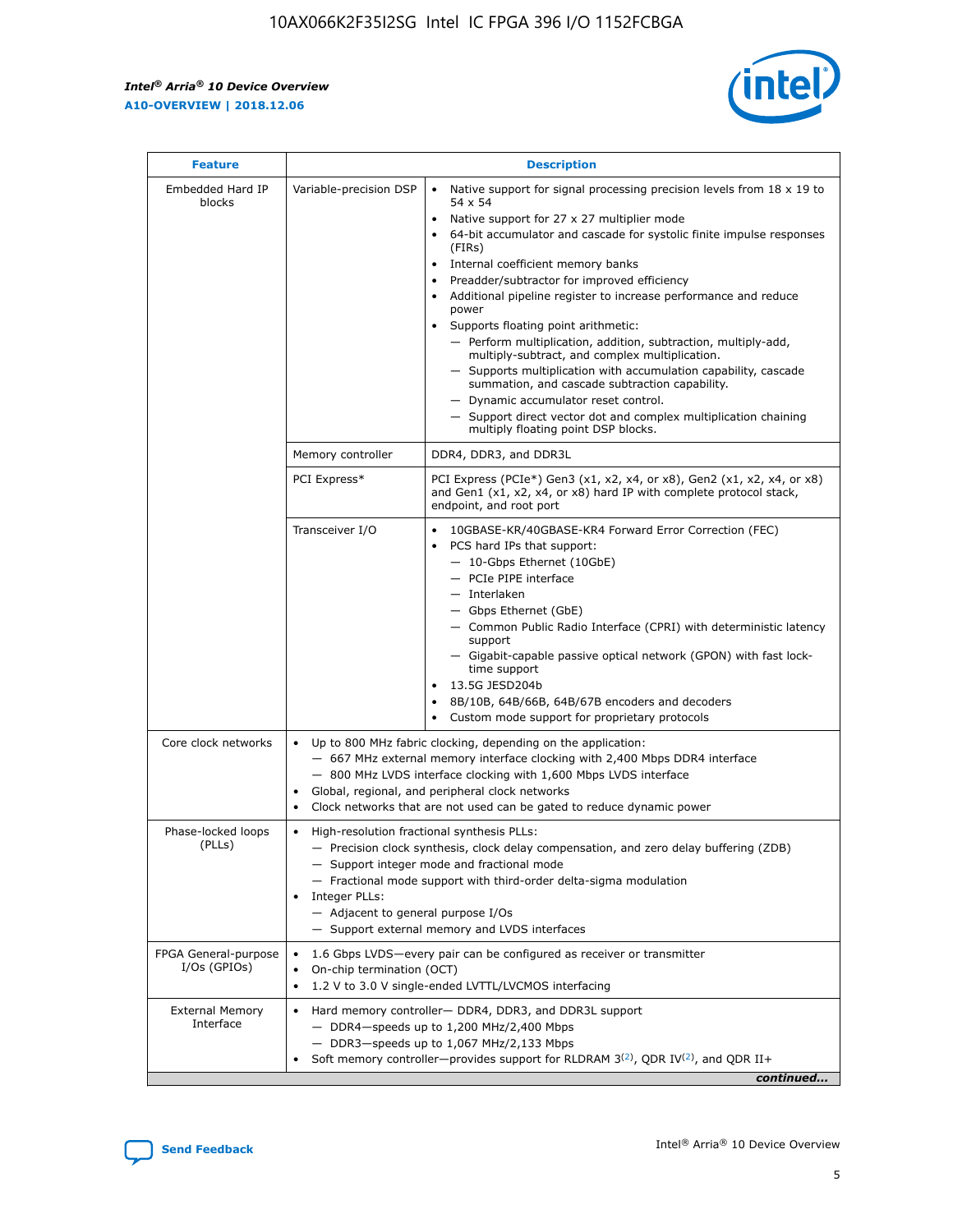| Feature | Description | |
|---|---|---|
| Embedded Hard IP blocks | Variable-precision DSP | • Native support for signal processing precision levels from 18 x 19 to 54 x 54<br>• Native support for 27 x 27 multiplier mode<br>• 64-bit accumulator and cascade for systolic finite impulse responses (FIRs)<br>• Internal coefficient memory banks<br>• Preadder/subtractor for improved efficiency<br>• Additional pipeline register to increase performance and reduce power<br>• Supports floating point arithmetic:<br>— Perform multiplication, addition, subtraction, multiply-add, multiply-subtract, and complex multiplication.<br>— Supports multiplication with accumulation capability, cascade summation, and cascade subtraction capability.<br>— Dynamic accumulator reset control.<br>— Support direct vector dot and complex multiplication chaining multiply floating point DSP blocks. |
| | Memory controller | DDR4, DDR3, and DDR3L |
| | PCI Express* | PCI Express (PCIe*) Gen3 (x1, x2, x4, or x8), Gen2 (x1, x2, x4, or x8) and Gen1 (x1, x2, x4, or x8) hard IP with complete protocol stack, endpoint, and root port |
| | Transceiver I/O | • 10GBASE-KR/40GBASE-KR4 Forward Error Correction (FEC)<br>• PCS hard IPs that support:<br>— 10-Gbps Ethernet (10GbE)<br>— PCIe PIPE interface<br>— Interlaken<br>— Gbps Ethernet (GbE)<br>— Common Public Radio Interface (CPRI) with deterministic latency support<br>— Gigabit-capable passive optical network (GPON) with fast lock-time support<br>• 13.5G JESD204b<br>• 8B/10B, 64B/66B, 64B/67B encoders and decoders<br>• Custom mode support for proprietary protocols |
| Core clock networks | • Up to 800 MHz fabric clocking, depending on the application:<br>— 667 MHz external memory interface clocking with 2,400 Mbps DDR4 interface<br>— 800 MHz LVDS interface clocking with 1,600 Mbps LVDS interface<br>• Global, regional, and peripheral clock networks<br>• Clock networks that are not used can be gated to reduce dynamic power | |
| Phase-locked loops (PLLs) | • High-resolution fractional synthesis PLLs:<br>— Precision clock synthesis, clock delay compensation, and zero delay buffering (ZDB)<br>— Support integer mode and fractional mode<br>— Fractional mode support with third-order delta-sigma modulation<br>• Integer PLLs:<br>— Adjacent to general purpose I/Os<br>— Support external memory and LVDS interfaces | |
| FPGA General-purpose I/Os (GPIOs) | • 1.6 Gbps LVDS—every pair can be configured as receiver or transmitter<br>• On-chip termination (OCT)<br>• 1.2 V to 3.0 V single-ended LVTTL/LVCMOS interfacing | |
| External Memory Interface | • Hard memory controller— DDR4, DDR3, and DDR3L support<br>— DDR4—speeds up to 1,200 MHz/2,400 Mbps<br>— DDR3—speeds up to 1,067 MHz/2,133 Mbps<br>• Soft memory controller—provides support for RLDRAM 3[(2)], QDR IV[(2)], and QDR II+ | |

*continued...*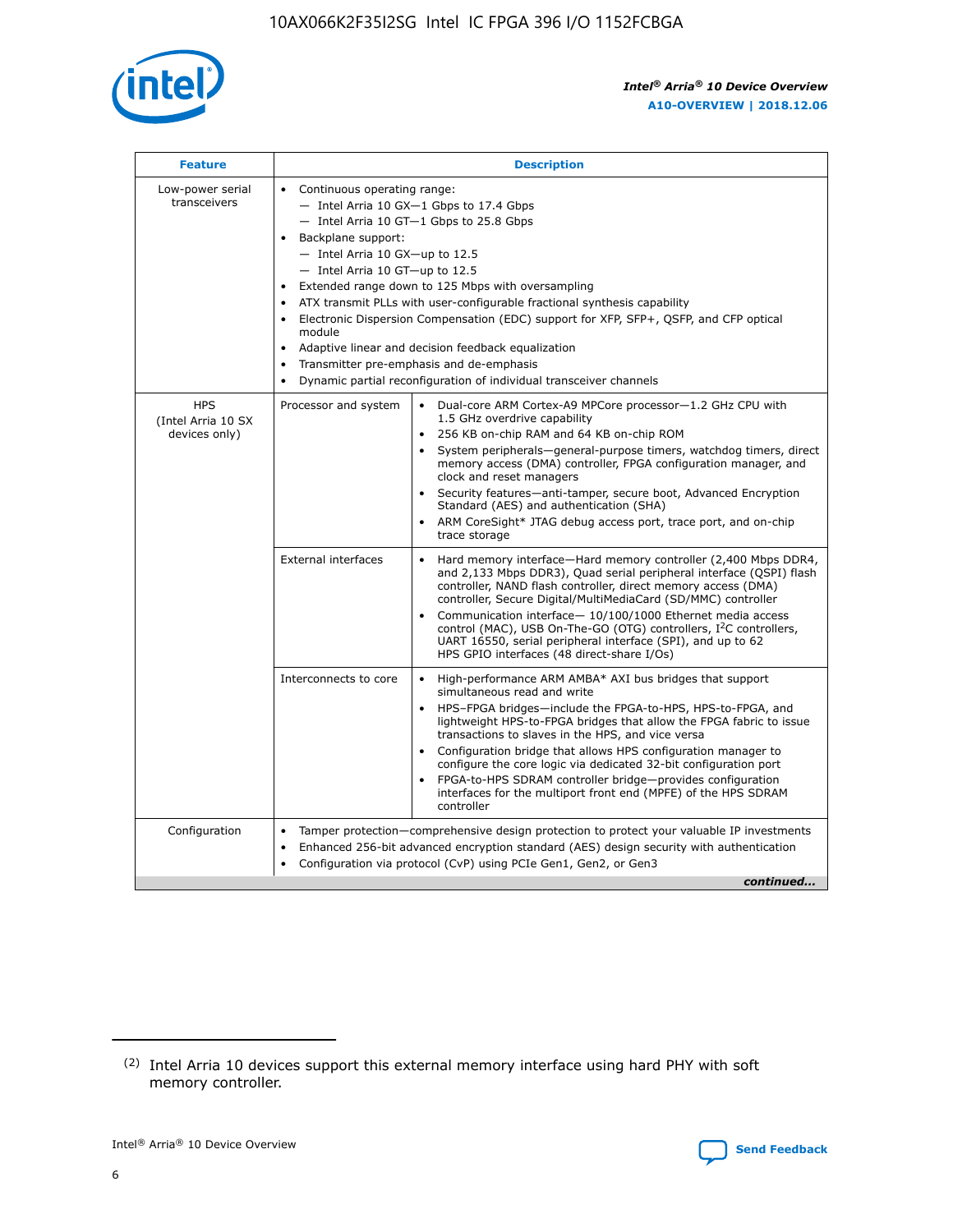| Feature | Description | |
| --- | --- | --- |
| Low-power serial transceivers | • Continuous operating range:<br>— Intel Arria 10 GX—1 Gbps to 17.4 Gbps<br>— Intel Arria 10 GT—1 Gbps to 25.8 Gbps<br>• Backplane support:<br>— Intel Arria 10 GX—up to 12.5<br>— Intel Arria 10 GT—up to 12.5<br>• Extended range down to 125 Mbps with oversampling<br>• ATX transmit PLLs with user-configurable fractional synthesis capability<br>• Electronic Dispersion Compensation (EDC) support for XFP, SFP+, QSFP, and CFP optical module<br>• Adaptive linear and decision feedback equalization<br>• Transmitter pre-emphasis and de-emphasis<br>• Dynamic partial reconfiguration of individual transceiver channels | |
| HPS (Intel Arria 10 SX devices only) | Processor and system | • Dual-core ARM Cortex-A9 MPCore processor—1.2 GHz CPU with 1.5 GHz overdrive capability<br>• 256 KB on-chip RAM and 64 KB on-chip ROM<br>• System peripherals—general-purpose timers, watchdog timers, direct memory access (DMA) controller, FPGA configuration manager, and clock and reset managers<br>• Security features—anti-tamper, secure boot, Advanced Encryption Standard (AES) and authentication (SHA)<br>• ARM CoreSight* JTAG debug access port, trace port, and on-chip trace storage |
| | External interfaces | • Hard memory interface—Hard memory controller (2,400 Mbps DDR4, and 2,133 Mbps DDR3), Quad serial peripheral interface (QSPI) flash controller, NAND flash controller, direct memory access (DMA) controller, Secure Digital/MultiMediaCard (SD/MMC) controller<br>• Communication interface— 10/100/1000 Ethernet media access control (MAC), USB On-The-GO (OTG) controllers, I²C controllers, UART 16550, serial peripheral interface (SPI), and up to 62 HPS GPIO interfaces (48 direct-share I/Os) |
| | Interconnects to core | • High-performance ARM AMBA* AXI bus bridges that support simultaneous read and write<br>• HPS–FPGA bridges—include the FPGA-to-HPS, HPS-to-FPGA, and lightweight HPS-to-FPGA bridges that allow the FPGA fabric to issue transactions to slaves in the HPS, and vice versa<br>• Configuration bridge that allows HPS configuration manager to configure the core logic via dedicated 32-bit configuration port<br>• FPGA-to-HPS SDRAM controller bridge—provides configuration interfaces for the multiport front end (MPFE) of the HPS SDRAM controller |
| Configuration | • Tamper protection—comprehensive design protection to protect your valuable IP investments<br>• Enhanced 256-bit advanced encryption standard (AES) design security with authentication<br>• Configuration via protocol (CvP) using PCIe Gen1, Gen2, or Gen3 | |

*continued...*

(2) Intel Arria 10 devices support this external memory interface using hard PHY with soft memory controller.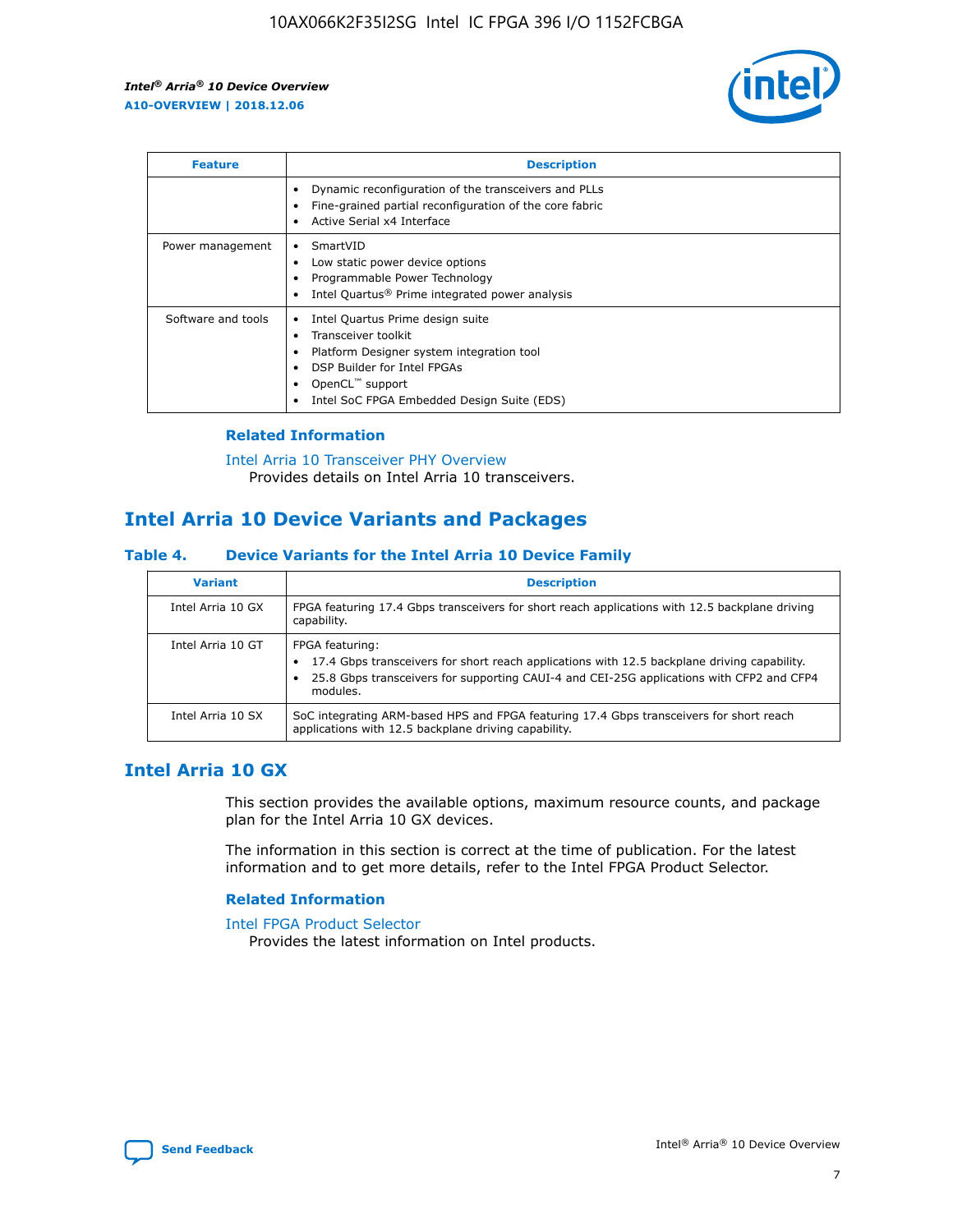| Feature | Description |
| --- | --- |
| | • Dynamic reconfiguration of the transceivers and PLLs<br>• Fine-grained partial reconfiguration of the core fabric<br>• Active Serial x4 Interface |
| Power management | • SmartVID<br>• Low static power device options<br>• Programmable Power Technology<br>• Intel Quartus® Prime integrated power analysis |
| Software and tools | • Intel Quartus Prime design suite<br>• Transceiver toolkit<br>• Platform Designer system integration tool<br>• DSP Builder for Intel FPGAs<br>• OpenCL™ support<br>• Intel SoC FPGA Embedded Design Suite (EDS) |

### Related Information

Intel Arria 10 Transceiver PHY Overview
Provides details on Intel Arria 10 transceivers.

## Intel Arria 10 Device Variants and Packages

### Table 4. Device Variants for the Intel Arria 10 Device Family

| Variant | Description |
| --- | --- |
| Intel Arria 10 GX | FPGA featuring 17.4 Gbps transceivers for short reach applications with 12.5 backplane driving capability. |
| Intel Arria 10 GT | FPGA featuring:<br>• 17.4 Gbps transceivers for short reach applications with 12.5 backplane driving capability.<br>• 25.8 Gbps transceivers for supporting CAUI-4 and CEI-25G applications with CFP2 and CFP4 modules. |
| Intel Arria 10 SX | SoC integrating ARM-based HPS and FPGA featuring 17.4 Gbps transceivers for short reach applications with 12.5 backplane driving capability. |

## Intel Arria 10 GX

This section provides the available options, maximum resource counts, and package plan for the Intel Arria 10 GX devices.

The information in this section is correct at the time of publication. For the latest information and to get more details, refer to the Intel FPGA Product Selector.

### Related Information

Intel FPGA Product Selector
Provides the latest information on Intel products.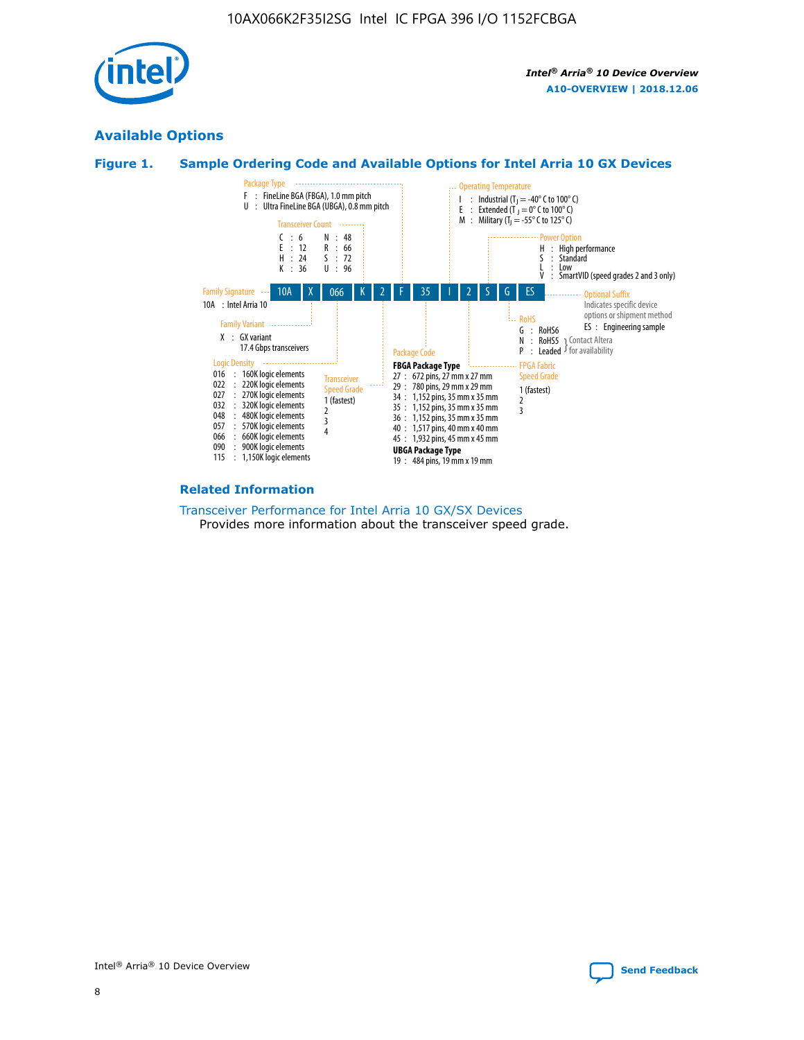## Available Options

### Figure 1. Sample Ordering Code and Available Options for Intel Arria 10 GX Devices

10A X 066 K 2 F 35 I 2 S G ES

Family Signature
10A : Intel Arria 10

Family Variant
X : GX variant
17.4 Gbps transceivers

Logic Density
016 : 160K logic elements
022 : 220K logic elements
027 : 270K logic elements
032 : 320K logic elements
048 : 480K logic elements
057 : 570K logic elements
066 : 660K logic elements
090 : 900K logic elements
115 : 1,150K logic elements

Transceiver Count
C : 6
E : 12
H : 24
K : 36
N : 48
R : 66
S : 72
U : 96

Transceiver Speed Grade
1 (fastest)
2
3
4

Package Type
F : FineLine BGA (FBGA), 1.0 mm pitch
U : Ultra FineLine BGA (UBGA), 0.8 mm pitch

Package Code
**FBGA Package Type**
27 : 672 pins, 27 mm x 27 mm
29 : 780 pins, 29 mm x 29 mm
34 : 1,152 pins, 35 mm x 35 mm
35 : 1,152 pins, 35 mm x 35 mm
36 : 1,152 pins, 35 mm x 35 mm
40 : 1,517 pins, 40 mm x 40 mm
45 : 1,932 pins, 45 mm x 45 mm
**UBGA Package Type**
19 : 484 pins, 19 mm x 19 mm

Operating Temperature
I : Industrial ($T_J$ = -40° C to 100° C)
E : Extended ($T_J$ = 0° C to 100° C)
M : Military ($T_J$ = -55° C to 125° C)

FPGA Fabric Speed Grade
1 (fastest)
2
3

Power Option
H : High performance
S : Standard
L : Low
V : SmartVID (speed grades 2 and 3 only)

RoHS
G : RoHS6
N : RoHS5
P : Leaded
(N, P: Contact Altera for availability)

Optional Suffix
Indicates specific device options or shipment method
ES : Engineering sample

### Related Information

Transceiver Performance for Intel Arria 10 GX/SX Devices
Provides more information about the transceiver speed grade.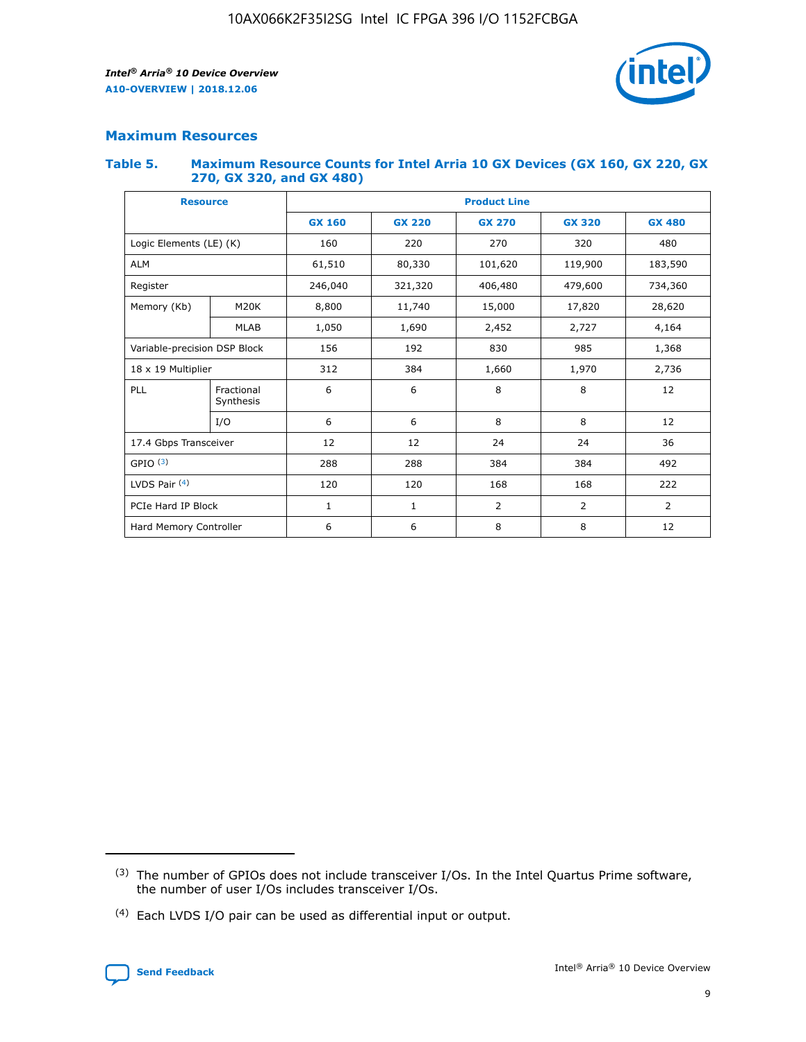## Maximum Resources

### Table 5. Maximum Resource Counts for Intel Arria 10 GX Devices (GX 160, GX 220, GX 270, GX 320, and GX 480)

| Resource | | Product Line | | | | |
|---|---|---|---|---|---|---|
| | | GX 160 | GX 220 | GX 270 | GX 320 | GX 480 |
| Logic Elements (LE) (K) | | 160 | 220 | 270 | 320 | 480 |
| ALM | | 61,510 | 80,330 | 101,620 | 119,900 | 183,590 |
| Register | | 246,040 | 321,320 | 406,480 | 479,600 | 734,360 |
| Memory (Kb) | M20K | 8,800 | 11,740 | 15,000 | 17,820 | 28,620 |
| | MLAB | 1,050 | 1,690 | 2,452 | 2,727 | 4,164 |
| Variable-precision DSP Block | | 156 | 192 | 830 | 985 | 1,368 |
| 18 x 19 Multiplier | | 312 | 384 | 1,660 | 1,970 | 2,736 |
| PLL | Fractional Synthesis | 6 | 6 | 8 | 8 | 12 |
| | I/O | 6 | 6 | 8 | 8 | 12 |
| 17.4 Gbps Transceiver | | 12 | 12 | 24 | 24 | 36 |
| GPIO [(3)] | | 288 | 288 | 384 | 384 | 492 |
| LVDS Pair [(4)] | | 120 | 120 | 168 | 168 | 222 |
| PCIe Hard IP Block | | 1 | 1 | 2 | 2 | 2 |
| Hard Memory Controller | | 6 | 6 | 8 | 8 | 12 |

(3) The number of GPIOs does not include transceiver I/Os. In the Intel Quartus Prime software, the number of user I/Os includes transceiver I/Os.

(4) Each LVDS I/O pair can be used as differential input or output.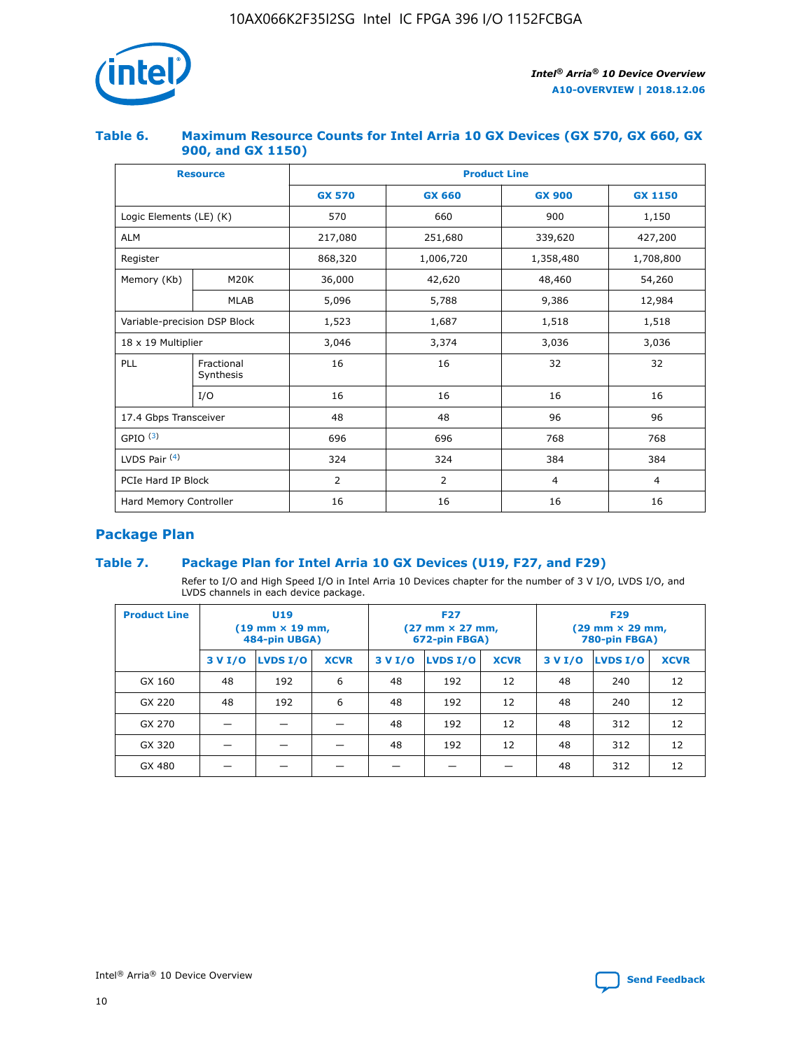### Table 6. Maximum Resource Counts for Intel Arria 10 GX Devices (GX 570, GX 660, GX 900, and GX 1150)

| Resource | | Product Line | | | |
|---|---|---|---|---|---|
| | | GX 570 | GX 660 | GX 900 | GX 1150 |
| Logic Elements (LE) (K) | | 570 | 660 | 900 | 1,150 |
| ALM | | 217,080 | 251,680 | 339,620 | 427,200 |
| Register | | 868,320 | 1,006,720 | 1,358,480 | 1,708,800 |
| Memory (Kb) | M20K | 36,000 | 42,620 | 48,460 | 54,260 |
| | MLAB | 5,096 | 5,788 | 9,386 | 12,984 |
| Variable-precision DSP Block | | 1,523 | 1,687 | 1,518 | 1,518 |
| 18 x 19 Multiplier | | 3,046 | 3,374 | 3,036 | 3,036 |
| PLL | Fractional Synthesis | 16 | 16 | 32 | 32 |
| | I/O | 16 | 16 | 16 | 16 |
| 17.4 Gbps Transceiver | | 48 | 48 | 96 | 96 |
| GPIO [(3)] | | 696 | 696 | 768 | 768 |
| LVDS Pair [(4)] | | 324 | 324 | 384 | 384 |
| PCIe Hard IP Block | | 2 | 2 | 4 | 4 |
| Hard Memory Controller | | 16 | 16 | 16 | 16 |

## Package Plan

### Table 7. Package Plan for Intel Arria 10 GX Devices (U19, F27, and F29)

Refer to I/O and High Speed I/O in Intel Arria 10 Devices chapter for the number of 3 V I/O, LVDS I/O, and LVDS channels in each device package.

| Product Line | U19 (19 mm × 19 mm, 484-pin UBGA) | | | F27 (27 mm × 27 mm, 672-pin FBGA) | | | F29 (29 mm × 29 mm, 780-pin FBGA) | | |
|---|---|---|---|---|---|---|---|---|---|
| | 3 V I/O | LVDS I/O | XCVR | 3 V I/O | LVDS I/O | XCVR | 3 V I/O | LVDS I/O | XCVR |
| GX 160 | 48 | 192 | 6 | 48 | 192 | 12 | 48 | 240 | 12 |
| GX 220 | 48 | 192 | 6 | 48 | 192 | 12 | 48 | 240 | 12 |
| GX 270 | — | — | — | 48 | 192 | 12 | 48 | 312 | 12 |
| GX 320 | — | — | — | 48 | 192 | 12 | 48 | 312 | 12 |
| GX 480 | — | — | — | — | — | — | 48 | 312 | 12 |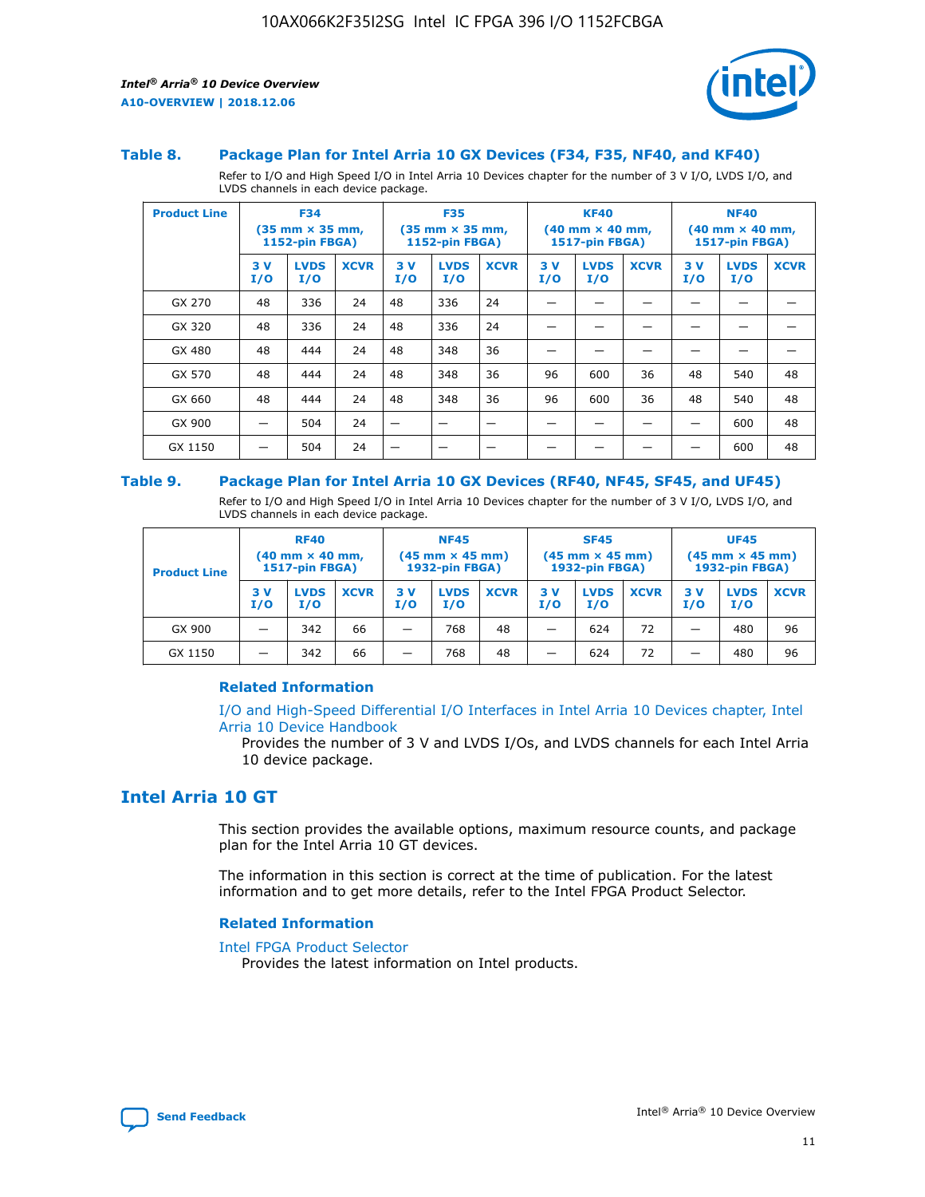### Table 8. Package Plan for Intel Arria 10 GX Devices (F34, F35, NF40, and KF40)

Refer to I/O and High Speed I/O in Intel Arria 10 Devices chapter for the number of 3 V I/O, LVDS I/O, and LVDS channels in each device package.

| Product Line | F34 (35 mm × 35 mm, 1152-pin FBGA) | | | F35 (35 mm × 35 mm, 1152-pin FBGA) | | | KF40 (40 mm × 40 mm, 1517-pin FBGA) | | | NF40 (40 mm × 40 mm, 1517-pin FBGA) | | |
|---|---|---|---|---|---|---|---|---|---|---|---|---|
| | 3 V I/O | LVDS I/O | XCVR | 3 V I/O | LVDS I/O | XCVR | 3 V I/O | LVDS I/O | XCVR | 3 V I/O | LVDS I/O | XCVR |
| GX 270 | 48 | 336 | 24 | 48 | 336 | 24 | — | — | — | — | — | — |
| GX 320 | 48 | 336 | 24 | 48 | 336 | 24 | — | — | — | — | — | — |
| GX 480 | 48 | 444 | 24 | 48 | 348 | 36 | — | — | — | — | — | — |
| GX 570 | 48 | 444 | 24 | 48 | 348 | 36 | 96 | 600 | 36 | 48 | 540 | 48 |
| GX 660 | 48 | 444 | 24 | 48 | 348 | 36 | 96 | 600 | 36 | 48 | 540 | 48 |
| GX 900 | — | 504 | 24 | — | — | — | — | — | — | — | 600 | 48 |
| GX 1150 | — | 504 | 24 | — | — | — | — | — | — | — | 600 | 48 |

### Table 9. Package Plan for Intel Arria 10 GX Devices (RF40, NF45, SF45, and UF45)

Refer to I/O and High Speed I/O in Intel Arria 10 Devices chapter for the number of 3 V I/O, LVDS I/O, and LVDS channels in each device package.

| Product Line | RF40 (40 mm × 40 mm, 1517-pin FBGA) | | | NF45 (45 mm × 45 mm) 1932-pin FBGA) | | | SF45 (45 mm × 45 mm) 1932-pin FBGA) | | | UF45 (45 mm × 45 mm) 1932-pin FBGA) | | |
|---|---|---|---|---|---|---|---|---|---|---|---|---|
| | 3 V I/O | LVDS I/O | XCVR | 3 V I/O | LVDS I/O | XCVR | 3 V I/O | LVDS I/O | XCVR | 3 V I/O | LVDS I/O | XCVR |
| GX 900 | — | 342 | 66 | — | 768 | 48 | — | 624 | 72 | — | 480 | 96 |
| GX 1150 | — | 342 | 66 | — | 768 | 48 | — | 624 | 72 | — | 480 | 96 |

#### Related Information

I/O and High-Speed Differential I/O Interfaces in Intel Arria 10 Devices chapter, Intel Arria 10 Device Handbook
Provides the number of 3 V and LVDS I/Os, and LVDS channels for each Intel Arria 10 device package.

## Intel Arria 10 GT

This section provides the available options, maximum resource counts, and package plan for the Intel Arria 10 GT devices.

The information in this section is correct at the time of publication. For the latest information and to get more details, refer to the Intel FPGA Product Selector.

#### Related Information

Intel FPGA Product Selector
Provides the latest information on Intel products.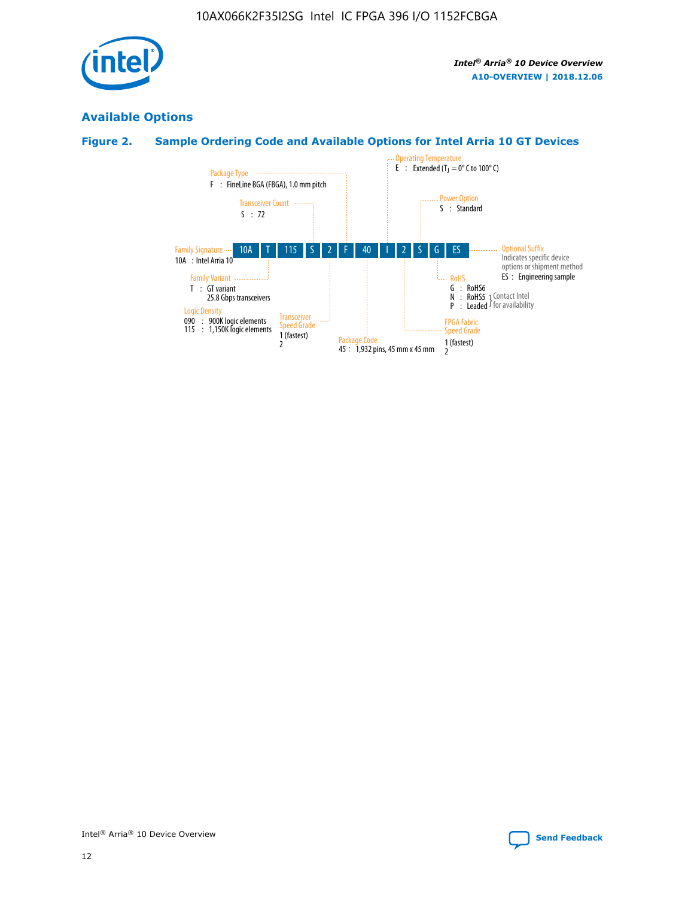## Available Options

### Figure 2. Sample Ordering Code and Available Options for Intel Arria 10 GT Devices

10A T 115 S 2 F 40 I 2 S G ES

Family Signature
10A : Intel Arria 10

Family Variant
T : GT variant
25.8 Gbps transceivers

Logic Density
090 : 900K logic elements
115 : 1,150K logic elements

Transceiver Count
S : 72

Transceiver Speed Grade
1 (fastest)
2

Package Type
F : FineLine BGA (FBGA), 1.0 mm pitch

Package Code
45 : 1,932 pins, 45 mm x 45 mm

Operating Temperature
E : Extended ($T_J$ = 0° C to 100° C)

FPGA Fabric Speed Grade
1 (fastest)
2

Power Option
S : Standard

RoHS
G : RoHS6
N : RoHS5
P : Leaded
Contact Intel for availability

Optional Suffix
Indicates specific device options or shipment method
ES : Engineering sample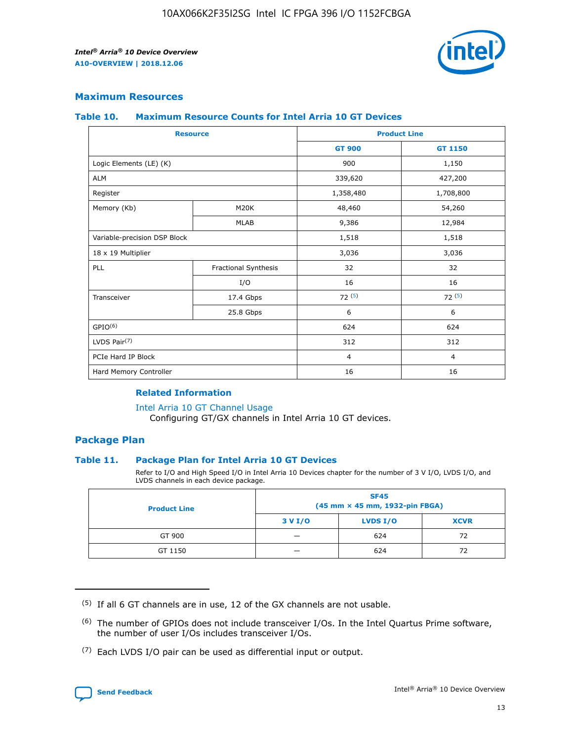## Maximum Resources

### Table 10. Maximum Resource Counts for Intel Arria 10 GT Devices

| Resource | | Product Line | |
|---|---|---|---|
| | | GT 900 | GT 1150 |
| Logic Elements (LE) (K) | | 900 | 1,150 |
| ALM | | 339,620 | 427,200 |
| Register | | 1,358,480 | 1,708,800 |
| Memory (Kb) | M20K | 48,460 | 54,260 |
| | MLAB | 9,386 | 12,984 |
| Variable-precision DSP Block | | 1,518 | 1,518 |
| 18 x 19 Multiplier | | 3,036 | 3,036 |
| PLL | Fractional Synthesis | 32 | 32 |
| | I/O | 16 | 16 |
| Transceiver | 17.4 Gbps | 72 (5) | 72 (5) |
| | 25.8 Gbps | 6 | 6 |
| GPIO(6) | | 624 | 624 |
| LVDS Pair(7) | | 312 | 312 |
| PCIe Hard IP Block | | 4 | 4 |
| Hard Memory Controller | | 16 | 16 |

**Related Information**

Intel Arria 10 GT Channel Usage
Configuring GT/GX channels in Intel Arria 10 GT devices.

## Package Plan

### Table 11. Package Plan for Intel Arria 10 GT Devices

Refer to I/O and High Speed I/O in Intel Arria 10 Devices chapter for the number of 3 V I/O, LVDS I/O, and LVDS channels in each device package.

| Product Line | SF45 (45 mm × 45 mm, 1932-pin FBGA) | | |
|---|---|---|---|
| | 3 V I/O | LVDS I/O | XCVR |
| GT 900 | — | 624 | 72 |
| GT 1150 | — | 624 | 72 |

(5) If all 6 GT channels are in use, 12 of the GX channels are not usable.

(6) The number of GPIOs does not include transceiver I/Os. In the Intel Quartus Prime software, the number of user I/Os includes transceiver I/Os.

(7) Each LVDS I/O pair can be used as differential input or output.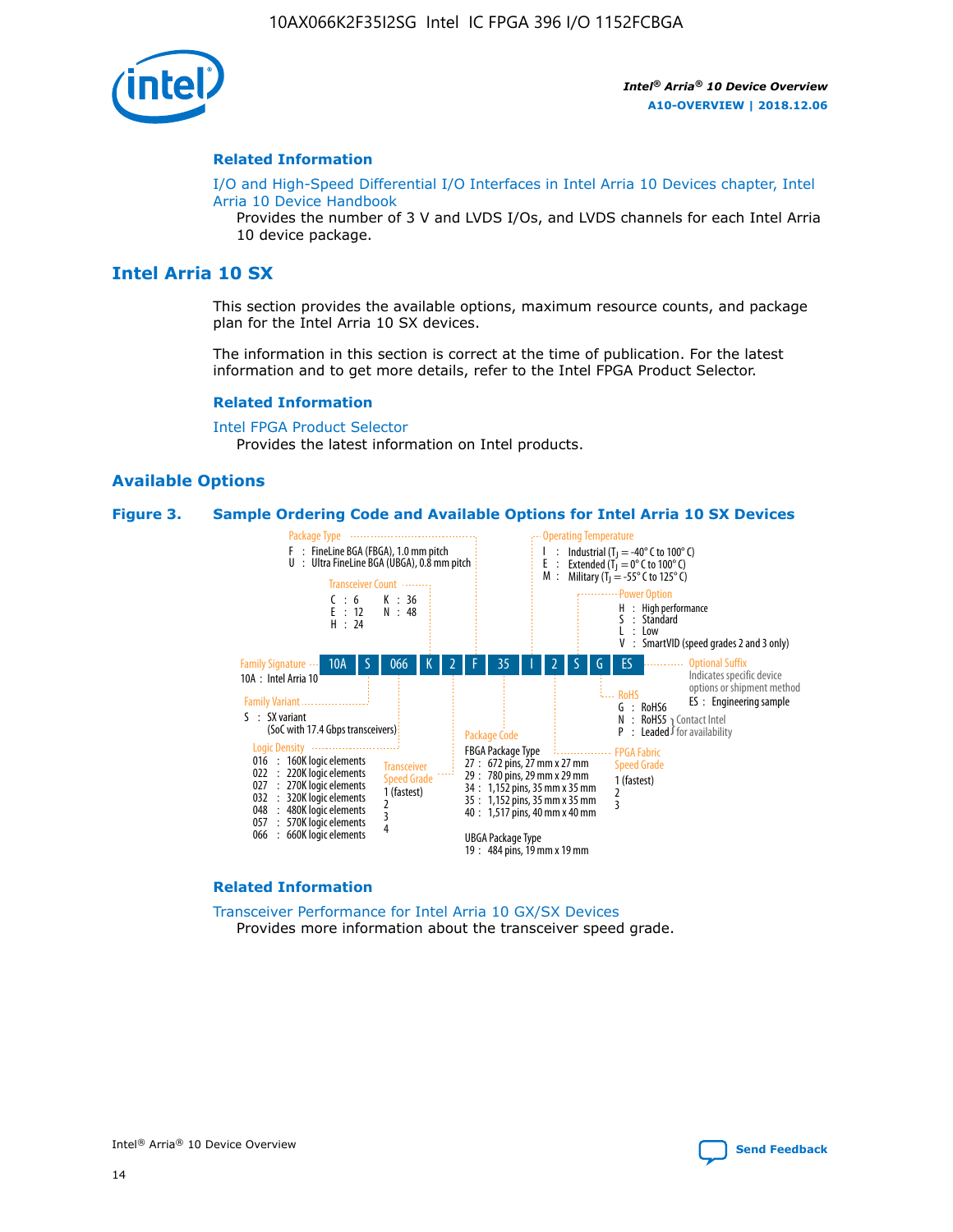#### Related Information

I/O and High-Speed Differential I/O Interfaces in Intel Arria 10 Devices chapter, Intel Arria 10 Device Handbook

Provides the number of 3 V and LVDS I/Os, and LVDS channels for each Intel Arria 10 device package.

## Intel Arria 10 SX

This section provides the available options, maximum resource counts, and package plan for the Intel Arria 10 SX devices.

The information in this section is correct at the time of publication. For the latest information and to get more details, refer to the Intel FPGA Product Selector.

#### Related Information

Intel FPGA Product Selector

Provides the latest information on Intel products.

### Available Options

**Figure 3. Sample Ordering Code and Available Options for Intel Arria 10 SX Devices**

10A S 066 K 2 F 35 I 2 S G ES

Family Signature
10A : Intel Arria 10

Family Variant
S : SX variant (SoC with 17.4 Gbps transceivers)

Logic Density
016 : 160K logic elements
022 : 220K logic elements
027 : 270K logic elements
032 : 320K logic elements
048 : 480K logic elements
057 : 570K logic elements
066 : 660K logic elements

Transceiver Count
C : 6
E : 12
H : 24
K : 36
N : 48

Transceiver Speed Grade
1 (fastest)
2
3
4

Package Type
F : FineLine BGA (FBGA), 1.0 mm pitch
U : Ultra FineLine BGA (UBGA), 0.8 mm pitch

Package Code
FBGA Package Type
27 : 672 pins, 27 mm x 27 mm
29 : 780 pins, 29 mm x 29 mm
34 : 1,152 pins, 35 mm x 35 mm
35 : 1,152 pins, 35 mm x 35 mm
40 : 1,517 pins, 40 mm x 40 mm
UBGA Package Type
19 : 484 pins, 19 mm x 19 mm

Operating Temperature
I : Industrial ($T_J$ = -40° C to 100° C)
E : Extended ($T_J$ = 0° C to 100° C)
M : Military ($T_J$ = -55° C to 125° C)

FPGA Fabric Speed Grade
1 (fastest)
2
3

Power Option
H : High performance
S : Standard
L : Low
V : SmartVID (speed grades 2 and 3 only)

RoHS
G : RoHS6
N : RoHS5 } Contact Intel for availability
P : Leaded

Optional Suffix
Indicates specific device options or shipment method
ES : Engineering sample

#### Related Information

Transceiver Performance for Intel Arria 10 GX/SX Devices

Provides more information about the transceiver speed grade.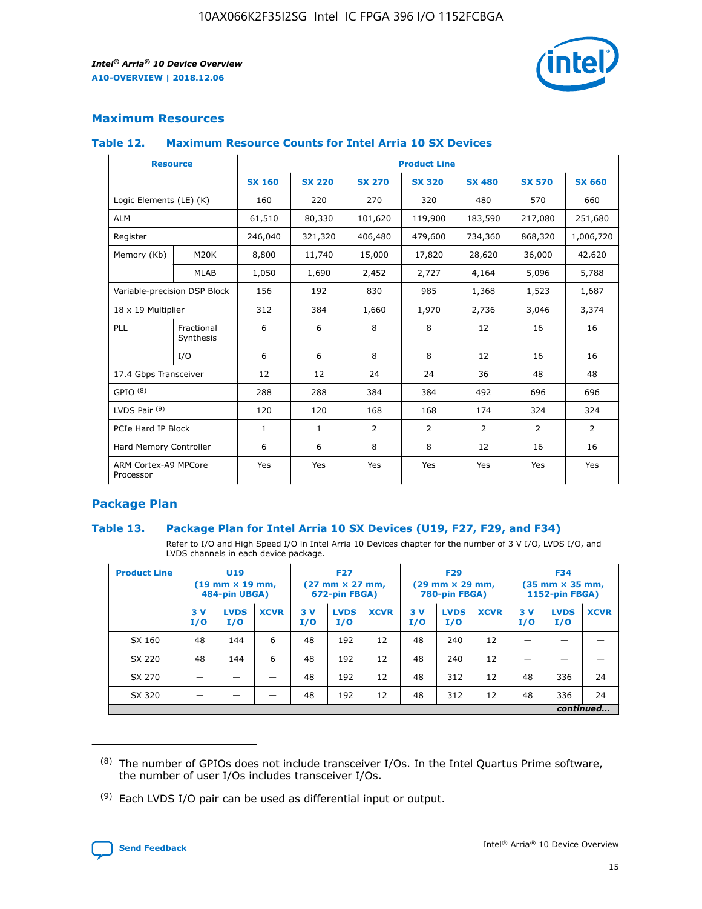## Maximum Resources

### Table 12. Maximum Resource Counts for Intel Arria 10 SX Devices

| Resource | | Product Line | | | | | | |
|---|---|---|---|---|---|---|---|---|
| | | SX 160 | SX 220 | SX 270 | SX 320 | SX 480 | SX 570 | SX 660 |
| Logic Elements (LE) (K) | | 160 | 220 | 270 | 320 | 480 | 570 | 660 |
| ALM | | 61,510 | 80,330 | 101,620 | 119,900 | 183,590 | 217,080 | 251,680 |
| Register | | 246,040 | 321,320 | 406,480 | 479,600 | 734,360 | 868,320 | 1,006,720 |
| Memory (Kb) | M20K | 8,800 | 11,740 | 15,000 | 17,820 | 28,620 | 36,000 | 42,620 |
| | MLAB | 1,050 | 1,690 | 2,452 | 2,727 | 4,164 | 5,096 | 5,788 |
| Variable-precision DSP Block | | 156 | 192 | 830 | 985 | 1,368 | 1,523 | 1,687 |
| 18 x 19 Multiplier | | 312 | 384 | 1,660 | 1,970 | 2,736 | 3,046 | 3,374 |
| PLL | Fractional Synthesis | 6 | 6 | 8 | 8 | 12 | 16 | 16 |
| | I/O | 6 | 6 | 8 | 8 | 12 | 16 | 16 |
| 17.4 Gbps Transceiver | | 12 | 12 | 24 | 24 | 36 | 48 | 48 |
| GPIO [8] | | 288 | 288 | 384 | 384 | 492 | 696 | 696 |
| LVDS Pair [9] | | 120 | 120 | 168 | 168 | 174 | 324 | 324 |
| PCIe Hard IP Block | | 1 | 1 | 2 | 2 | 2 | 2 | 2 |
| Hard Memory Controller | | 6 | 6 | 8 | 8 | 12 | 16 | 16 |
| ARM Cortex-A9 MPCore Processor | | Yes | Yes | Yes | Yes | Yes | Yes | Yes |

## Package Plan

### Table 13. Package Plan for Intel Arria 10 SX Devices (U19, F27, F29, and F34)

Refer to I/O and High Speed I/O in Intel Arria 10 Devices chapter for the number of 3 V I/O, LVDS I/O, and LVDS channels in each device package.

| Product Line | U19 (19 mm × 19 mm, 484-pin UBGA) | | | F27 (27 mm × 27 mm, 672-pin FBGA) | | | F29 (29 mm × 29 mm, 780-pin FBGA) | | | F34 (35 mm × 35 mm, 1152-pin FBGA) | | |
|---|---|---|---|---|---|---|---|---|---|---|---|---|
| | 3 V I/O | LVDS I/O | XCVR | 3 V I/O | LVDS I/O | XCVR | 3 V I/O | LVDS I/O | XCVR | 3 V I/O | LVDS I/O | XCVR |
| SX 160 | 48 | 144 | 6 | 48 | 192 | 12 | 48 | 240 | 12 | — | — | — |
| SX 220 | 48 | 144 | 6 | 48 | 192 | 12 | 48 | 240 | 12 | — | — | — |
| SX 270 | — | — | — | 48 | 192 | 12 | 48 | 312 | 12 | 48 | 336 | 24 |
| SX 320 | — | — | — | 48 | 192 | 12 | 48 | 312 | 12 | 48 | 336 | 24 |

*continued...*

(8) The number of GPIOs does not include transceiver I/Os. In the Intel Quartus Prime software, the number of user I/Os includes transceiver I/Os.

(9) Each LVDS I/O pair can be used as differential input or output.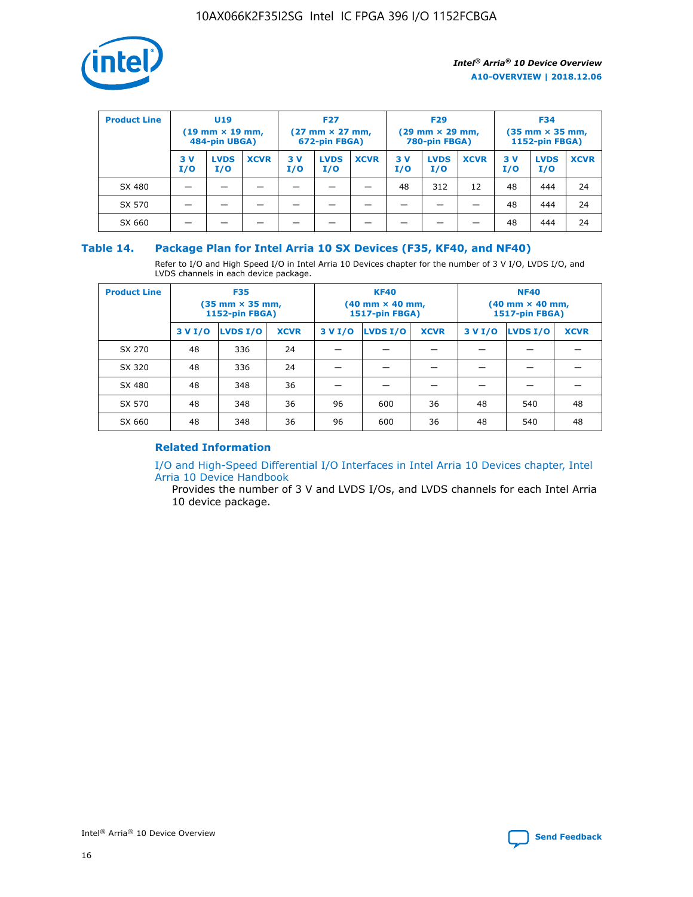| Product Line | U19 (19 mm × 19 mm, 484-pin UBGA) | | | F27 (27 mm × 27 mm, 672-pin FBGA) | | | F29 (29 mm × 29 mm, 780-pin FBGA) | | | F34 (35 mm × 35 mm, 1152-pin FBGA) | | |
|---|---|---|---|---|---|---|---|---|---|---|---|---|
| | 3 V I/O | LVDS I/O | XCVR | 3 V I/O | LVDS I/O | XCVR | 3 V I/O | LVDS I/O | XCVR | 3 V I/O | LVDS I/O | XCVR |
| SX 480 | — | — | — | — | — | — | 48 | 312 | 12 | 48 | 444 | 24 |
| SX 570 | — | — | — | — | — | — | — | — | — | 48 | 444 | 24 |
| SX 660 | — | — | — | — | — | — | — | — | — | 48 | 444 | 24 |

## Table 14. Package Plan for Intel Arria 10 SX Devices (F35, KF40, and NF40)

Refer to I/O and High Speed I/O in Intel Arria 10 Devices chapter for the number of 3 V I/O, LVDS I/O, and LVDS channels in each device package.

| Product Line | F35 (35 mm × 35 mm, 1152-pin FBGA) | | | KF40 (40 mm × 40 mm, 1517-pin FBGA) | | | NF40 (40 mm × 40 mm, 1517-pin FBGA) | | |
|---|---|---|---|---|---|---|---|---|---|
| | 3 V I/O | LVDS I/O | XCVR | 3 V I/O | LVDS I/O | XCVR | 3 V I/O | LVDS I/O | XCVR |
| SX 270 | 48 | 336 | 24 | — | — | — | — | — | — |
| SX 320 | 48 | 336 | 24 | — | — | — | — | — | — |
| SX 480 | 48 | 348 | 36 | — | — | — | — | — | — |
| SX 570 | 48 | 348 | 36 | 96 | 600 | 36 | 48 | 540 | 48 |
| SX 660 | 48 | 348 | 36 | 96 | 600 | 36 | 48 | 540 | 48 |

### Related Information

I/O and High-Speed Differential I/O Interfaces in Intel Arria 10 Devices chapter, Intel Arria 10 Device Handbook

Provides the number of 3 V and LVDS I/Os, and LVDS channels for each Intel Arria 10 device package.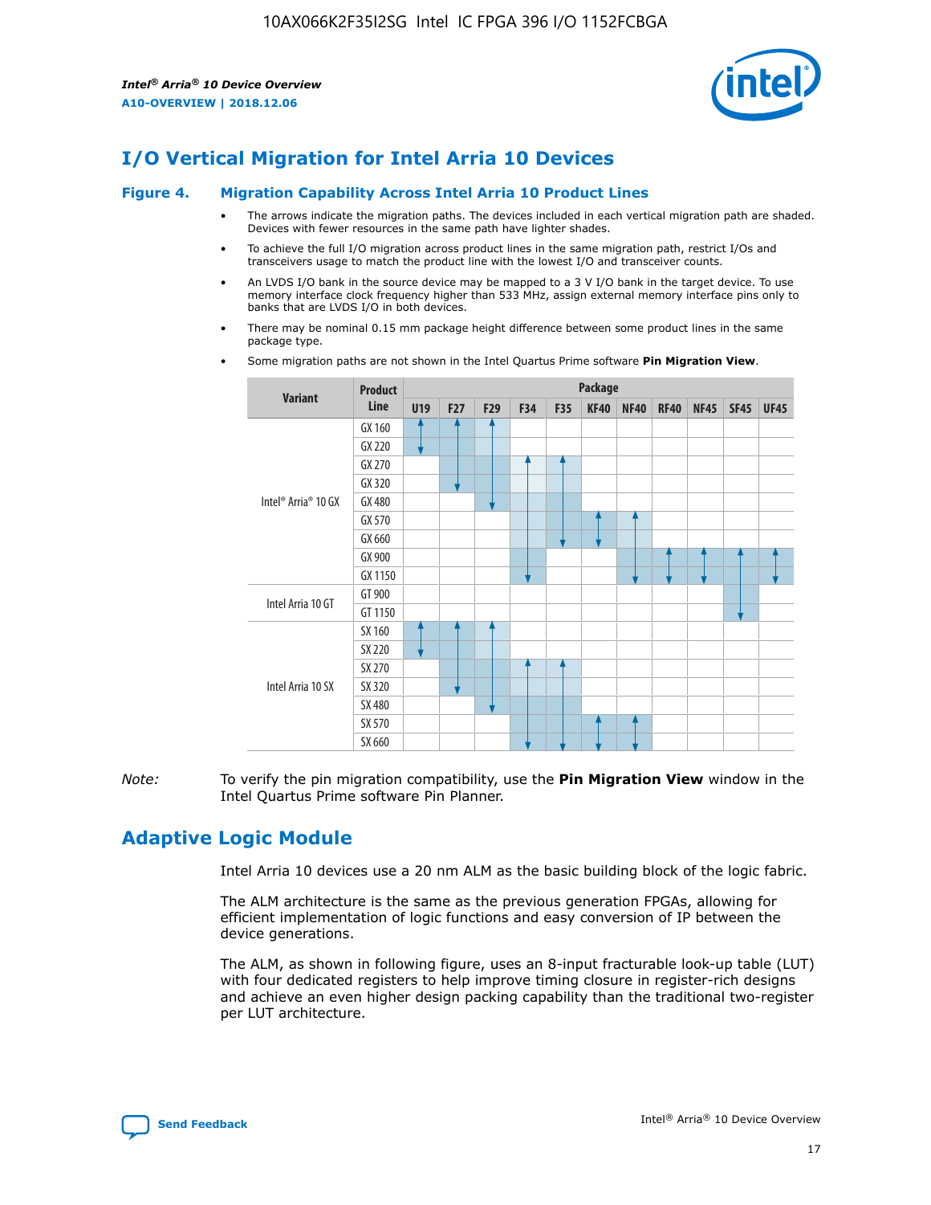## I/O Vertical Migration for Intel Arria 10 Devices

**Figure 4. Migration Capability Across Intel Arria 10 Product Lines**

- The arrows indicate the migration paths. The devices included in each vertical migration path are shaded. Devices with fewer resources in the same path have lighter shades.
- To achieve the full I/O migration across product lines in the same migration path, restrict I/Os and transceivers usage to match the product line with the lowest I/O and transceiver counts.
- An LVDS I/O bank in the source device may be mapped to a 3 V I/O bank in the target device. To use memory interface clock frequency higher than 533 MHz, assign external memory interface pins only to banks that are LVDS I/O in both devices.
- There may be nominal 0.15 mm package height difference between some product lines in the same package type.
- Some migration paths are not shown in the Intel Quartus Prime software **Pin Migration View**.

Variant

Product Line

Package

U19 F27 F29 F34 F35 KF40 NF40 RF40 NF45 SF45 UF45

Intel® Arria® 10 GX: GX 160, GX 220, GX 270, GX 320, GX 480, GX 570, GX 660, GX 900, GX 1150

Intel Arria 10 GT: GT 900, GT 1150

Intel Arria 10 SX: SX 160, SX 220, SX 270, SX 320, SX 480, SX 570, SX 660

*Note:* To verify the pin migration compatibility, use the **Pin Migration View** window in the Intel Quartus Prime software Pin Planner.

## Adaptive Logic Module

Intel Arria 10 devices use a 20 nm ALM as the basic building block of the logic fabric.

The ALM architecture is the same as the previous generation FPGAs, allowing for efficient implementation of logic functions and easy conversion of IP between the device generations.

The ALM, as shown in following figure, uses an 8-input fracturable look-up table (LUT) with four dedicated registers to help improve timing closure in register-rich designs and achieve an even higher design packing capability than the traditional two-register per LUT architecture.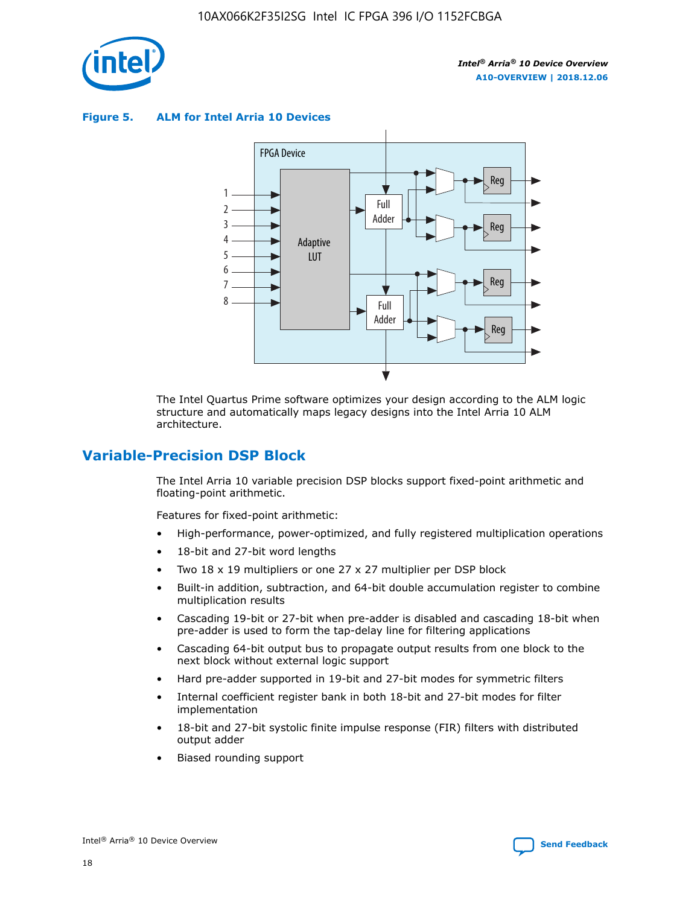**Figure 5. ALM for Intel Arria 10 Devices**

FPGA Device

1
2
3
4
5
6
7
8

Adaptive LUT

Full Adder

Full Adder

Reg

Reg

Reg

Reg

The Intel Quartus Prime software optimizes your design according to the ALM logic structure and automatically maps legacy designs into the Intel Arria 10 ALM architecture.

## Variable-Precision DSP Block

The Intel Arria 10 variable precision DSP blocks support fixed-point arithmetic and floating-point arithmetic.

Features for fixed-point arithmetic:

- High-performance, power-optimized, and fully registered multiplication operations
- 18-bit and 27-bit word lengths
- Two 18 x 19 multipliers or one 27 x 27 multiplier per DSP block
- Built-in addition, subtraction, and 64-bit double accumulation register to combine multiplication results
- Cascading 19-bit or 27-bit when pre-adder is disabled and cascading 18-bit when pre-adder is used to form the tap-delay line for filtering applications
- Cascading 64-bit output bus to propagate output results from one block to the next block without external logic support
- Hard pre-adder supported in 19-bit and 27-bit modes for symmetric filters
- Internal coefficient register bank in both 18-bit and 27-bit modes for filter implementation
- 18-bit and 27-bit systolic finite impulse response (FIR) filters with distributed output adder
- Biased rounding support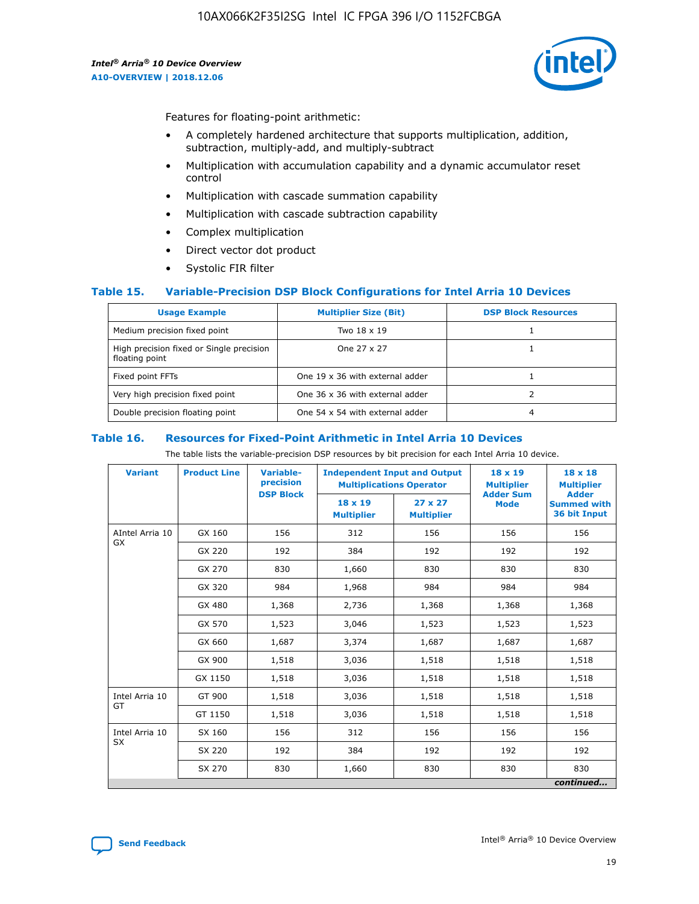Features for floating-point arithmetic:

- A completely hardened architecture that supports multiplication, addition, subtraction, multiply-add, and multiply-subtract
- Multiplication with accumulation capability and a dynamic accumulator reset control
- Multiplication with cascade summation capability
- Multiplication with cascade subtraction capability
- Complex multiplication
- Direct vector dot product
- Systolic FIR filter

### Table 15. Variable-Precision DSP Block Configurations for Intel Arria 10 Devices

| Usage Example | Multiplier Size (Bit) | DSP Block Resources |
|---|---|---|
| Medium precision fixed point | Two 18 x 19 | 1 |
| High precision fixed or Single precision floating point | One 27 x 27 | 1 |
| Fixed point FFTs | One 19 x 36 with external adder | 1 |
| Very high precision fixed point | One 36 x 36 with external adder | 2 |
| Double precision floating point | One 54 x 54 with external adder | 4 |

### Table 16. Resources for Fixed-Point Arithmetic in Intel Arria 10 Devices

The table lists the variable-precision DSP resources by bit precision for each Intel Arria 10 device.

| Variant | Product Line | Variable-precision DSP Block | Independent Input and Output Multiplications Operator | | 18 x 19 Multiplier Adder Sum Mode | 18 x 18 Multiplier Adder Summed with 36 bit Input |
|---|---|---|---|---|---|---|
| | | | 18 x 19 Multiplier | 27 x 27 Multiplier | | |
| AIntel Arria 10 GX | GX 160 | 156 | 312 | 156 | 156 | 156 |
| | GX 220 | 192 | 384 | 192 | 192 | 192 |
| | GX 270 | 830 | 1,660 | 830 | 830 | 830 |
| | GX 320 | 984 | 1,968 | 984 | 984 | 984 |
| | GX 480 | 1,368 | 2,736 | 1,368 | 1,368 | 1,368 |
| | GX 570 | 1,523 | 3,046 | 1,523 | 1,523 | 1,523 |
| | GX 660 | 1,687 | 3,374 | 1,687 | 1,687 | 1,687 |
| | GX 900 | 1,518 | 3,036 | 1,518 | 1,518 | 1,518 |
| | GX 1150 | 1,518 | 3,036 | 1,518 | 1,518 | 1,518 |
| Intel Arria 10 GT | GT 900 | 1,518 | 3,036 | 1,518 | 1,518 | 1,518 |
| | GT 1150 | 1,518 | 3,036 | 1,518 | 1,518 | 1,518 |
| Intel Arria 10 SX | SX 160 | 156 | 312 | 156 | 156 | 156 |
| | SX 220 | 192 | 384 | 192 | 192 | 192 |
| | SX 270 | 830 | 1,660 | 830 | 830 | 830 |

*continued...*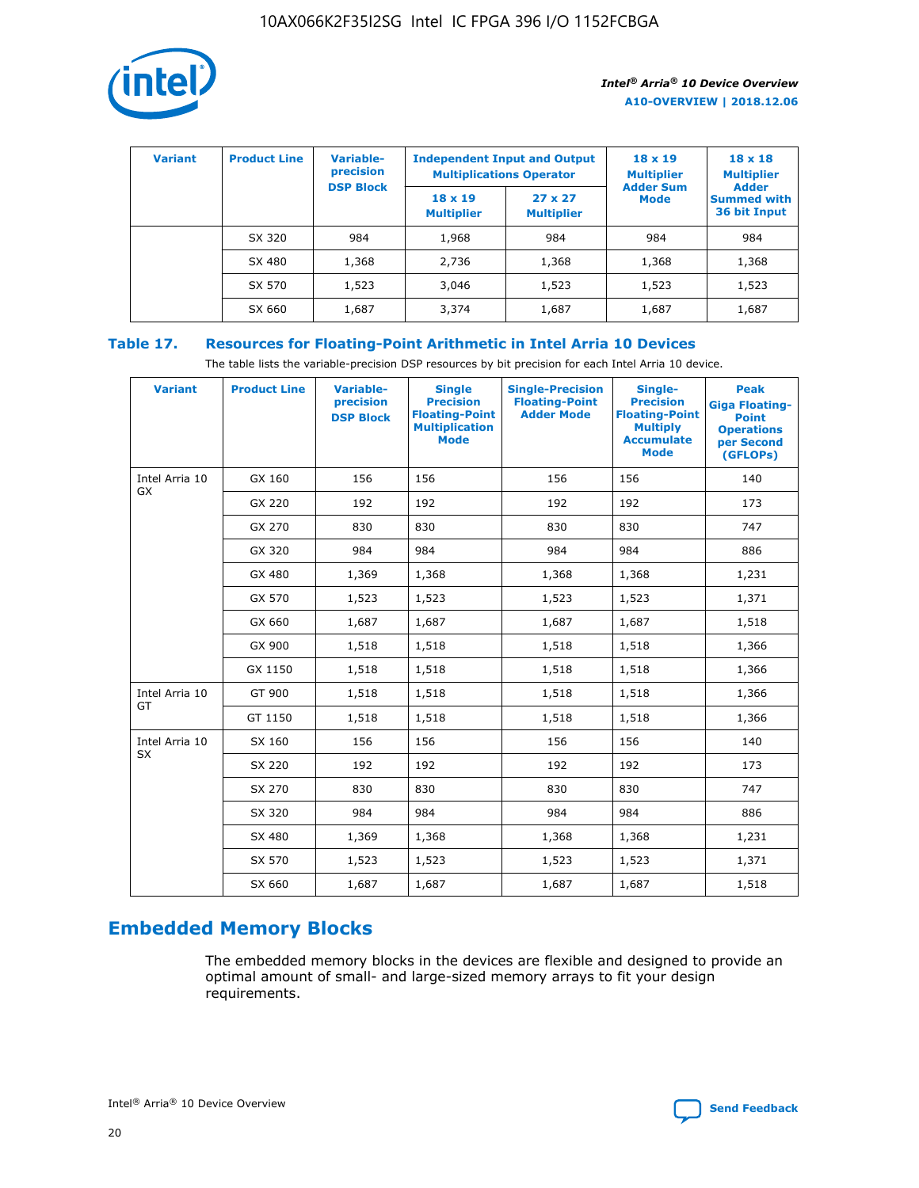| Variant | Product Line | Variable-precision DSP Block | Independent Input and Output Multiplications Operator | | 18 x 19 Multiplier Adder Sum Mode | 18 x 18 Multiplier Adder Summed with 36 bit Input |
|---|---|---|---|---|---|---|
| | | | 18 x 19 Multiplier | 27 x 27 Multiplier | | |
| | SX 320 | 984 | 1,968 | 984 | 984 | 984 |
| | SX 480 | 1,368 | 2,736 | 1,368 | 1,368 | 1,368 |
| | SX 570 | 1,523 | 3,046 | 1,523 | 1,523 | 1,523 |
| | SX 660 | 1,687 | 3,374 | 1,687 | 1,687 | 1,687 |

### Table 17. Resources for Floating-Point Arithmetic in Intel Arria 10 Devices

The table lists the variable-precision DSP resources by bit precision for each Intel Arria 10 device.

| Variant | Product Line | Variable-precision DSP Block | Single Precision Floating-Point Multiplication Mode | Single-Precision Floating-Point Adder Mode | Single-Precision Floating-Point Multiply Accumulate Mode | Peak Giga Floating-Point Operations per Second (GFLOPs) |
|---|---|---|---|---|---|---|
| Intel Arria 10 GX | GX 160 | 156 | 156 | 156 | 156 | 140 |
| | GX 220 | 192 | 192 | 192 | 192 | 173 |
| | GX 270 | 830 | 830 | 830 | 830 | 747 |
| | GX 320 | 984 | 984 | 984 | 984 | 886 |
| | GX 480 | 1,369 | 1,368 | 1,368 | 1,368 | 1,231 |
| | GX 570 | 1,523 | 1,523 | 1,523 | 1,523 | 1,371 |
| | GX 660 | 1,687 | 1,687 | 1,687 | 1,687 | 1,518 |
| | GX 900 | 1,518 | 1,518 | 1,518 | 1,518 | 1,366 |
| | GX 1150 | 1,518 | 1,518 | 1,518 | 1,518 | 1,366 |
| Intel Arria 10 GT | GT 900 | 1,518 | 1,518 | 1,518 | 1,518 | 1,366 |
| | GT 1150 | 1,518 | 1,518 | 1,518 | 1,518 | 1,366 |
| Intel Arria 10 SX | SX 160 | 156 | 156 | 156 | 156 | 140 |
| | SX 220 | 192 | 192 | 192 | 192 | 173 |
| | SX 270 | 830 | 830 | 830 | 830 | 747 |
| | SX 320 | 984 | 984 | 984 | 984 | 886 |
| | SX 480 | 1,369 | 1,368 | 1,368 | 1,368 | 1,231 |
| | SX 570 | 1,523 | 1,523 | 1,523 | 1,523 | 1,371 |
| | SX 660 | 1,687 | 1,687 | 1,687 | 1,687 | 1,518 |

## Embedded Memory Blocks

The embedded memory blocks in the devices are flexible and designed to provide an optimal amount of small- and large-sized memory arrays to fit your design requirements.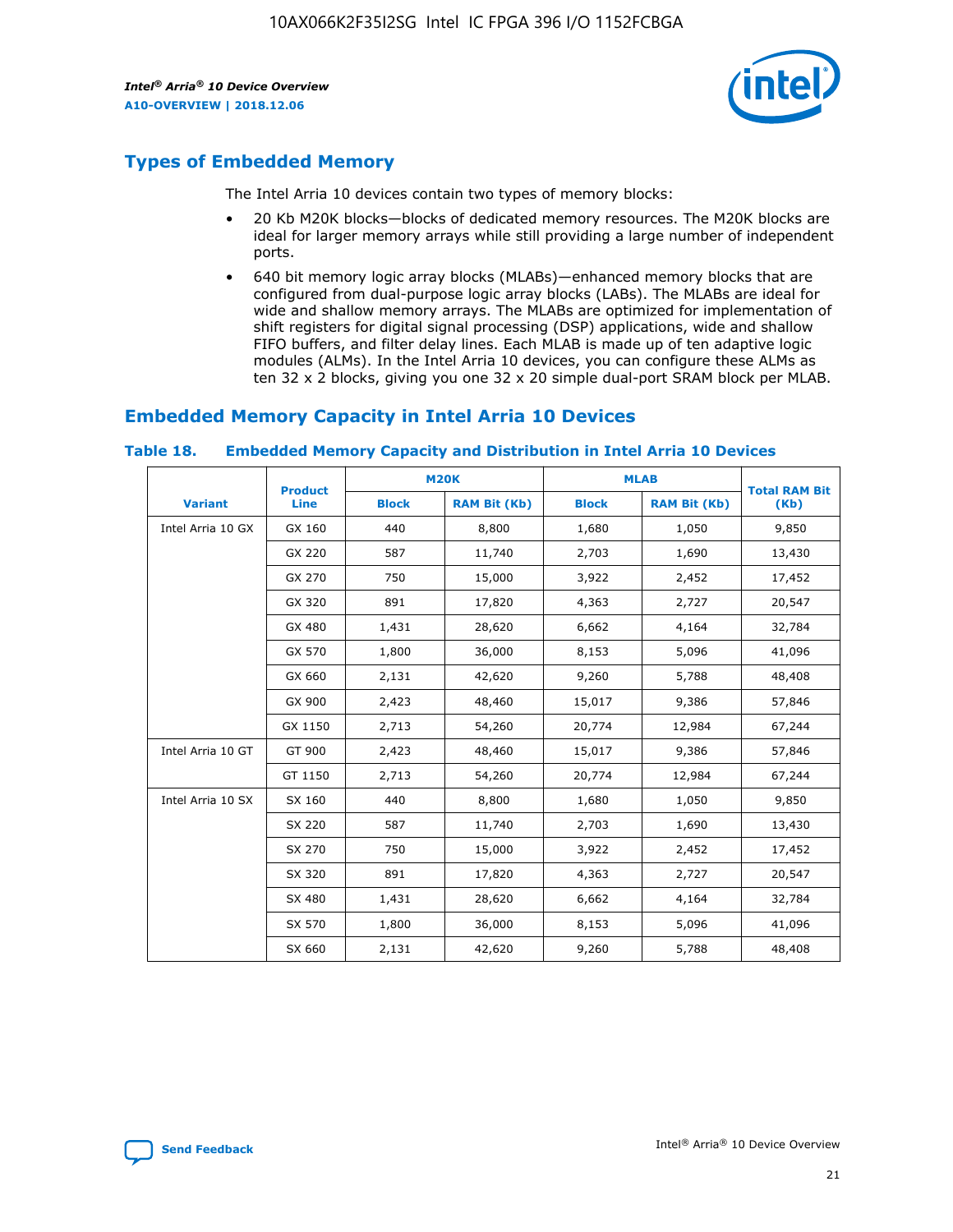## Types of Embedded Memory

The Intel Arria 10 devices contain two types of memory blocks:

- 20 Kb M20K blocks—blocks of dedicated memory resources. The M20K blocks are ideal for larger memory arrays while still providing a large number of independent ports.
- 640 bit memory logic array blocks (MLABs)—enhanced memory blocks that are configured from dual-purpose logic array blocks (LABs). The MLABs are ideal for wide and shallow memory arrays. The MLABs are optimized for implementation of shift registers for digital signal processing (DSP) applications, wide and shallow FIFO buffers, and filter delay lines. Each MLAB is made up of ten adaptive logic modules (ALMs). In the Intel Arria 10 devices, you can configure these ALMs as ten 32 x 2 blocks, giving you one 32 x 20 simple dual-port SRAM block per MLAB.

## Embedded Memory Capacity in Intel Arria 10 Devices

**Table 18. Embedded Memory Capacity and Distribution in Intel Arria 10 Devices**

| Variant | Product Line | M20K | | MLAB | | Total RAM Bit (Kb) |
|---|---|---|---|---|---|---|
| | | Block | RAM Bit (Kb) | Block | RAM Bit (Kb) | |
| Intel Arria 10 GX | GX 160 | 440 | 8,800 | 1,680 | 1,050 | 9,850 |
| | GX 220 | 587 | 11,740 | 2,703 | 1,690 | 13,430 |
| | GX 270 | 750 | 15,000 | 3,922 | 2,452 | 17,452 |
| | GX 320 | 891 | 17,820 | 4,363 | 2,727 | 20,547 |
| | GX 480 | 1,431 | 28,620 | 6,662 | 4,164 | 32,784 |
| | GX 570 | 1,800 | 36,000 | 8,153 | 5,096 | 41,096 |
| | GX 660 | 2,131 | 42,620 | 9,260 | 5,788 | 48,408 |
| | GX 900 | 2,423 | 48,460 | 15,017 | 9,386 | 57,846 |
| | GX 1150 | 2,713 | 54,260 | 20,774 | 12,984 | 67,244 |
| Intel Arria 10 GT | GT 900 | 2,423 | 48,460 | 15,017 | 9,386 | 57,846 |
| | GT 1150 | 2,713 | 54,260 | 20,774 | 12,984 | 67,244 |
| Intel Arria 10 SX | SX 160 | 440 | 8,800 | 1,680 | 1,050 | 9,850 |
| | SX 220 | 587 | 11,740 | 2,703 | 1,690 | 13,430 |
| | SX 270 | 750 | 15,000 | 3,922 | 2,452 | 17,452 |
| | SX 320 | 891 | 17,820 | 4,363 | 2,727 | 20,547 |
| | SX 480 | 1,431 | 28,620 | 6,662 | 4,164 | 32,784 |
| | SX 570 | 1,800 | 36,000 | 8,153 | 5,096 | 41,096 |
| | SX 660 | 2,131 | 42,620 | 9,260 | 5,788 | 48,408 |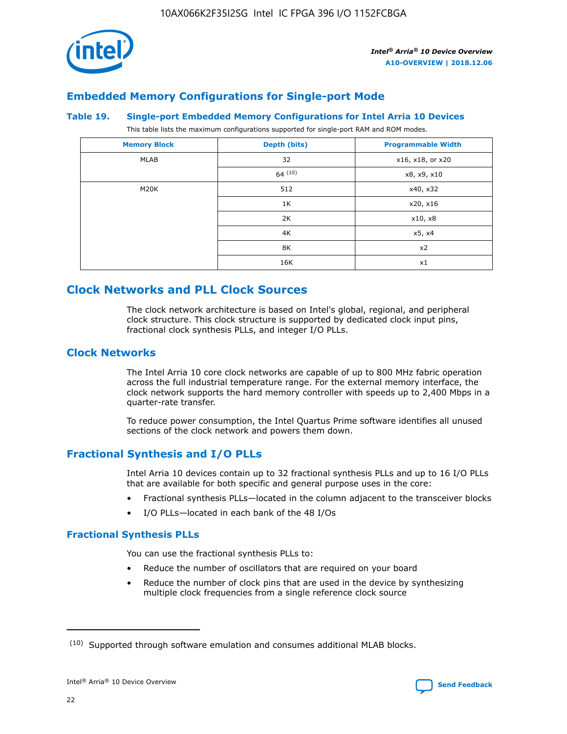## Embedded Memory Configurations for Single-port Mode

### Table 19. Single-port Embedded Memory Configurations for Intel Arria 10 Devices

This table lists the maximum configurations supported for single-port RAM and ROM modes.

| Memory Block | Depth (bits) | Programmable Width |
| --- | --- | --- |
| MLAB | 32 | x16, x18, or x20 |
| | 64 [10] | x8, x9, x10 |
| M20K | 512 | x40, x32 |
| | 1K | x20, x16 |
| | 2K | x10, x8 |
| | 4K | x5, x4 |
| | 8K | x2 |
| | 16K | x1 |

# Clock Networks and PLL Clock Sources

The clock network architecture is based on Intel's global, regional, and peripheral clock structure. This clock structure is supported by dedicated clock input pins, fractional clock synthesis PLLs, and integer I/O PLLs.

## Clock Networks

The Intel Arria 10 core clock networks are capable of up to 800 MHz fabric operation across the full industrial temperature range. For the external memory interface, the clock network supports the hard memory controller with speeds up to 2,400 Mbps in a quarter-rate transfer.

To reduce power consumption, the Intel Quartus Prime software identifies all unused sections of the clock network and powers them down.

## Fractional Synthesis and I/O PLLs

Intel Arria 10 devices contain up to 32 fractional synthesis PLLs and up to 16 I/O PLLs that are available for both specific and general purpose uses in the core:

- Fractional synthesis PLLs—located in the column adjacent to the transceiver blocks
- I/O PLLs—located in each bank of the 48 I/Os

### Fractional Synthesis PLLs

You can use the fractional synthesis PLLs to:

- Reduce the number of oscillators that are required on your board
- Reduce the number of clock pins that are used in the device by synthesizing multiple clock frequencies from a single reference clock source

(10) Supported through software emulation and consumes additional MLAB blocks.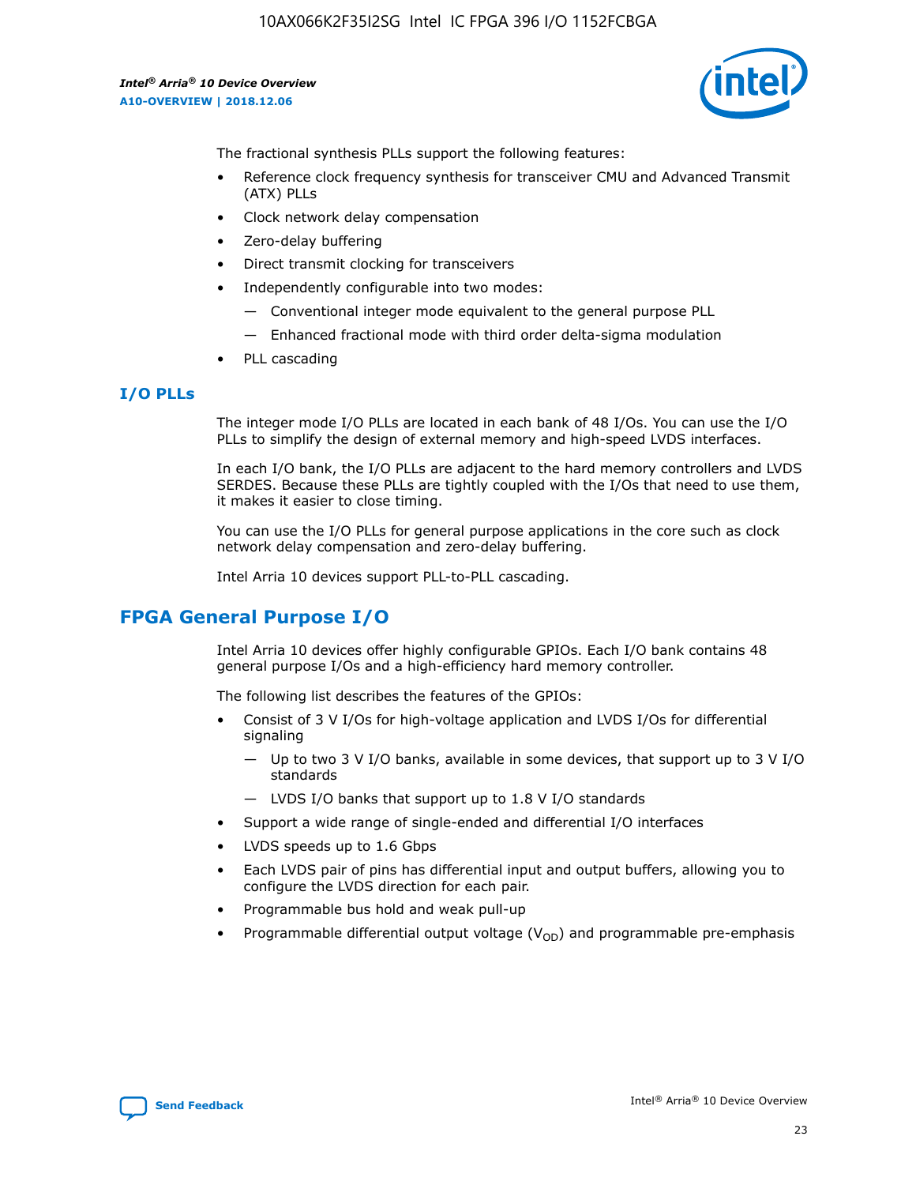The fractional synthesis PLLs support the following features:

- Reference clock frequency synthesis for transceiver CMU and Advanced Transmit (ATX) PLLs
- Clock network delay compensation
- Zero-delay buffering
- Direct transmit clocking for transceivers
- Independently configurable into two modes:
  - Conventional integer mode equivalent to the general purpose PLL
  - Enhanced fractional mode with third order delta-sigma modulation
- PLL cascading

### I/O PLLs

The integer mode I/O PLLs are located in each bank of 48 I/Os. You can use the I/O PLLs to simplify the design of external memory and high-speed LVDS interfaces.

In each I/O bank, the I/O PLLs are adjacent to the hard memory controllers and LVDS SERDES. Because these PLLs are tightly coupled with the I/Os that need to use them, it makes it easier to close timing.

You can use the I/O PLLs for general purpose applications in the core such as clock network delay compensation and zero-delay buffering.

Intel Arria 10 devices support PLL-to-PLL cascading.

## FPGA General Purpose I/O

Intel Arria 10 devices offer highly configurable GPIOs. Each I/O bank contains 48 general purpose I/Os and a high-efficiency hard memory controller.

The following list describes the features of the GPIOs:

- Consist of 3 V I/Os for high-voltage application and LVDS I/Os for differential signaling
  - Up to two 3 V I/O banks, available in some devices, that support up to 3 V I/O standards
  - LVDS I/O banks that support up to 1.8 V I/O standards
- Support a wide range of single-ended and differential I/O interfaces
- LVDS speeds up to 1.6 Gbps
- Each LVDS pair of pins has differential input and output buffers, allowing you to configure the LVDS direction for each pair.
- Programmable bus hold and weak pull-up
- Programmable differential output voltage ($V_{OD}$) and programmable pre-emphasis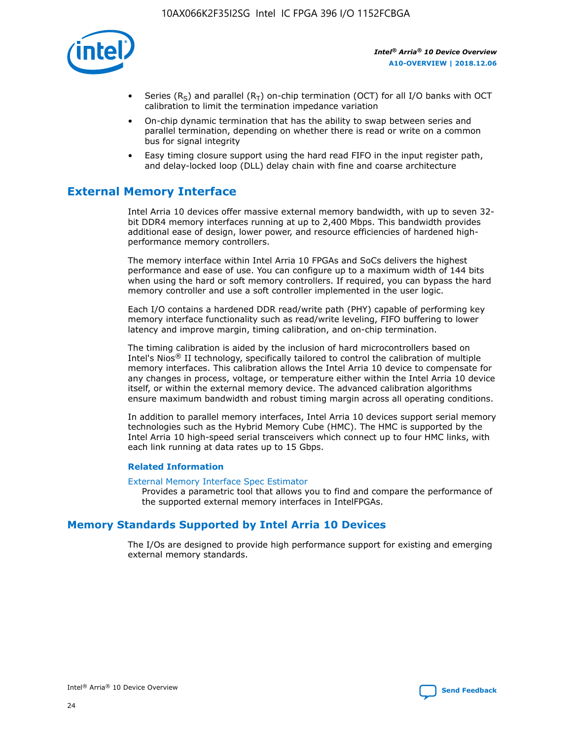- Series ($R_S$) and parallel ($R_T$) on-chip termination (OCT) for all I/O banks with OCT calibration to limit the termination impedance variation
- On-chip dynamic termination that has the ability to swap between series and parallel termination, depending on whether there is read or write on a common bus for signal integrity
- Easy timing closure support using the hard read FIFO in the input register path, and delay-locked loop (DLL) delay chain with fine and coarse architecture

## External Memory Interface

Intel Arria 10 devices offer massive external memory bandwidth, with up to seven 32-bit DDR4 memory interfaces running at up to 2,400 Mbps. This bandwidth provides additional ease of design, lower power, and resource efficiencies of hardened high-performance memory controllers.

The memory interface within Intel Arria 10 FPGAs and SoCs delivers the highest performance and ease of use. You can configure up to a maximum width of 144 bits when using the hard or soft memory controllers. If required, you can bypass the hard memory controller and use a soft controller implemented in the user logic.

Each I/O contains a hardened DDR read/write path (PHY) capable of performing key memory interface functionality such as read/write leveling, FIFO buffering to lower latency and improve margin, timing calibration, and on-chip termination.

The timing calibration is aided by the inclusion of hard microcontrollers based on Intel's Nios® II technology, specifically tailored to control the calibration of multiple memory interfaces. This calibration allows the Intel Arria 10 device to compensate for any changes in process, voltage, or temperature either within the Intel Arria 10 device itself, or within the external memory device. The advanced calibration algorithms ensure maximum bandwidth and robust timing margin across all operating conditions.

In addition to parallel memory interfaces, Intel Arria 10 devices support serial memory technologies such as the Hybrid Memory Cube (HMC). The HMC is supported by the Intel Arria 10 high-speed serial transceivers which connect up to four HMC links, with each link running at data rates up to 15 Gbps.

### Related Information

External Memory Interface Spec Estimator

Provides a parametric tool that allows you to find and compare the performance of the supported external memory interfaces in IntelFPGAs.

## Memory Standards Supported by Intel Arria 10 Devices

The I/Os are designed to provide high performance support for existing and emerging external memory standards.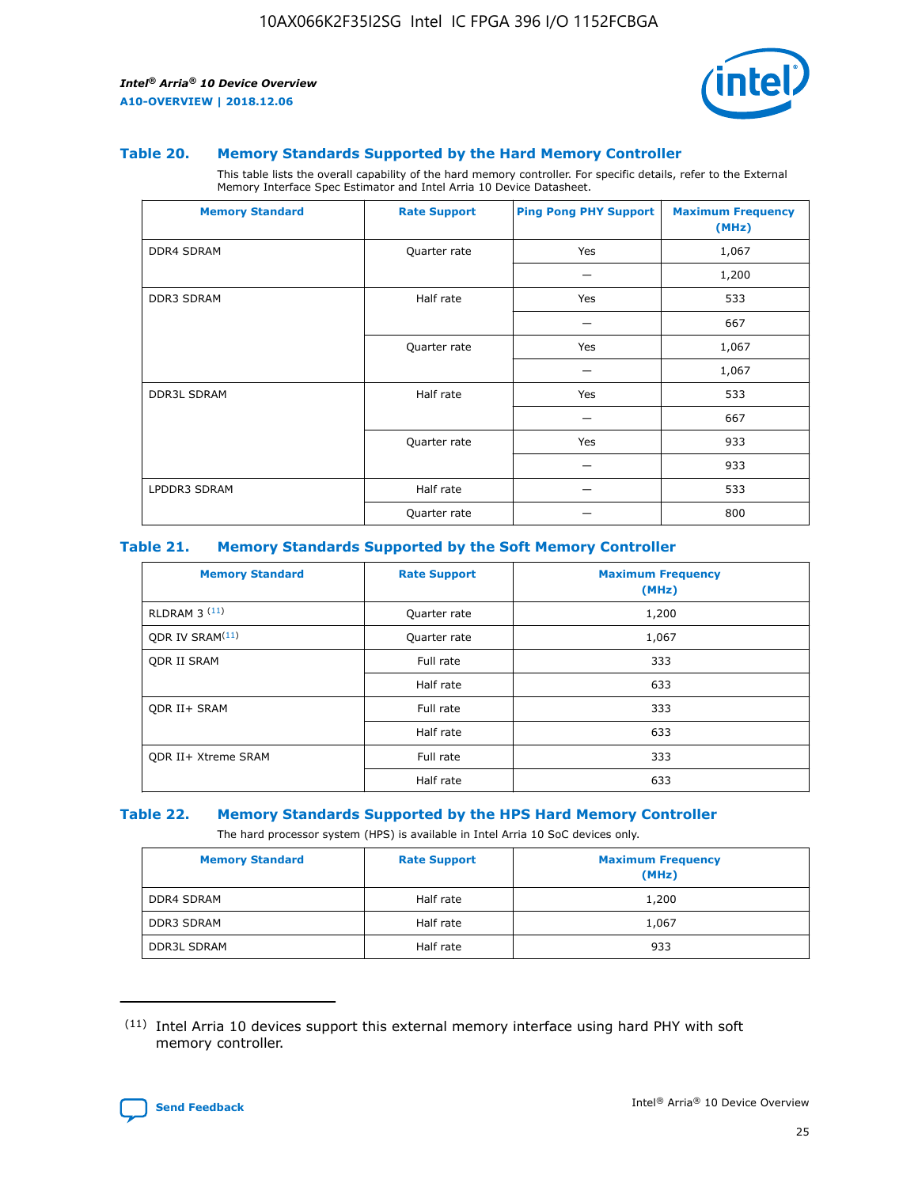### Table 20. Memory Standards Supported by the Hard Memory Controller

This table lists the overall capability of the hard memory controller. For specific details, refer to the External Memory Interface Spec Estimator and Intel Arria 10 Device Datasheet.

| Memory Standard | Rate Support | Ping Pong PHY Support | Maximum Frequency (MHz) |
|---|---|---|---|
| DDR4 SDRAM | Quarter rate | Yes | 1,067 |
| | | — | 1,200 |
| DDR3 SDRAM | Half rate | Yes | 533 |
| | | — | 667 |
| | Quarter rate | Yes | 1,067 |
| | | — | 1,067 |
| DDR3L SDRAM | Half rate | Yes | 533 |
| | | — | 667 |
| | Quarter rate | Yes | 933 |
| | | — | 933 |
| LPDDR3 SDRAM | Half rate | — | 533 |
| | Quarter rate | — | 800 |

### Table 21. Memory Standards Supported by the Soft Memory Controller

| Memory Standard | Rate Support | Maximum Frequency (MHz) |
|---|---|---|
| RLDRAM 3 [(11)] | Quarter rate | 1,200 |
| QDR IV SRAM[(11)] | Quarter rate | 1,067 |
| QDR II SRAM | Full rate | 333 |
| | Half rate | 633 |
| QDR II+ SRAM | Full rate | 333 |
| | Half rate | 633 |
| QDR II+ Xtreme SRAM | Full rate | 333 |
| | Half rate | 633 |

### Table 22. Memory Standards Supported by the HPS Hard Memory Controller

The hard processor system (HPS) is available in Intel Arria 10 SoC devices only.

| Memory Standard | Rate Support | Maximum Frequency (MHz) |
|---|---|---|
| DDR4 SDRAM | Half rate | 1,200 |
| DDR3 SDRAM | Half rate | 1,067 |
| DDR3L SDRAM | Half rate | 933 |

(11) Intel Arria 10 devices support this external memory interface using hard PHY with soft memory controller.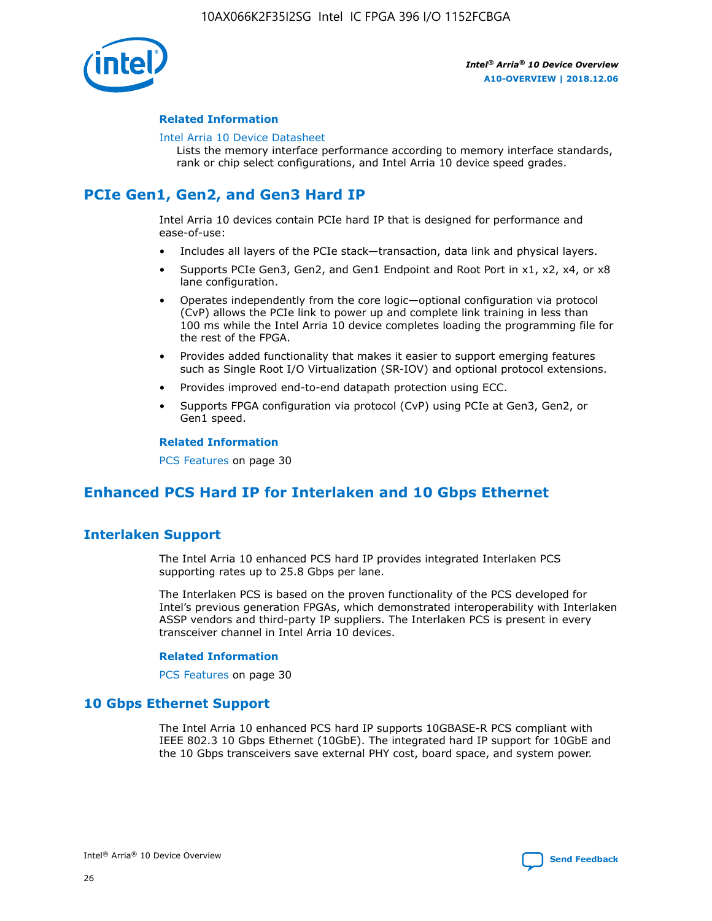**Related Information**

Intel Arria 10 Device Datasheet
Lists the memory interface performance according to memory interface standards, rank or chip select configurations, and Intel Arria 10 device speed grades.

## PCIe Gen1, Gen2, and Gen3 Hard IP

Intel Arria 10 devices contain PCIe hard IP that is designed for performance and ease-of-use:

- Includes all layers of the PCIe stack—transaction, data link and physical layers.
- Supports PCIe Gen3, Gen2, and Gen1 Endpoint and Root Port in x1, x2, x4, or x8 lane configuration.
- Operates independently from the core logic—optional configuration via protocol (CvP) allows the PCIe link to power up and complete link training in less than 100 ms while the Intel Arria 10 device completes loading the programming file for the rest of the FPGA.
- Provides added functionality that makes it easier to support emerging features such as Single Root I/O Virtualization (SR-IOV) and optional protocol extensions.
- Provides improved end-to-end datapath protection using ECC.
- Supports FPGA configuration via protocol (CvP) using PCIe at Gen3, Gen2, or Gen1 speed.

**Related Information**

PCS Features on page 30

## Enhanced PCS Hard IP for Interlaken and 10 Gbps Ethernet

### Interlaken Support

The Intel Arria 10 enhanced PCS hard IP provides integrated Interlaken PCS supporting rates up to 25.8 Gbps per lane.

The Interlaken PCS is based on the proven functionality of the PCS developed for Intel's previous generation FPGAs, which demonstrated interoperability with Interlaken ASSP vendors and third-party IP suppliers. The Interlaken PCS is present in every transceiver channel in Intel Arria 10 devices.

**Related Information**

PCS Features on page 30

### 10 Gbps Ethernet Support

The Intel Arria 10 enhanced PCS hard IP supports 10GBASE-R PCS compliant with IEEE 802.3 10 Gbps Ethernet (10GbE). The integrated hard IP support for 10GbE and the 10 Gbps transceivers save external PHY cost, board space, and system power.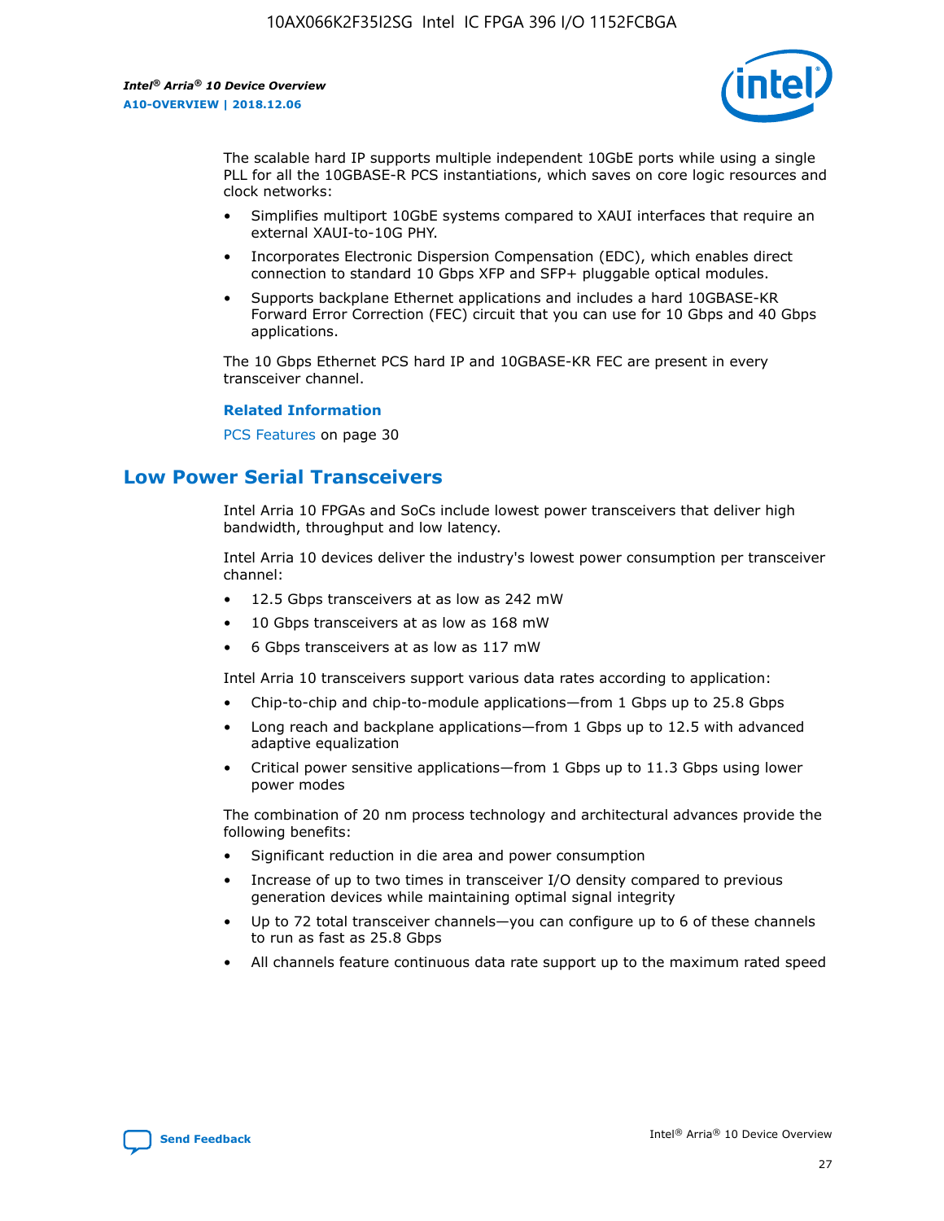The scalable hard IP supports multiple independent 10GbE ports while using a single PLL for all the 10GBASE-R PCS instantiations, which saves on core logic resources and clock networks:

- Simplifies multiport 10GbE systems compared to XAUI interfaces that require an external XAUI-to-10G PHY.
- Incorporates Electronic Dispersion Compensation (EDC), which enables direct connection to standard 10 Gbps XFP and SFP+ pluggable optical modules.
- Supports backplane Ethernet applications and includes a hard 10GBASE-KR Forward Error Correction (FEC) circuit that you can use for 10 Gbps and 40 Gbps applications.

The 10 Gbps Ethernet PCS hard IP and 10GBASE-KR FEC are present in every transceiver channel.

**Related Information**

PCS Features on page 30

## Low Power Serial Transceivers

Intel Arria 10 FPGAs and SoCs include lowest power transceivers that deliver high bandwidth, throughput and low latency.

Intel Arria 10 devices deliver the industry's lowest power consumption per transceiver channel:

- 12.5 Gbps transceivers at as low as 242 mW
- 10 Gbps transceivers at as low as 168 mW
- 6 Gbps transceivers at as low as 117 mW

Intel Arria 10 transceivers support various data rates according to application:

- Chip-to-chip and chip-to-module applications—from 1 Gbps up to 25.8 Gbps
- Long reach and backplane applications—from 1 Gbps up to 12.5 with advanced adaptive equalization
- Critical power sensitive applications—from 1 Gbps up to 11.3 Gbps using lower power modes

The combination of 20 nm process technology and architectural advances provide the following benefits:

- Significant reduction in die area and power consumption
- Increase of up to two times in transceiver I/O density compared to previous generation devices while maintaining optimal signal integrity
- Up to 72 total transceiver channels—you can configure up to 6 of these channels to run as fast as 25.8 Gbps
- All channels feature continuous data rate support up to the maximum rated speed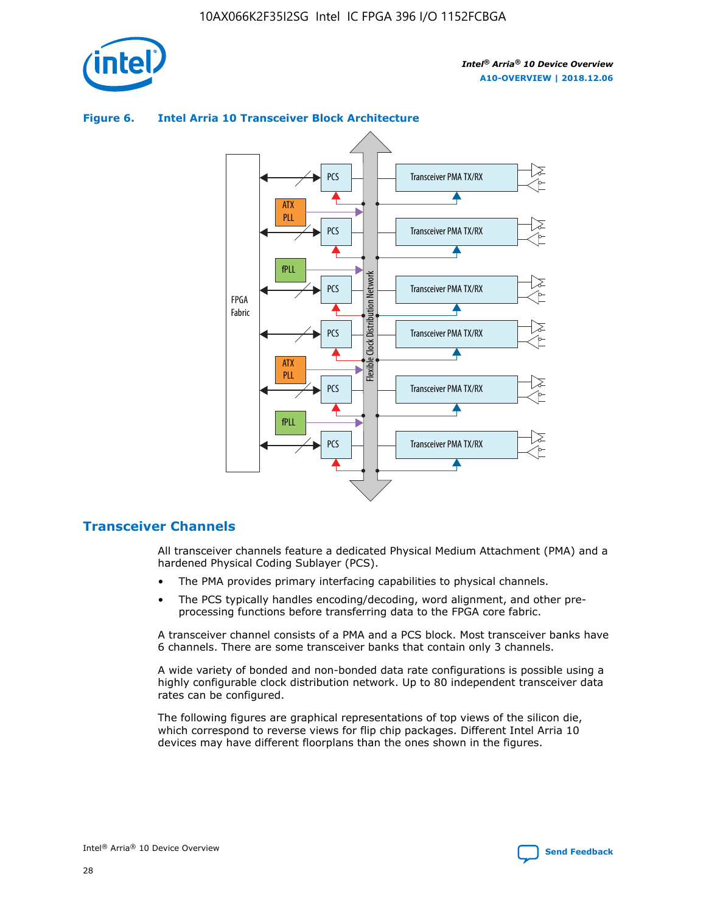**Figure 6. Intel Arria 10 Transceiver Block Architecture**

FPGA Fabric

ATX PLL

fPLL

ATX PLL

fPLL

PCS

PCS

PCS

PCS

PCS

PCS

Flexible Clock Distribution Network

Transceiver PMA TX/RX

Transceiver PMA TX/RX

Transceiver PMA TX/RX

Transceiver PMA TX/RX

Transceiver PMA TX/RX

Transceiver PMA TX/RX

## Transceiver Channels

All transceiver channels feature a dedicated Physical Medium Attachment (PMA) and a hardened Physical Coding Sublayer (PCS).

- The PMA provides primary interfacing capabilities to physical channels.
- The PCS typically handles encoding/decoding, word alignment, and other pre-processing functions before transferring data to the FPGA core fabric.

A transceiver channel consists of a PMA and a PCS block. Most transceiver banks have 6 channels. There are some transceiver banks that contain only 3 channels.

A wide variety of bonded and non-bonded data rate configurations is possible using a highly configurable clock distribution network. Up to 80 independent transceiver data rates can be configured.

The following figures are graphical representations of top views of the silicon die, which correspond to reverse views for flip chip packages. Different Intel Arria 10 devices may have different floorplans than the ones shown in the figures.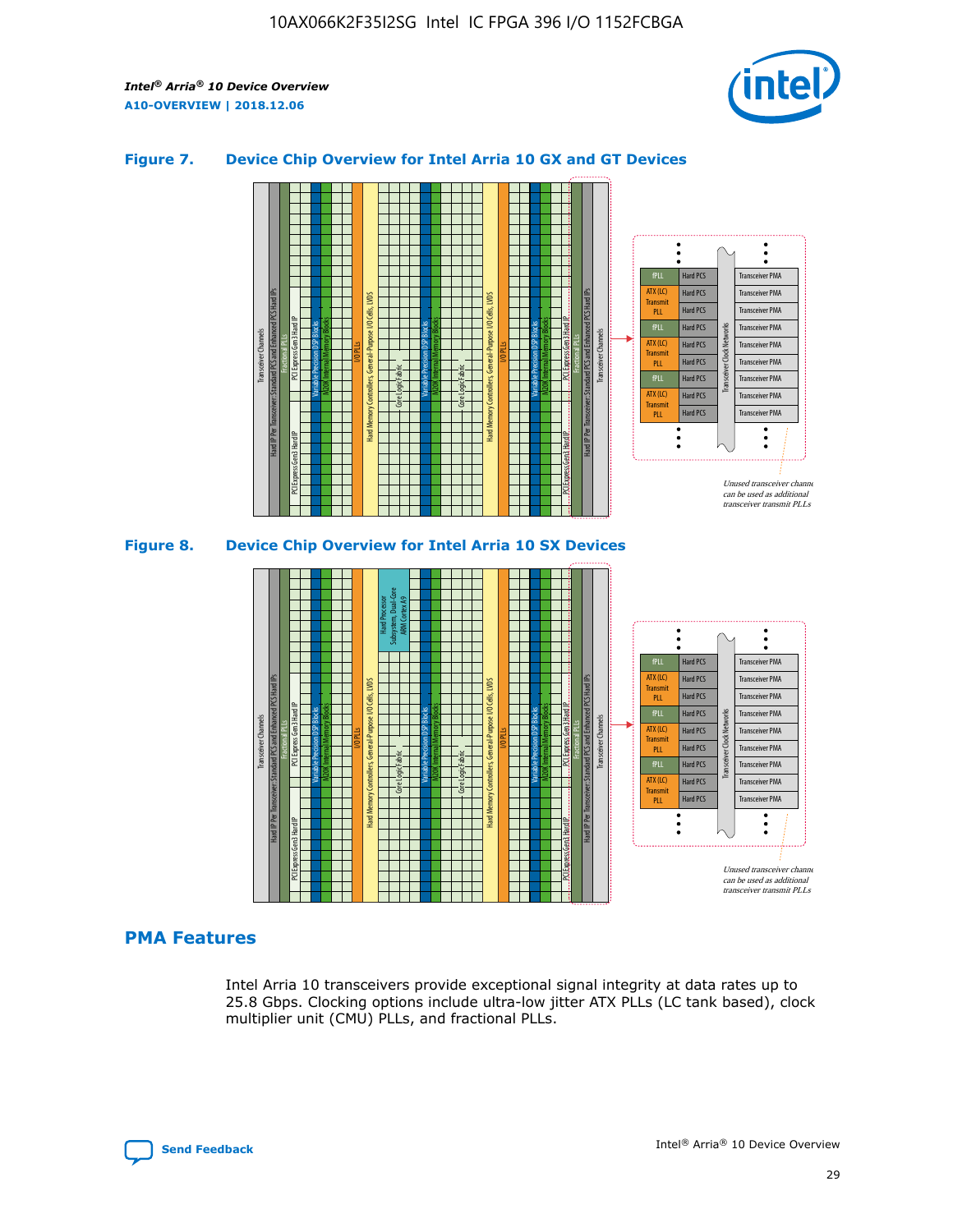## Figure 7. Device Chip Overview for Intel Arria 10 GX and GT Devices

Transceiver Channels
Hard IP Per Transceiver: Standard PCS and Enhanced PCS Hard IPs
Fractional PLLs
PCI Express Gen3 Hard IP
Variable Precision DSP Blocks
M20K Internal Memory Blocks
I/O PLLs
Hard Memory Controllers General-Purpose I/O Cells, LVDS
Core Logic Fabric

fPLL
ATX (LC) Transmit PLL
Hard PCS
Transceiver Clock Networks
Transceiver PMA

Unused transceiver channels can be used as additional transceiver transmit PLLs

## Figure 8. Device Chip Overview for Intel Arria 10 SX Devices

Transceiver Channels
Hard IP Per Transceiver: Standard PCS and Enhanced PCS Hard IPs
Fractional PLLs
PCI Express Gen3 Hard IP
Variable Precision DSP Blocks
M20K Internal Memory Blocks
I/O PLLs
Hard Memory Controllers General-Purpose I/O Cells, LVDS
Hard Processor Subsystem, Dual-Core ARM Cortex A9
Core Logic Fabric

fPLL
ATX (LC) Transmit PLL
Hard PCS
Transceiver Clock Networks
Transceiver PMA

Unused transceiver channels can be used as additional transceiver transmit PLLs

## PMA Features

Intel Arria 10 transceivers provide exceptional signal integrity at data rates up to 25.8 Gbps. Clocking options include ultra-low jitter ATX PLLs (LC tank based), clock multiplier unit (CMU) PLLs, and fractional PLLs.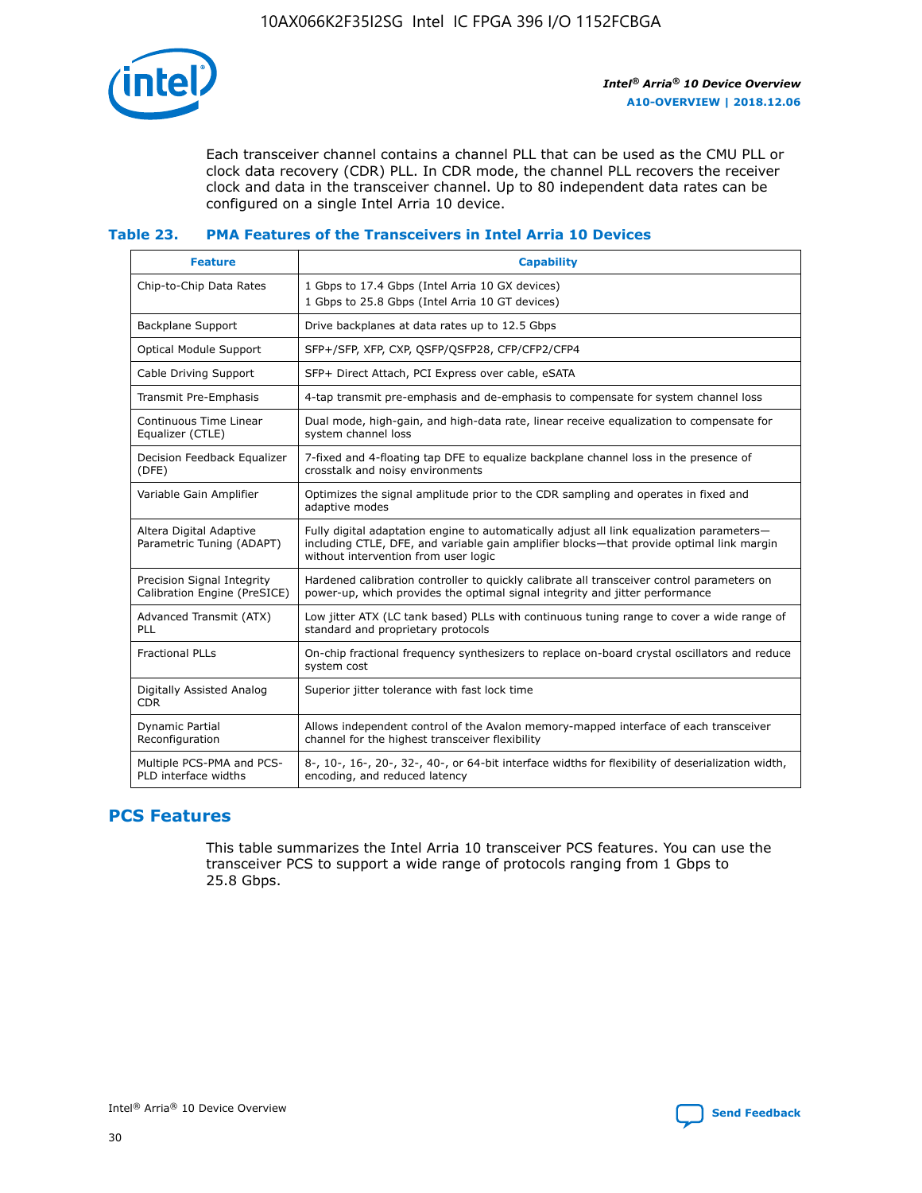Each transceiver channel contains a channel PLL that can be used as the CMU PLL or clock data recovery (CDR) PLL. In CDR mode, the channel PLL recovers the receiver clock and data in the transceiver channel. Up to 80 independent data rates can be configured on a single Intel Arria 10 device.

**Table 23. PMA Features of the Transceivers in Intel Arria 10 Devices**

| Feature | Capability |
|---|---|
| Chip-to-Chip Data Rates | 1 Gbps to 17.4 Gbps (Intel Arria 10 GX devices)<br>1 Gbps to 25.8 Gbps (Intel Arria 10 GT devices) |
| Backplane Support | Drive backplanes at data rates up to 12.5 Gbps |
| Optical Module Support | SFP+/SFP, XFP, CXP, QSFP/QSFP28, CFP/CFP2/CFP4 |
| Cable Driving Support | SFP+ Direct Attach, PCI Express over cable, eSATA |
| Transmit Pre-Emphasis | 4-tap transmit pre-emphasis and de-emphasis to compensate for system channel loss |
| Continuous Time Linear Equalizer (CTLE) | Dual mode, high-gain, and high-data rate, linear receive equalization to compensate for system channel loss |
| Decision Feedback Equalizer (DFE) | 7-fixed and 4-floating tap DFE to equalize backplane channel loss in the presence of crosstalk and noisy environments |
| Variable Gain Amplifier | Optimizes the signal amplitude prior to the CDR sampling and operates in fixed and adaptive modes |
| Altera Digital Adaptive Parametric Tuning (ADAPT) | Fully digital adaptation engine to automatically adjust all link equalization parameters—including CTLE, DFE, and variable gain amplifier blocks—that provide optimal link margin without intervention from user logic |
| Precision Signal Integrity Calibration Engine (PreSICE) | Hardened calibration controller to quickly calibrate all transceiver control parameters on power-up, which provides the optimal signal integrity and jitter performance |
| Advanced Transmit (ATX) PLL | Low jitter ATX (LC tank based) PLLs with continuous tuning range to cover a wide range of standard and proprietary protocols |
| Fractional PLLs | On-chip fractional frequency synthesizers to replace on-board crystal oscillators and reduce system cost |
| Digitally Assisted Analog CDR | Superior jitter tolerance with fast lock time |
| Dynamic Partial Reconfiguration | Allows independent control of the Avalon memory-mapped interface of each transceiver channel for the highest transceiver flexibility |
| Multiple PCS-PMA and PCS-PLD interface widths | 8-, 10-, 16-, 20-, 32-, 40-, or 64-bit interface widths for flexibility of deserialization width, encoding, and reduced latency |

## PCS Features

This table summarizes the Intel Arria 10 transceiver PCS features. You can use the transceiver PCS to support a wide range of protocols ranging from 1 Gbps to 25.8 Gbps.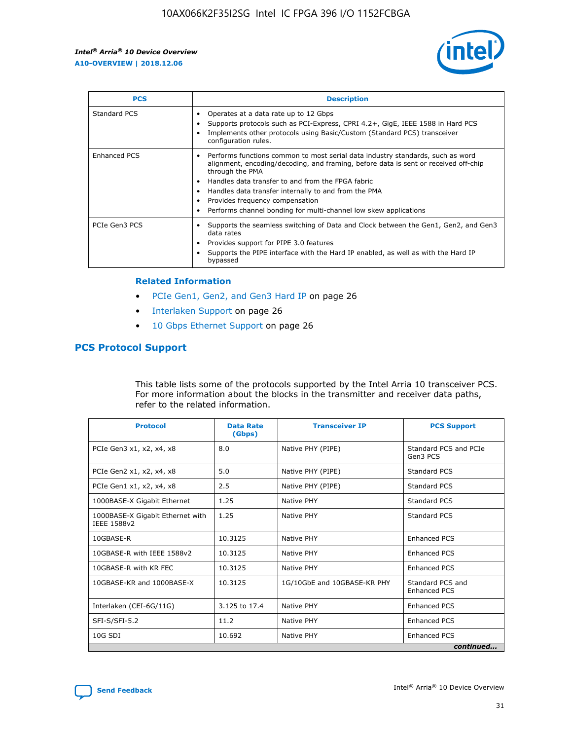| PCS | Description |
| --- | --- |
| Standard PCS | • Operates at a data rate up to 12 Gbps<br>• Supports protocols such as PCI-Express, CPRI 4.2+, GigE, IEEE 1588 in Hard PCS<br>• Implements other protocols using Basic/Custom (Standard PCS) transceiver configuration rules. |
| Enhanced PCS | • Performs functions common to most serial data industry standards, such as word alignment, encoding/decoding, and framing, before data is sent or received off-chip through the PMA<br>• Handles data transfer to and from the FPGA fabric<br>• Handles data transfer internally to and from the PMA<br>• Provides frequency compensation<br>• Performs channel bonding for multi-channel low skew applications |
| PCIe Gen3 PCS | • Supports the seamless switching of Data and Clock between the Gen1, Gen2, and Gen3 data rates<br>• Provides support for PIPE 3.0 features<br>• Supports the PIPE interface with the Hard IP enabled, as well as with the Hard IP bypassed |

**Related Information**

- PCIe Gen1, Gen2, and Gen3 Hard IP on page 26
- Interlaken Support on page 26
- 10 Gbps Ethernet Support on page 26

## PCS Protocol Support

This table lists some of the protocols supported by the Intel Arria 10 transceiver PCS. For more information about the blocks in the transmitter and receiver data paths, refer to the related information.

| Protocol | Data Rate (Gbps) | Transceiver IP | PCS Support |
| --- | --- | --- | --- |
| PCIe Gen3 x1, x2, x4, x8 | 8.0 | Native PHY (PIPE) | Standard PCS and PCIe Gen3 PCS |
| PCIe Gen2 x1, x2, x4, x8 | 5.0 | Native PHY (PIPE) | Standard PCS |
| PCIe Gen1 x1, x2, x4, x8 | 2.5 | Native PHY (PIPE) | Standard PCS |
| 1000BASE-X Gigabit Ethernet | 1.25 | Native PHY | Standard PCS |
| 1000BASE-X Gigabit Ethernet with IEEE 1588v2 | 1.25 | Native PHY | Standard PCS |
| 10GBASE-R | 10.3125 | Native PHY | Enhanced PCS |
| 10GBASE-R with IEEE 1588v2 | 10.3125 | Native PHY | Enhanced PCS |
| 10GBASE-R with KR FEC | 10.3125 | Native PHY | Enhanced PCS |
| 10GBASE-KR and 1000BASE-X | 10.3125 | 1G/10GbE and 10GBASE-KR PHY | Standard PCS and Enhanced PCS |
| Interlaken (CEI-6G/11G) | 3.125 to 17.4 | Native PHY | Enhanced PCS |
| SFI-S/SFI-5.2 | 11.2 | Native PHY | Enhanced PCS |
| 10G SDI | 10.692 | Native PHY | Enhanced PCS |

*continued...*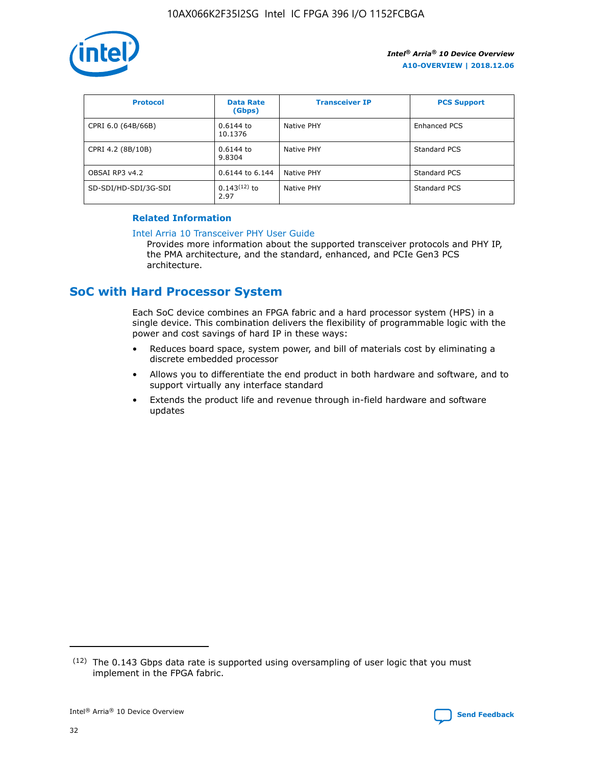| Protocol | Data Rate (Gbps) | Transceiver IP | PCS Support |
| --- | --- | --- | --- |
| CPRI 6.0 (64B/66B) | 0.6144 to 10.1376 | Native PHY | Enhanced PCS |
| CPRI 4.2 (8B/10B) | 0.6144 to 9.8304 | Native PHY | Standard PCS |
| OBSAI RP3 v4.2 | 0.6144 to 6.144 | Native PHY | Standard PCS |
| SD-SDI/HD-SDI/3G-SDI | 0.143[12] to 2.97 | Native PHY | Standard PCS |

**Related Information**

Intel Arria 10 Transceiver PHY User Guide

Provides more information about the supported transceiver protocols and PHY IP, the PMA architecture, and the standard, enhanced, and PCIe Gen3 PCS architecture.

## SoC with Hard Processor System

Each SoC device combines an FPGA fabric and a hard processor system (HPS) in a single device. This combination delivers the flexibility of programmable logic with the power and cost savings of hard IP in these ways:

- Reduces board space, system power, and bill of materials cost by eliminating a discrete embedded processor
- Allows you to differentiate the end product in both hardware and software, and to support virtually any interface standard
- Extends the product life and revenue through in-field hardware and software updates

(12) The 0.143 Gbps data rate is supported using oversampling of user logic that you must implement in the FPGA fabric.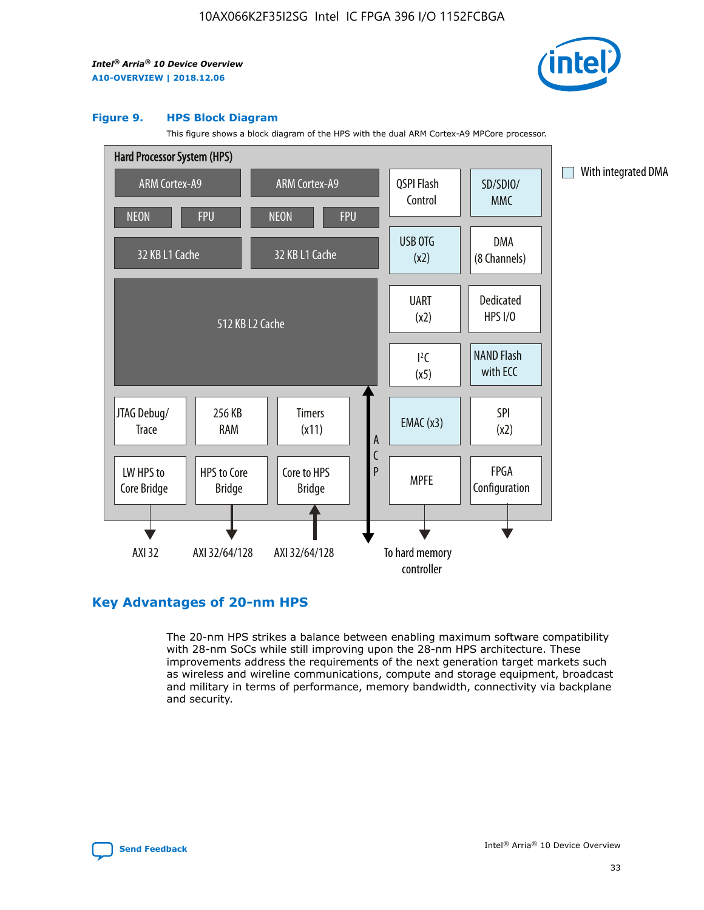**Figure 9. HPS Block Diagram**

This figure shows a block diagram of the HPS with the dual ARM Cortex-A9 MPCore processor.

Hard Processor System (HPS)

ARM Cortex-A9
NEON
FPU
32 KB L1 Cache

ARM Cortex-A9
NEON
FPU
32 KB L1 Cache

512 KB L2 Cache

QSPI Flash Control
SD/SDIO/ MMC
USB OTG (x2)
DMA (8 Channels)
UART (x2)
Dedicated HPS I/O
I²C (x5)
NAND Flash with ECC
JTAG Debug/ Trace
256 KB RAM
Timers (x11)
EMAC (x3)
SPI (x2)
LW HPS to Core Bridge
HPS to Core Bridge
Core to HPS Bridge
ACP
MPFE
FPGA Configuration

AXI 32
AXI 32/64/128
AXI 32/64/128
To hard memory controller

With integrated DMA

## Key Advantages of 20-nm HPS

The 20-nm HPS strikes a balance between enabling maximum software compatibility with 28-nm SoCs while still improving upon the 28-nm HPS architecture. These improvements address the requirements of the next generation target markets such as wireless and wireline communications, compute and storage equipment, broadcast and military in terms of performance, memory bandwidth, connectivity via backplane and security.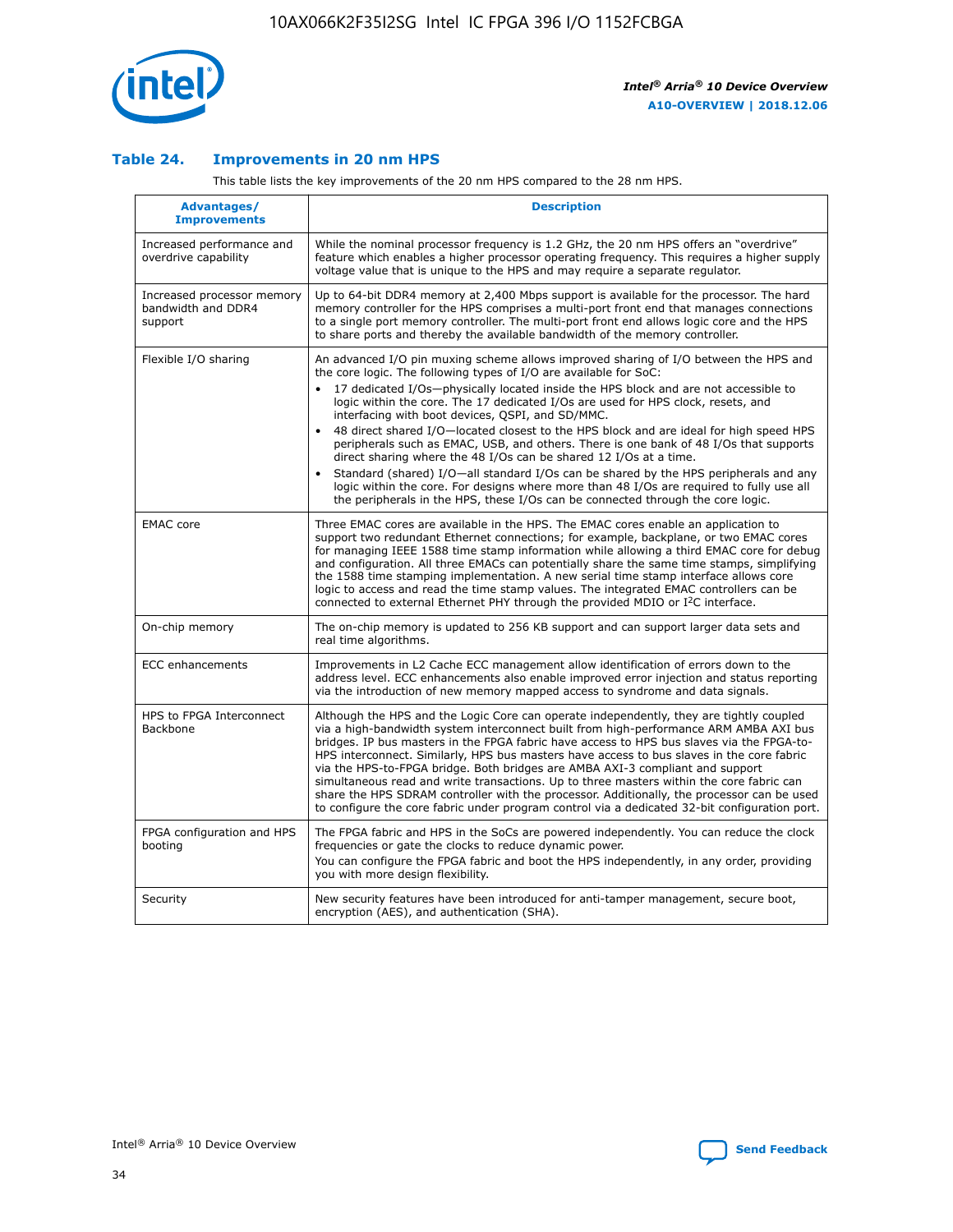## Table 24. Improvements in 20 nm HPS

This table lists the key improvements of the 20 nm HPS compared to the 28 nm HPS.

| Advantages/ Improvements | Description |
|---|---|
| Increased performance and overdrive capability | While the nominal processor frequency is 1.2 GHz, the 20 nm HPS offers an "overdrive" feature which enables a higher processor operating frequency. This requires a higher supply voltage value that is unique to the HPS and may require a separate regulator. |
| Increased processor memory bandwidth and DDR4 support | Up to 64-bit DDR4 memory at 2,400 Mbps support is available for the processor. The hard memory controller for the HPS comprises a multi-port front end that manages connections to a single port memory controller. The multi-port front end allows logic core and the HPS to share ports and thereby the available bandwidth of the memory controller. |
| Flexible I/O sharing | An advanced I/O pin muxing scheme allows improved sharing of I/O between the HPS and the core logic. The following types of I/O are available for SoC: • 17 dedicated I/Os—physically located inside the HPS block and are not accessible to logic within the core. The 17 dedicated I/Os are used for HPS clock, resets, and interfacing with boot devices, QSPI, and SD/MMC. • 48 direct shared I/O—located closest to the HPS block and are ideal for high speed HPS peripherals such as EMAC, USB, and others. There is one bank of 48 I/Os that supports direct sharing where the 48 I/Os can be shared 12 I/Os at a time. • Standard (shared) I/O—all standard I/Os can be shared by the HPS peripherals and any logic within the core. For designs where more than 48 I/Os are required to fully use all the peripherals in the HPS, these I/Os can be connected through the core logic. |
| EMAC core | Three EMAC cores are available in the HPS. The EMAC cores enable an application to support two redundant Ethernet connections; for example, backplane, or two EMAC cores for managing IEEE 1588 time stamp information while allowing a third EMAC core for debug and configuration. All three EMACs can potentially share the same time stamps, simplifying the 1588 time stamping implementation. A new serial time stamp interface allows core logic to access and read the time stamp values. The integrated EMAC controllers can be connected to external Ethernet PHY through the provided MDIO or I²C interface. |
| On-chip memory | The on-chip memory is updated to 256 KB support and can support larger data sets and real time algorithms. |
| ECC enhancements | Improvements in L2 Cache ECC management allow identification of errors down to the address level. ECC enhancements also enable improved error injection and status reporting via the introduction of new memory mapped access to syndrome and data signals. |
| HPS to FPGA Interconnect Backbone | Although the HPS and the Logic Core can operate independently, they are tightly coupled via a high-bandwidth system interconnect built from high-performance ARM AMBA AXI bus bridges. IP bus masters in the FPGA fabric have access to HPS bus slaves via the FPGA-to-HPS interconnect. Similarly, HPS bus masters have access to bus slaves in the core fabric via the HPS-to-FPGA bridge. Both bridges are AMBA AXI-3 compliant and support simultaneous read and write transactions. Up to three masters within the core fabric can share the HPS SDRAM controller with the processor. Additionally, the processor can be used to configure the core fabric under program control via a dedicated 32-bit configuration port. |
| FPGA configuration and HPS booting | The FPGA fabric and HPS in the SoCs are powered independently. You can reduce the clock frequencies or gate the clocks to reduce dynamic power. You can configure the FPGA fabric and boot the HPS independently, in any order, providing you with more design flexibility. |
| Security | New security features have been introduced for anti-tamper management, secure boot, encryption (AES), and authentication (SHA). |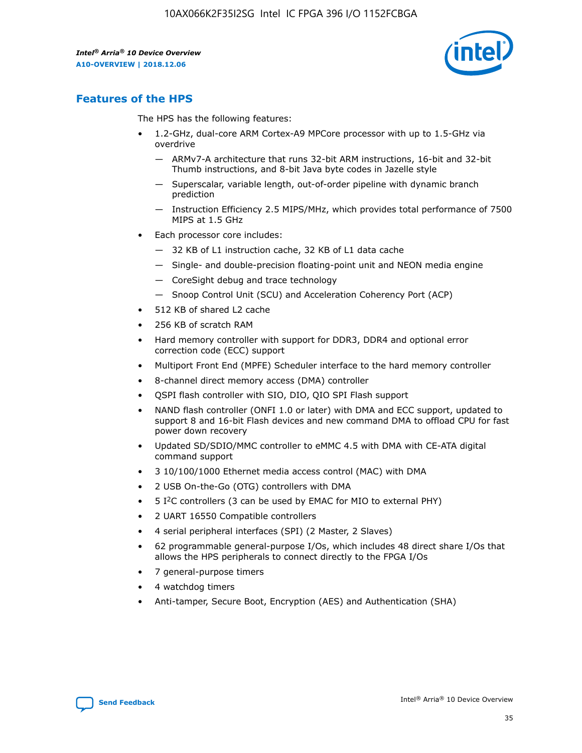## Features of the HPS

The HPS has the following features:

- 1.2-GHz, dual-core ARM Cortex-A9 MPCore processor with up to 1.5-GHz via overdrive
  - — ARMv7-A architecture that runs 32-bit ARM instructions, 16-bit and 32-bit Thumb instructions, and 8-bit Java byte codes in Jazelle style
  - — Superscalar, variable length, out-of-order pipeline with dynamic branch prediction
  - — Instruction Efficiency 2.5 MIPS/MHz, which provides total performance of 7500 MIPS at 1.5 GHz
- Each processor core includes:
  - — 32 KB of L1 instruction cache, 32 KB of L1 data cache
  - — Single- and double-precision floating-point unit and NEON media engine
  - — CoreSight debug and trace technology
  - — Snoop Control Unit (SCU) and Acceleration Coherency Port (ACP)
- 512 KB of shared L2 cache
- 256 KB of scratch RAM
- Hard memory controller with support for DDR3, DDR4 and optional error correction code (ECC) support
- Multiport Front End (MPFE) Scheduler interface to the hard memory controller
- 8-channel direct memory access (DMA) controller
- QSPI flash controller with SIO, DIO, QIO SPI Flash support
- NAND flash controller (ONFI 1.0 or later) with DMA and ECC support, updated to support 8 and 16-bit Flash devices and new command DMA to offload CPU for fast power down recovery
- Updated SD/SDIO/MMC controller to eMMC 4.5 with DMA with CE-ATA digital command support
- 3 10/100/1000 Ethernet media access control (MAC) with DMA
- 2 USB On-the-Go (OTG) controllers with DMA
- 5 I²C controllers (3 can be used by EMAC for MIO to external PHY)
- 2 UART 16550 Compatible controllers
- 4 serial peripheral interfaces (SPI) (2 Master, 2 Slaves)
- 62 programmable general-purpose I/Os, which includes 48 direct share I/Os that allows the HPS peripherals to connect directly to the FPGA I/Os
- 7 general-purpose timers
- 4 watchdog timers
- Anti-tamper, Secure Boot, Encryption (AES) and Authentication (SHA)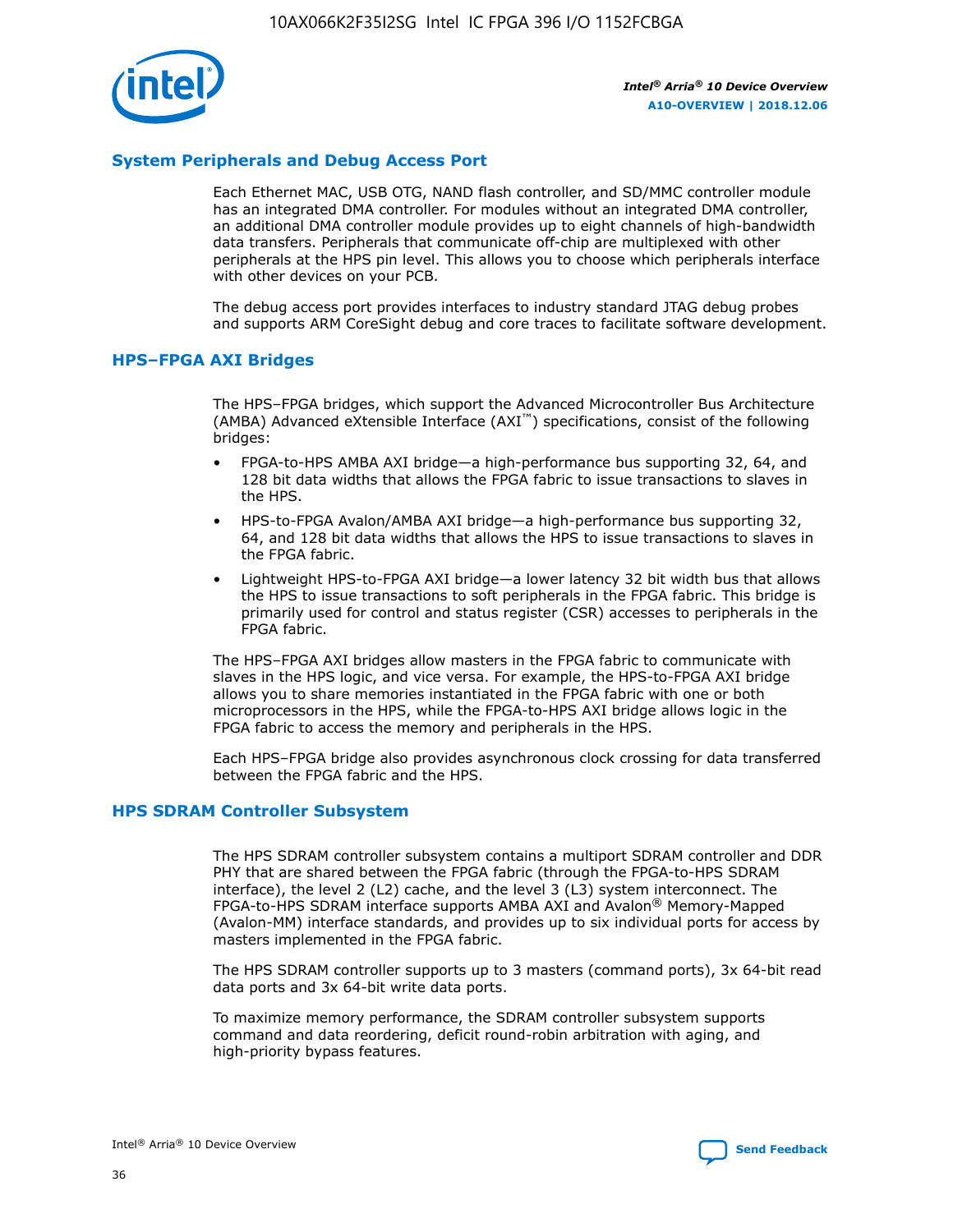## System Peripherals and Debug Access Port

Each Ethernet MAC, USB OTG, NAND flash controller, and SD/MMC controller module has an integrated DMA controller. For modules without an integrated DMA controller, an additional DMA controller module provides up to eight channels of high-bandwidth data transfers. Peripherals that communicate off-chip are multiplexed with other peripherals at the HPS pin level. This allows you to choose which peripherals interface with other devices on your PCB.

The debug access port provides interfaces to industry standard JTAG debug probes and supports ARM CoreSight debug and core traces to facilitate software development.

## HPS–FPGA AXI Bridges

The HPS–FPGA bridges, which support the Advanced Microcontroller Bus Architecture (AMBA) Advanced eXtensible Interface (AXI™) specifications, consist of the following bridges:

- FPGA-to-HPS AMBA AXI bridge—a high-performance bus supporting 32, 64, and 128 bit data widths that allows the FPGA fabric to issue transactions to slaves in the HPS.
- HPS-to-FPGA Avalon/AMBA AXI bridge—a high-performance bus supporting 32, 64, and 128 bit data widths that allows the HPS to issue transactions to slaves in the FPGA fabric.
- Lightweight HPS-to-FPGA AXI bridge—a lower latency 32 bit width bus that allows the HPS to issue transactions to soft peripherals in the FPGA fabric. This bridge is primarily used for control and status register (CSR) accesses to peripherals in the FPGA fabric.

The HPS–FPGA AXI bridges allow masters in the FPGA fabric to communicate with slaves in the HPS logic, and vice versa. For example, the HPS-to-FPGA AXI bridge allows you to share memories instantiated in the FPGA fabric with one or both microprocessors in the HPS, while the FPGA-to-HPS AXI bridge allows logic in the FPGA fabric to access the memory and peripherals in the HPS.

Each HPS–FPGA bridge also provides asynchronous clock crossing for data transferred between the FPGA fabric and the HPS.

## HPS SDRAM Controller Subsystem

The HPS SDRAM controller subsystem contains a multiport SDRAM controller and DDR PHY that are shared between the FPGA fabric (through the FPGA-to-HPS SDRAM interface), the level 2 (L2) cache, and the level 3 (L3) system interconnect. The FPGA-to-HPS SDRAM interface supports AMBA AXI and Avalon® Memory-Mapped (Avalon-MM) interface standards, and provides up to six individual ports for access by masters implemented in the FPGA fabric.

The HPS SDRAM controller supports up to 3 masters (command ports), 3x 64-bit read data ports and 3x 64-bit write data ports.

To maximize memory performance, the SDRAM controller subsystem supports command and data reordering, deficit round-robin arbitration with aging, and high-priority bypass features.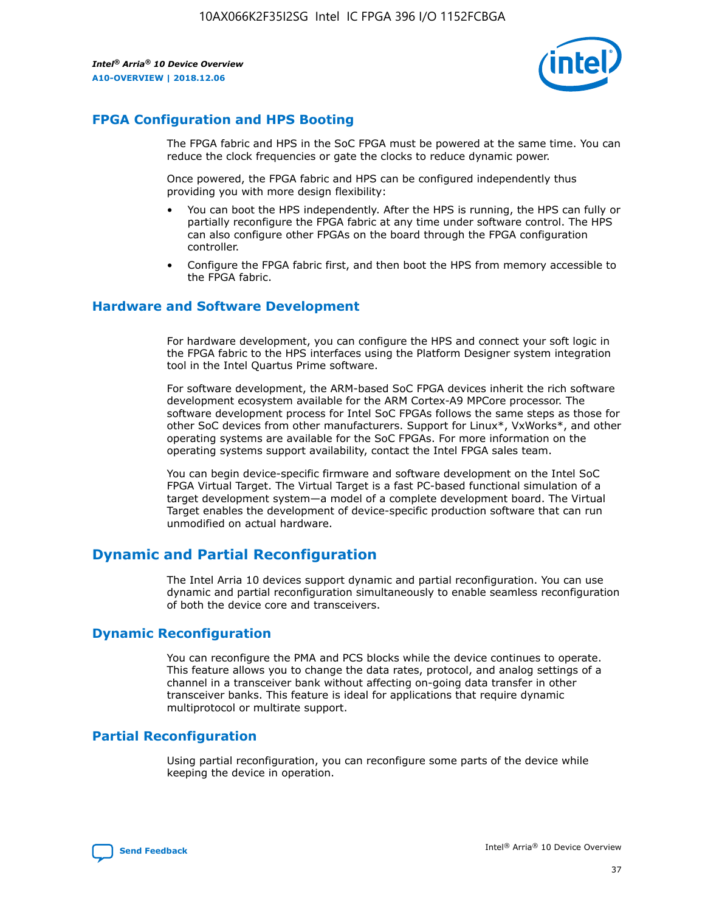## FPGA Configuration and HPS Booting

The FPGA fabric and HPS in the SoC FPGA must be powered at the same time. You can reduce the clock frequencies or gate the clocks to reduce dynamic power.

Once powered, the FPGA fabric and HPS can be configured independently thus providing you with more design flexibility:

- You can boot the HPS independently. After the HPS is running, the HPS can fully or partially reconfigure the FPGA fabric at any time under software control. The HPS can also configure other FPGAs on the board through the FPGA configuration controller.
- Configure the FPGA fabric first, and then boot the HPS from memory accessible to the FPGA fabric.

## Hardware and Software Development

For hardware development, you can configure the HPS and connect your soft logic in the FPGA fabric to the HPS interfaces using the Platform Designer system integration tool in the Intel Quartus Prime software.

For software development, the ARM-based SoC FPGA devices inherit the rich software development ecosystem available for the ARM Cortex-A9 MPCore processor. The software development process for Intel SoC FPGAs follows the same steps as those for other SoC devices from other manufacturers. Support for Linux*, VxWorks*, and other operating systems are available for the SoC FPGAs. For more information on the operating systems support availability, contact the Intel FPGA sales team.

You can begin device-specific firmware and software development on the Intel SoC FPGA Virtual Target. The Virtual Target is a fast PC-based functional simulation of a target development system—a model of a complete development board. The Virtual Target enables the development of device-specific production software that can run unmodified on actual hardware.

## Dynamic and Partial Reconfiguration

The Intel Arria 10 devices support dynamic and partial reconfiguration. You can use dynamic and partial reconfiguration simultaneously to enable seamless reconfiguration of both the device core and transceivers.

## Dynamic Reconfiguration

You can reconfigure the PMA and PCS blocks while the device continues to operate. This feature allows you to change the data rates, protocol, and analog settings of a channel in a transceiver bank without affecting on-going data transfer in other transceiver banks. This feature is ideal for applications that require dynamic multiprotocol or multirate support.

## Partial Reconfiguration

Using partial reconfiguration, you can reconfigure some parts of the device while keeping the device in operation.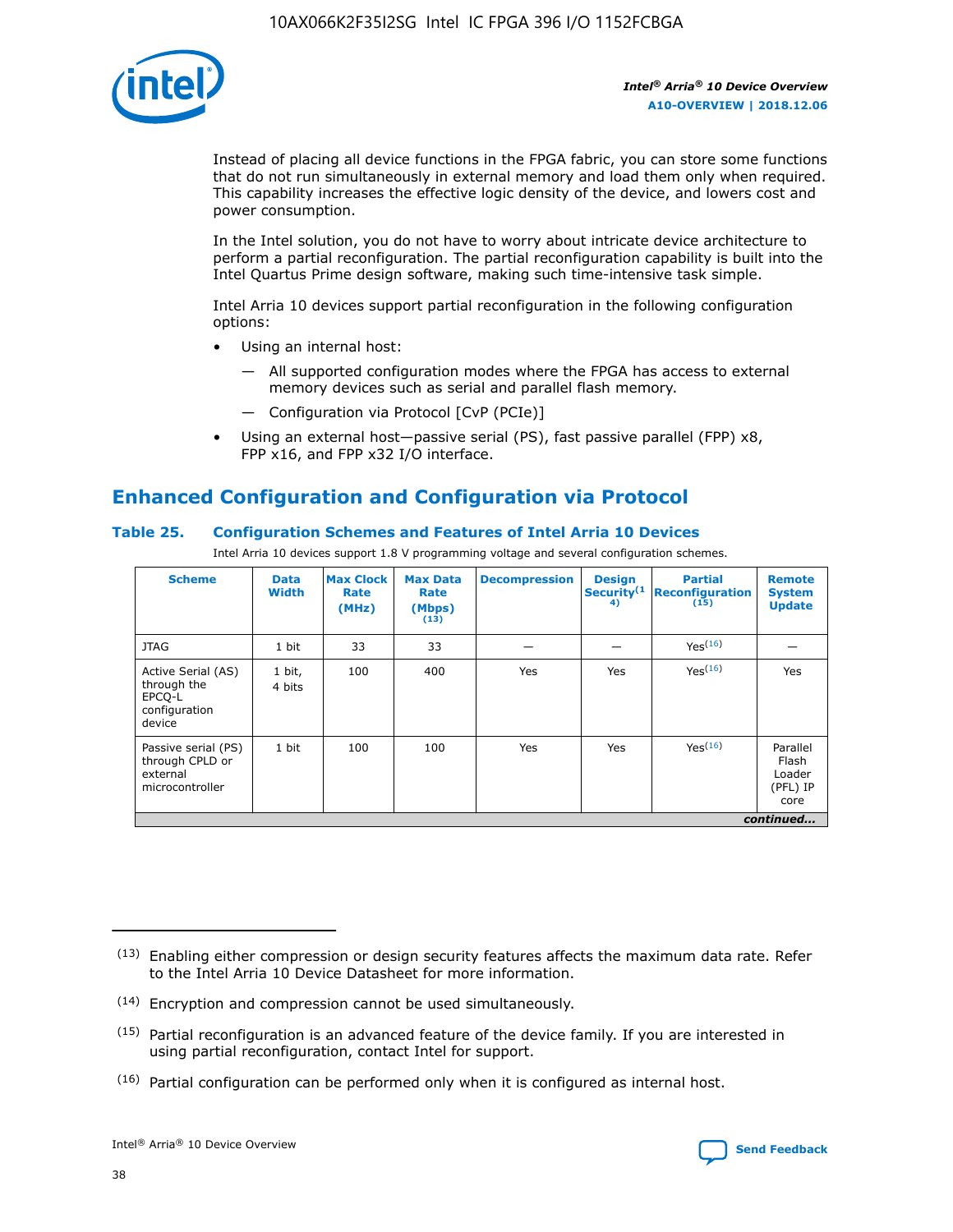Instead of placing all device functions in the FPGA fabric, you can store some functions that do not run simultaneously in external memory and load them only when required. This capability increases the effective logic density of the device, and lowers cost and power consumption.

In the Intel solution, you do not have to worry about intricate device architecture to perform a partial reconfiguration. The partial reconfiguration capability is built into the Intel Quartus Prime design software, making such time-intensive task simple.

Intel Arria 10 devices support partial reconfiguration in the following configuration options:

- Using an internal host:
  - — All supported configuration modes where the FPGA has access to external memory devices such as serial and parallel flash memory.
  - — Configuration via Protocol [CvP (PCIe)]
- Using an external host—passive serial (PS), fast passive parallel (FPP) x8, FPP x16, and FPP x32 I/O interface.

## Enhanced Configuration and Configuration via Protocol

### Table 25. Configuration Schemes and Features of Intel Arria 10 Devices

Intel Arria 10 devices support 1.8 V programming voltage and several configuration schemes.

| Scheme | Data Width | Max Clock Rate (MHz) | Max Data Rate (Mbps) (13) | Decompression | Design Security(14) | Partial Reconfiguration (15) | Remote System Update |
|---|---|---|---|---|---|---|---|
| JTAG | 1 bit | 33 | 33 | — | — | Yes(16) | — |
| Active Serial (AS) through the EPCQ-L configuration device | 1 bit, 4 bits | 100 | 400 | Yes | Yes | Yes(16) | Yes |
| Passive serial (PS) through CPLD or external microcontroller | 1 bit | 100 | 100 | Yes | Yes | Yes(16) | Parallel Flash Loader (PFL) IP core |

*continued...*

(13) Enabling either compression or design security features affects the maximum data rate. Refer to the Intel Arria 10 Device Datasheet for more information.

(14) Encryption and compression cannot be used simultaneously.

(15) Partial reconfiguration is an advanced feature of the device family. If you are interested in using partial reconfiguration, contact Intel for support.

(16) Partial configuration can be performed only when it is configured as internal host.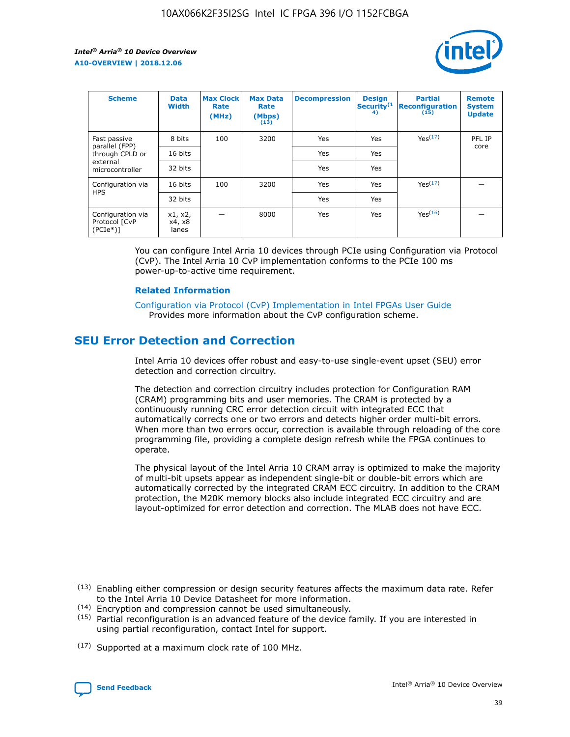| Scheme | Data Width | Max Clock Rate (MHz) | Max Data Rate (Mbps)(13) | Decompression | Design Security(14) | Partial Reconfiguration(15) | Remote System Update |
| --- | --- | --- | --- | --- | --- | --- | --- |
| Fast passive parallel (FPP) through CPLD or external microcontroller | 8 bits | 100 | 3200 | Yes | Yes | Yes(17) | PFL IP core |
| | 16 bits | | | Yes | Yes | | |
| | 32 bits | | | Yes | Yes | | |
| Configuration via HPS | 16 bits | 100 | 3200 | Yes | Yes | Yes(17) | — |
| | 32 bits | | | Yes | Yes | | |
| Configuration via Protocol [CvP (PCIe*)] | x1, x2, x4, x8 lanes | — | 8000 | Yes | Yes | Yes(16) | — |

You can configure Intel Arria 10 devices through PCIe using Configuration via Protocol (CvP). The Intel Arria 10 CvP implementation conforms to the PCIe 100 ms power-up-to-active time requirement.

**Related Information**

Configuration via Protocol (CvP) Implementation in Intel FPGAs User Guide
Provides more information about the CvP configuration scheme.

## SEU Error Detection and Correction

Intel Arria 10 devices offer robust and easy-to-use single-event upset (SEU) error detection and correction circuitry.

The detection and correction circuitry includes protection for Configuration RAM (CRAM) programming bits and user memories. The CRAM is protected by a continuously running CRC error detection circuit with integrated ECC that automatically corrects one or two errors and detects higher order multi-bit errors. When more than two errors occur, correction is available through reloading of the core programming file, providing a complete design refresh while the FPGA continues to operate.

The physical layout of the Intel Arria 10 CRAM array is optimized to make the majority of multi-bit upsets appear as independent single-bit or double-bit errors which are automatically corrected by the integrated CRAM ECC circuitry. In addition to the CRAM protection, the M20K memory blocks also include integrated ECC circuitry and are layout-optimized for error detection and correction. The MLAB does not have ECC.

(13) Enabling either compression or design security features affects the maximum data rate. Refer to the Intel Arria 10 Device Datasheet for more information.
(14) Encryption and compression cannot be used simultaneously.
(15) Partial reconfiguration is an advanced feature of the device family. If you are interested in using partial reconfiguration, contact Intel for support.

(17) Supported at a maximum clock rate of 100 MHz.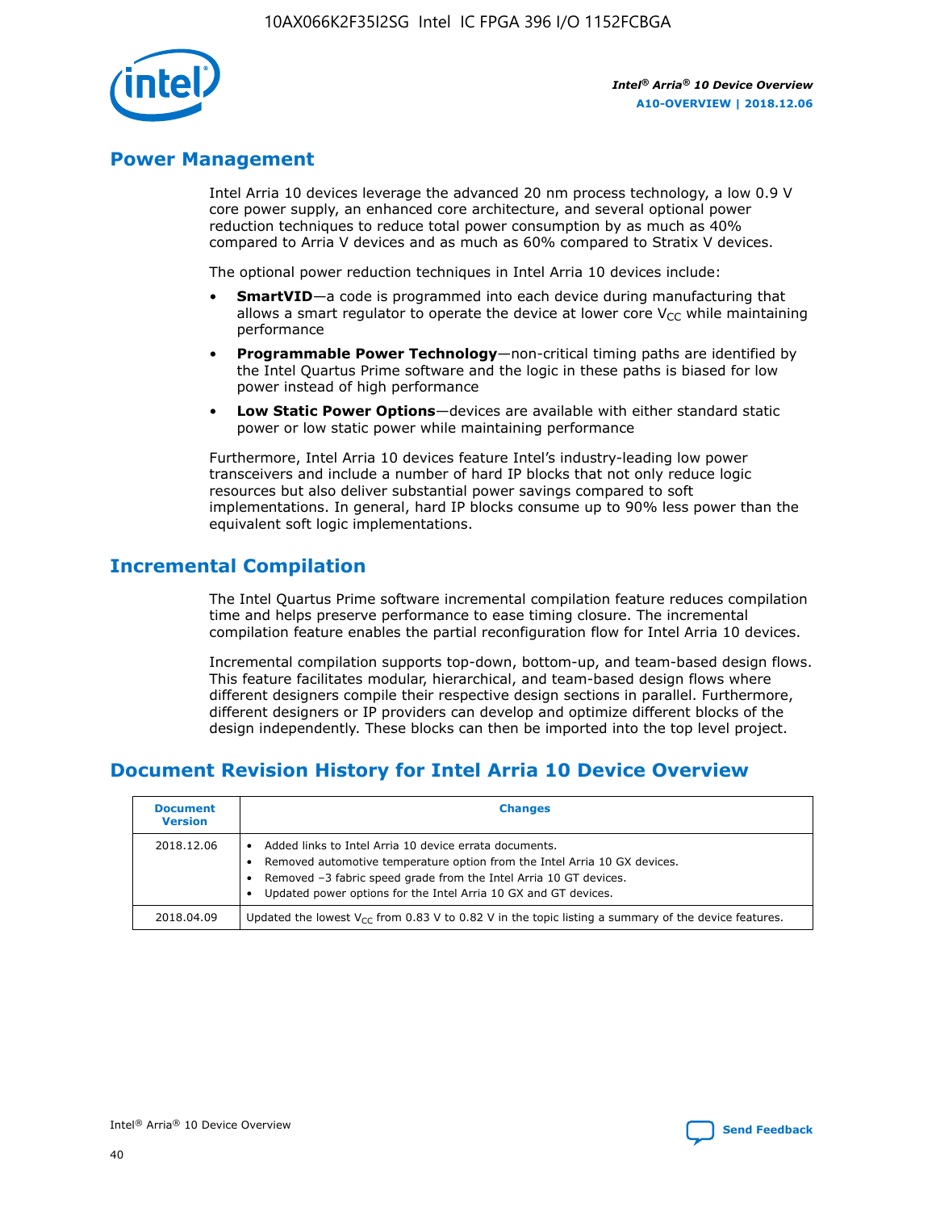## Power Management

Intel Arria 10 devices leverage the advanced 20 nm process technology, a low 0.9 V core power supply, an enhanced core architecture, and several optional power reduction techniques to reduce total power consumption by as much as 40% compared to Arria V devices and as much as 60% compared to Stratix V devices.

The optional power reduction techniques in Intel Arria 10 devices include:

- **SmartVID**—a code is programmed into each device during manufacturing that allows a smart regulator to operate the device at lower core $V_{CC}$ while maintaining performance
- **Programmable Power Technology**—non-critical timing paths are identified by the Intel Quartus Prime software and the logic in these paths is biased for low power instead of high performance
- **Low Static Power Options**—devices are available with either standard static power or low static power while maintaining performance

Furthermore, Intel Arria 10 devices feature Intel's industry-leading low power transceivers and include a number of hard IP blocks that not only reduce logic resources but also deliver substantial power savings compared to soft implementations. In general, hard IP blocks consume up to 90% less power than the equivalent soft logic implementations.

## Incremental Compilation

The Intel Quartus Prime software incremental compilation feature reduces compilation time and helps preserve performance to ease timing closure. The incremental compilation feature enables the partial reconfiguration flow for Intel Arria 10 devices.

Incremental compilation supports top-down, bottom-up, and team-based design flows. This feature facilitates modular, hierarchical, and team-based design flows where different designers compile their respective design sections in parallel. Furthermore, different designers or IP providers can develop and optimize different blocks of the design independently. These blocks can then be imported into the top level project.

## Document Revision History for Intel Arria 10 Device Overview

| Document Version | Changes |
| --- | --- |
| 2018.12.06 | • Added links to Intel Arria 10 device errata documents.<br>• Removed automotive temperature option from the Intel Arria 10 GX devices.<br>• Removed –3 fabric speed grade from the Intel Arria 10 GT devices.<br>• Updated power options for the Intel Arria 10 GX and GT devices. |
| 2018.04.09 | Updated the lowest $V_{CC}$ from 0.83 V to 0.82 V in the topic listing a summary of the device features. |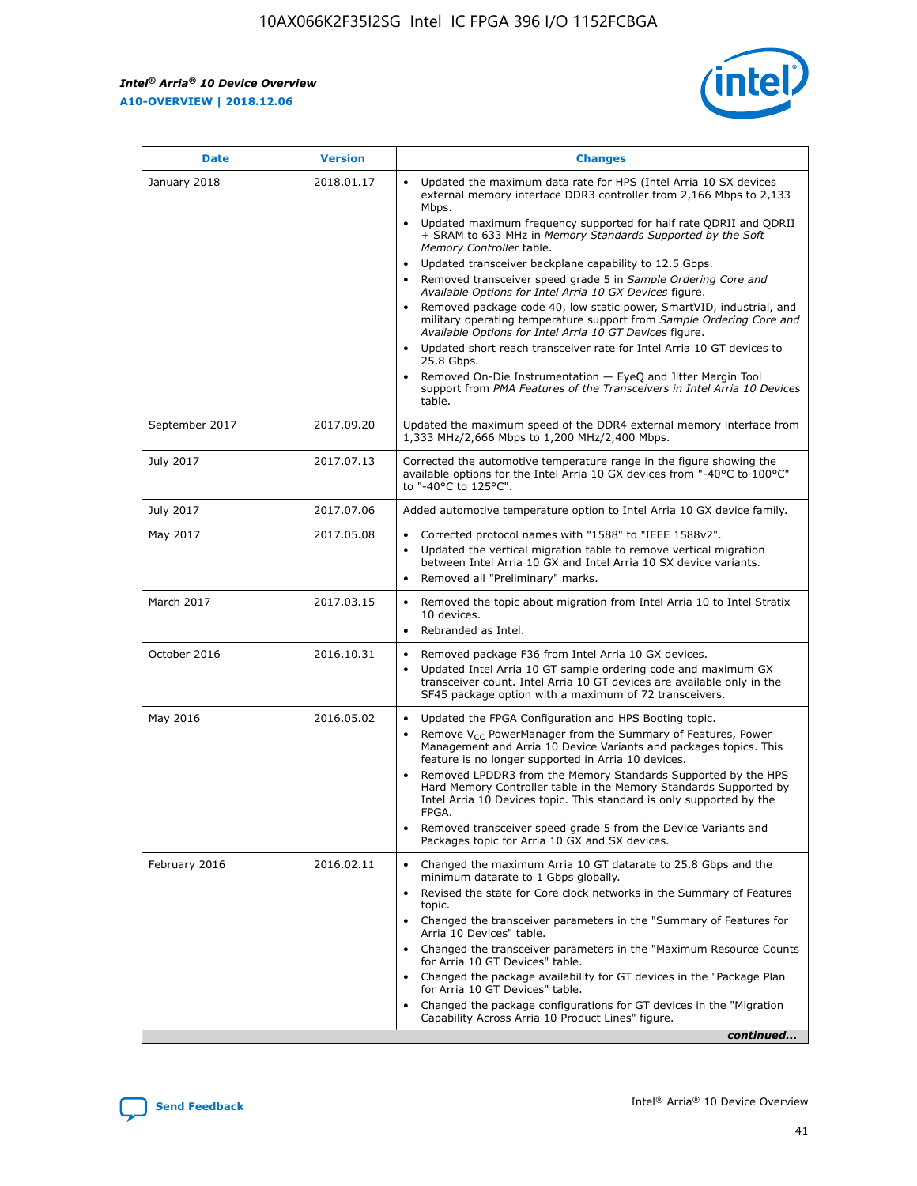| Date | Version | Changes |
| --- | --- | --- |
| January 2018 | 2018.01.17 | • Updated the maximum data rate for HPS (Intel Arria 10 SX devices external memory interface DDR3 controller from 2,166 Mbps to 2,133 Mbps. • Updated maximum frequency supported for half rate QDRII and QDRII + SRAM to 633 MHz in *Memory Standards Supported by the Soft Memory Controller* table. • Updated transceiver backplane capability to 12.5 Gbps. • Removed transceiver speed grade 5 in *Sample Ordering Core and Available Options for Intel Arria 10 GX Devices* figure. • Removed package code 40, low static power, SmartVID, industrial, and military operating temperature support from *Sample Ordering Core and Available Options for Intel Arria 10 GT Devices* figure. • Updated short reach transceiver rate for Intel Arria 10 GT devices to 25.8 Gbps. • Removed On-Die Instrumentation — EyeQ and Jitter Margin Tool support from *PMA Features of the Transceivers in Intel Arria 10 Devices* table. |
| September 2017 | 2017.09.20 | Updated the maximum speed of the DDR4 external memory interface from 1,333 MHz/2,666 Mbps to 1,200 MHz/2,400 Mbps. |
| July 2017 | 2017.07.13 | Corrected the automotive temperature range in the figure showing the available options for the Intel Arria 10 GX devices from "-40°C to 100°C" to "-40°C to 125°C". |
| July 2017 | 2017.07.06 | Added automotive temperature option to Intel Arria 10 GX device family. |
| May 2017 | 2017.05.08 | • Corrected protocol names with "1588" to "IEEE 1588v2". • Updated the vertical migration table to remove vertical migration between Intel Arria 10 GX and Intel Arria 10 SX device variants. • Removed all "Preliminary" marks. |
| March 2017 | 2017.03.15 | • Removed the topic about migration from Intel Arria 10 to Intel Stratix 10 devices. • Rebranded as Intel. |
| October 2016 | 2016.10.31 | • Removed package F36 from Intel Arria 10 GX devices. • Updated Intel Arria 10 GT sample ordering code and maximum GX transceiver count. Intel Arria 10 GT devices are available only in the SF45 package option with a maximum of 72 transceivers. |
| May 2016 | 2016.05.02 | • Updated the FPGA Configuration and HPS Booting topic. • Remove $V_{CC}$ PowerManager from the Summary of Features, Power Management and Arria 10 Device Variants and packages topics. This feature is no longer supported in Arria 10 devices. • Removed LPDDR3 from the Memory Standards Supported by the HPS Hard Memory Controller table in the Memory Standards Supported by Intel Arria 10 Devices topic. This standard is only supported by the FPGA. • Removed transceiver speed grade 5 from the Device Variants and Packages topic for Arria 10 GX and SX devices. |
| February 2016 | 2016.02.11 | • Changed the maximum Arria 10 GT datarate to 25.8 Gbps and the minimum datarate to 1 Gbps globally. • Revised the state for Core clock networks in the Summary of Features topic. • Changed the transceiver parameters in the "Summary of Features for Arria 10 Devices" table. • Changed the transceiver parameters in the "Maximum Resource Counts for Arria 10 GT Devices" table. • Changed the package availability for GT devices in the "Package Plan for Arria 10 GT Devices" table. • Changed the package configurations for GT devices in the "Migration Capability Across Arria 10 Product Lines" figure. |

*continued...*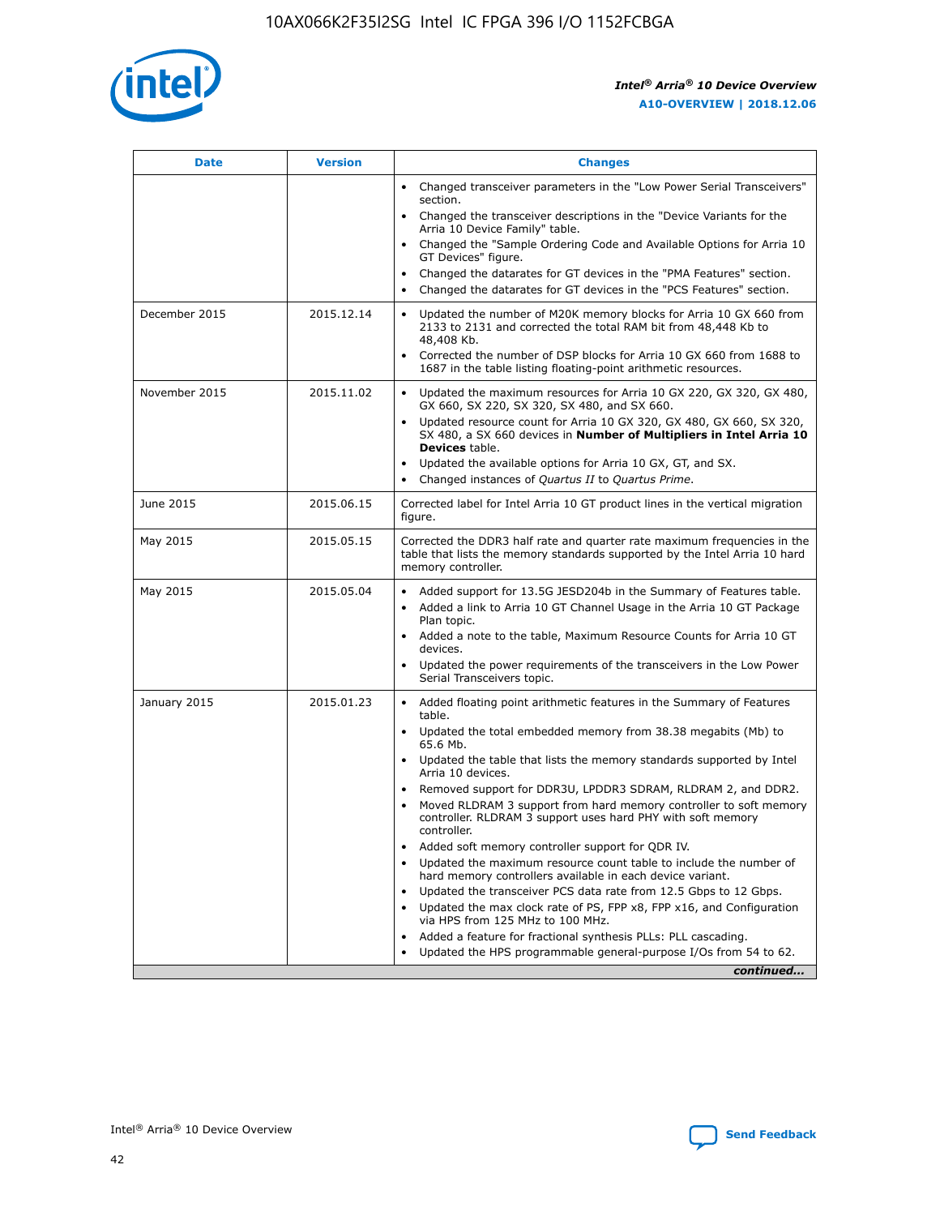| Date | Version | Changes |
| --- | --- | --- |
| | | • Changed transceiver parameters in the "Low Power Serial Transceivers" section.<br>• Changed the transceiver descriptions in the "Device Variants for the Arria 10 Device Family" table.<br>• Changed the "Sample Ordering Code and Available Options for Arria 10 GT Devices" figure.<br>• Changed the datarates for GT devices in the "PMA Features" section.<br>• Changed the datarates for GT devices in the "PCS Features" section. |
| December 2015 | 2015.12.14 | • Updated the number of M20K memory blocks for Arria 10 GX 660 from 2133 to 2131 and corrected the total RAM bit from 48,448 Kb to 48,408 Kb.<br>• Corrected the number of DSP blocks for Arria 10 GX 660 from 1688 to 1687 in the table listing floating-point arithmetic resources. |
| November 2015 | 2015.11.02 | • Updated the maximum resources for Arria 10 GX 220, GX 320, GX 480, GX 660, SX 220, SX 320, SX 480, and SX 660.<br>• Updated resource count for Arria 10 GX 320, GX 480, GX 660, SX 320, SX 480, a SX 660 devices in **Number of Multipliers in Intel Arria 10 Devices** table.<br>• Updated the available options for Arria 10 GX, GT, and SX.<br>• Changed instances of *Quartus II* to *Quartus Prime*. |
| June 2015 | 2015.06.15 | Corrected label for Intel Arria 10 GT product lines in the vertical migration figure. |
| May 2015 | 2015.05.15 | Corrected the DDR3 half rate and quarter rate maximum frequencies in the table that lists the memory standards supported by the Intel Arria 10 hard memory controller. |
| May 2015 | 2015.05.04 | • Added support for 13.5G JESD204b in the Summary of Features table.<br>• Added a link to Arria 10 GT Channel Usage in the Arria 10 GT Package Plan topic.<br>• Added a note to the table, Maximum Resource Counts for Arria 10 GT devices.<br>• Updated the power requirements of the transceivers in the Low Power Serial Transceivers topic. |
| January 2015 | 2015.01.23 | • Added floating point arithmetic features in the Summary of Features table.<br>• Updated the total embedded memory from 38.38 megabits (Mb) to 65.6 Mb.<br>• Updated the table that lists the memory standards supported by Intel Arria 10 devices.<br>• Removed support for DDR3U, LPDDR3 SDRAM, RLDRAM 2, and DDR2.<br>• Moved RLDRAM 3 support from hard memory controller to soft memory controller. RLDRAM 3 support uses hard PHY with soft memory controller.<br>• Added soft memory controller support for QDR IV.<br>• Updated the maximum resource count table to include the number of hard memory controllers available in each device variant.<br>• Updated the transceiver PCS data rate from 12.5 Gbps to 12 Gbps.<br>• Updated the max clock rate of PS, FPP x8, FPP x16, and Configuration via HPS from 125 MHz to 100 MHz.<br>• Added a feature for fractional synthesis PLLs: PLL cascading.<br>• Updated the HPS programmable general-purpose I/Os from 54 to 62. |

*continued...*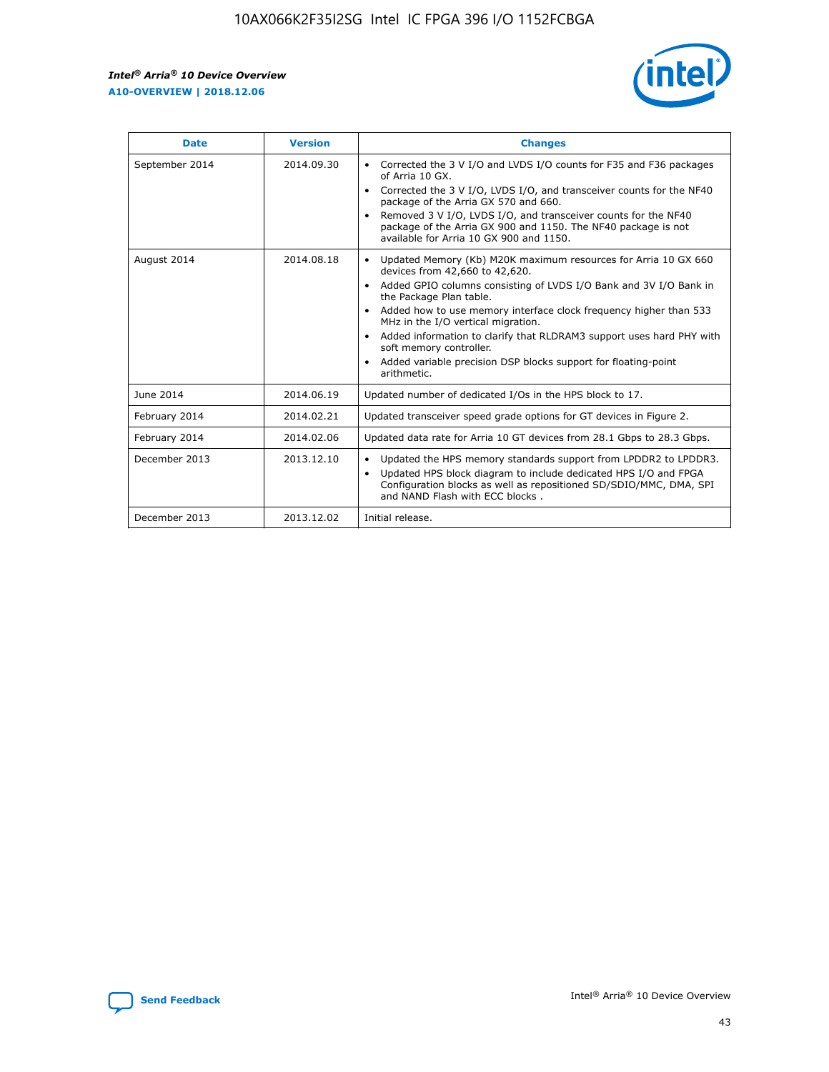| Date | Version | Changes |
| --- | --- | --- |
| September 2014 | 2014.09.30 | • Corrected the 3 V I/O and LVDS I/O counts for F35 and F36 packages of Arria 10 GX. • Corrected the 3 V I/O, LVDS I/O, and transceiver counts for the NF40 package of the Arria GX 570 and 660. • Removed 3 V I/O, LVDS I/O, and transceiver counts for the NF40 package of the Arria GX 900 and 1150. The NF40 package is not available for Arria 10 GX 900 and 1150. |
| August 2014 | 2014.08.18 | • Updated Memory (Kb) M20K maximum resources for Arria 10 GX 660 devices from 42,660 to 42,620. • Added GPIO columns consisting of LVDS I/O Bank and 3V I/O Bank in the Package Plan table. • Added how to use memory interface clock frequency higher than 533 MHz in the I/O vertical migration. • Added information to clarify that RLDRAM3 support uses hard PHY with soft memory controller. • Added variable precision DSP blocks support for floating-point arithmetic. |
| June 2014 | 2014.06.19 | Updated number of dedicated I/Os in the HPS block to 17. |
| February 2014 | 2014.02.21 | Updated transceiver speed grade options for GT devices in Figure 2. |
| February 2014 | 2014.02.06 | Updated data rate for Arria 10 GT devices from 28.1 Gbps to 28.3 Gbps. |
| December 2013 | 2013.12.10 | • Updated the HPS memory standards support from LPDDR2 to LPDDR3. • Updated HPS block diagram to include dedicated HPS I/O and FPGA Configuration blocks as well as repositioned SD/SDIO/MMC, DMA, SPI and NAND Flash with ECC blocks . |
| December 2013 | 2013.12.02 | Initial release. |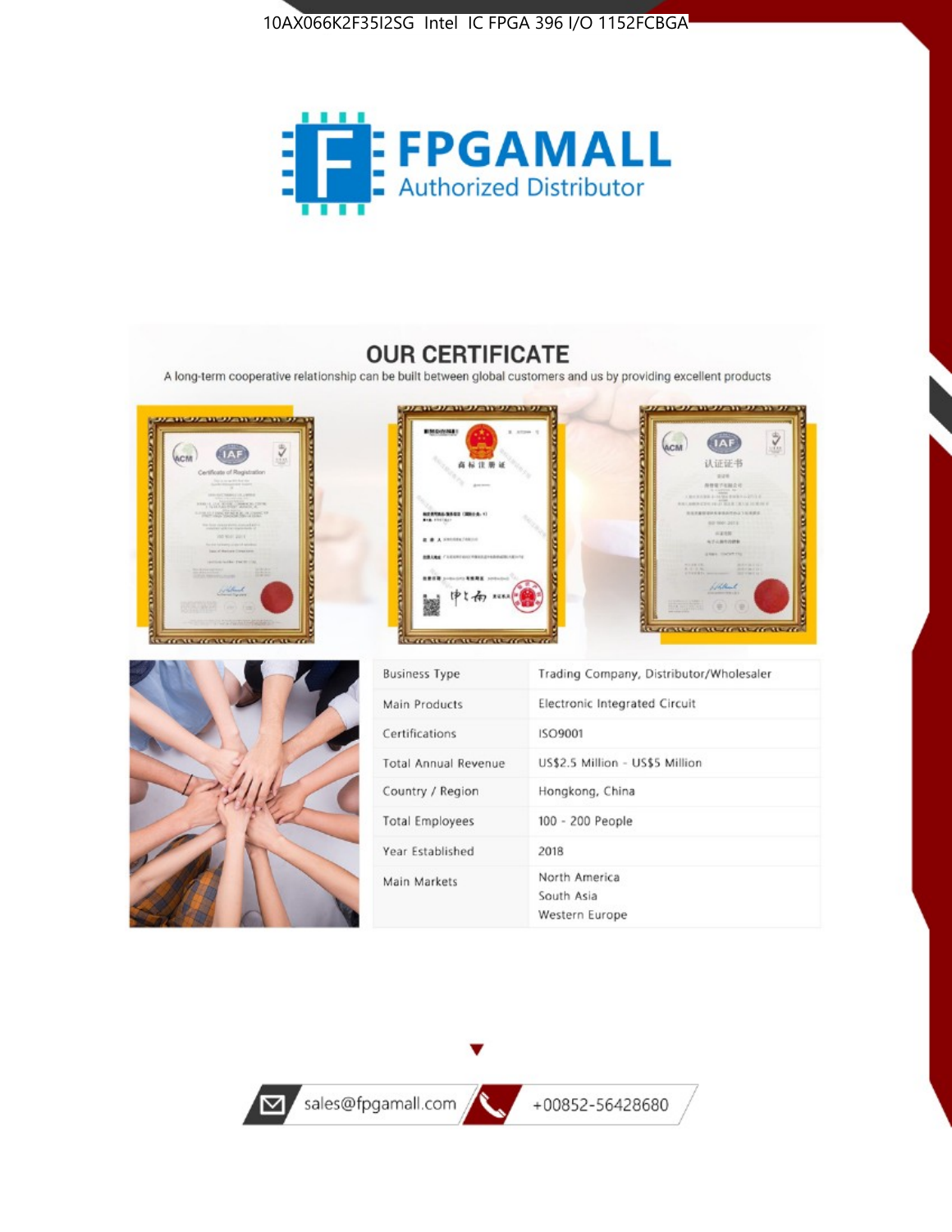FPGAMALL

Authorized Distributor

## OUR CERTIFICATE

A long-term cooperative relationship can be built between global customers and us by providing excellent products

| | |
|---|---|
| Business Type | Trading Company, Distributor/Wholesaler |
| Main Products | Electronic Integrated Circuit |
| Certifications | ISO9001 |
| Total Annual Revenue | US$2.5 Million - US$5 Million |
| Country / Region | Hongkong, China |
| Total Employees | 100 - 200 People |
| Year Established | 2018 |
| Main Markets | North America<br>South Asia<br>Western Europe |

sales@fpgamall.com

+00852-56428680